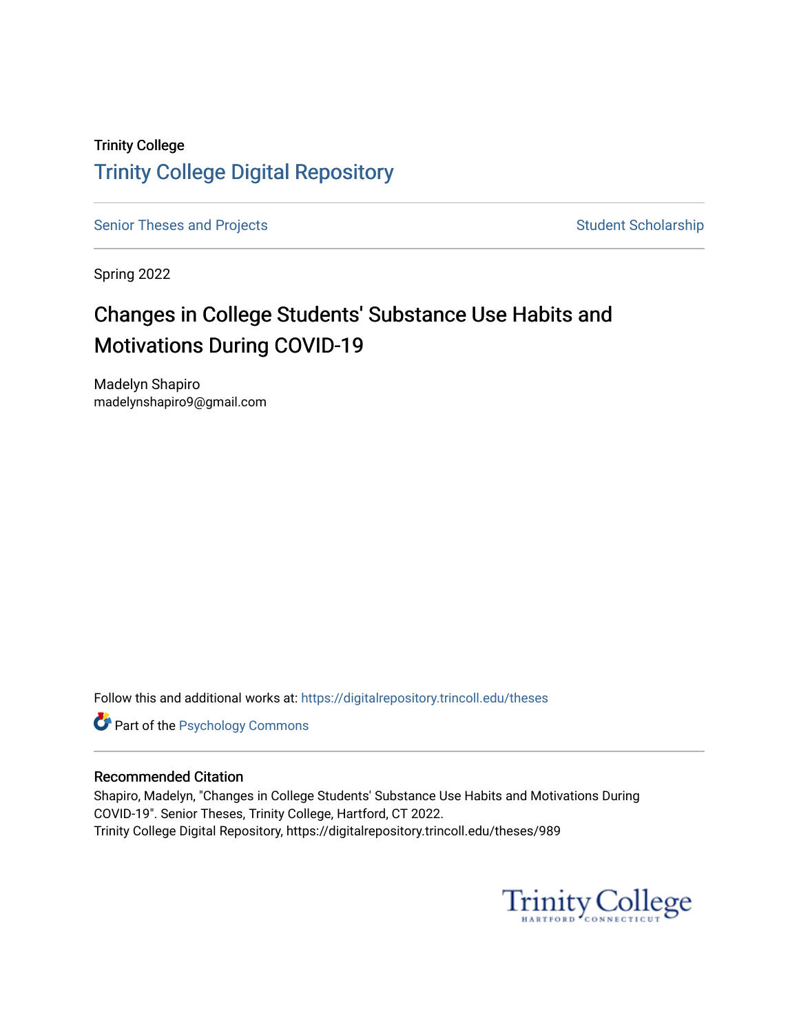Trinity College

# Trinity College Digital Repository

Senior Theses and Projects | Student Scholarship

Spring 2022

## Changes in College Students' Substance Use Habits and Motivations During COVID-19

Madelyn Shapiro
madelynshapiro9@gmail.com

Follow this and additional works at: https://digitalrepository.trincoll.edu/theses

Part of the Psychology Commons

### Recommended Citation

Shapiro, Madelyn, "Changes in College Students' Substance Use Habits and Motivations During COVID-19". Senior Theses, Trinity College, Hartford, CT 2022.
Trinity College Digital Repository, https://digitalrepository.trincoll.edu/theses/989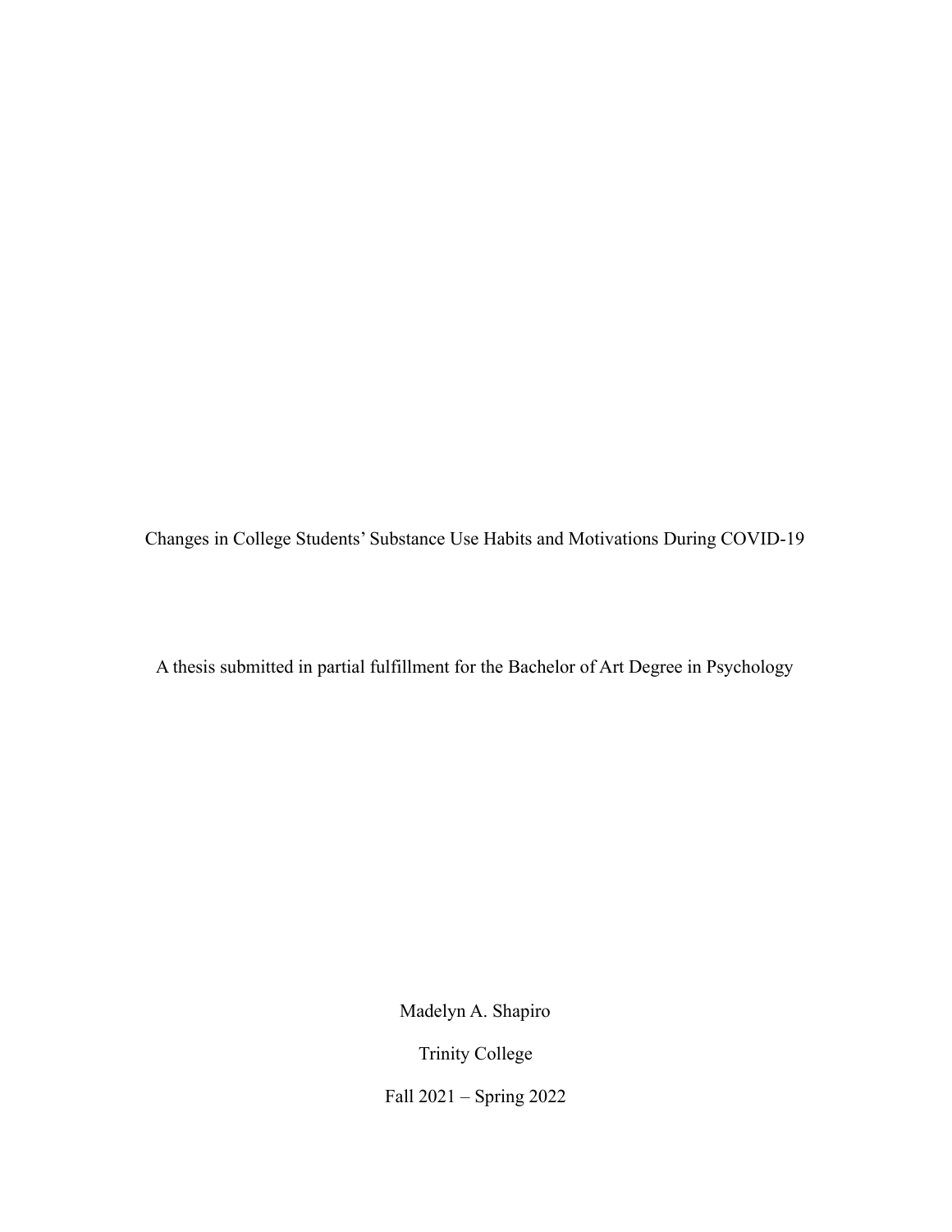Changes in College Students' Substance Use Habits and Motivations During COVID-19

A thesis submitted in partial fulfillment for the Bachelor of Art Degree in Psychology

Madelyn A. Shapiro

Trinity College

Fall 2021 – Spring 2022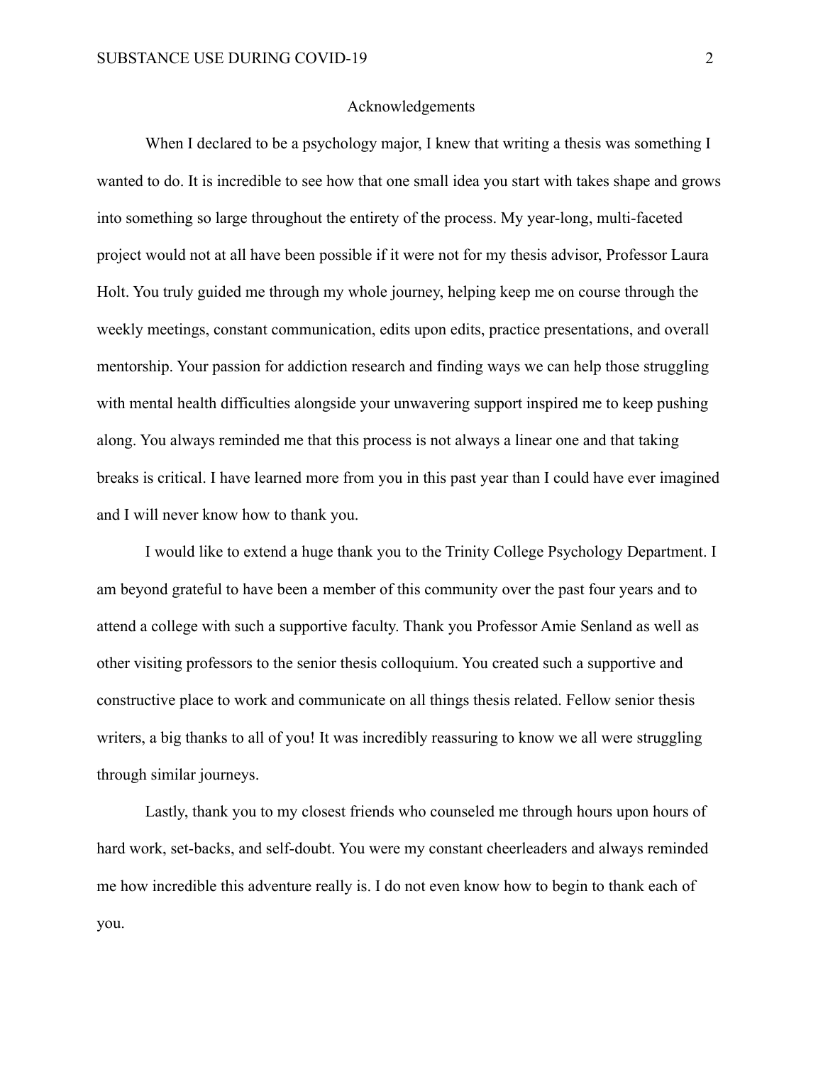# Acknowledgements

When I declared to be a psychology major, I knew that writing a thesis was something I wanted to do. It is incredible to see how that one small idea you start with takes shape and grows into something so large throughout the entirety of the process. My year-long, multi-faceted project would not at all have been possible if it were not for my thesis advisor, Professor Laura Holt. You truly guided me through my whole journey, helping keep me on course through the weekly meetings, constant communication, edits upon edits, practice presentations, and overall mentorship. Your passion for addiction research and finding ways we can help those struggling with mental health difficulties alongside your unwavering support inspired me to keep pushing along. You always reminded me that this process is not always a linear one and that taking breaks is critical. I have learned more from you in this past year than I could have ever imagined and I will never know how to thank you.

I would like to extend a huge thank you to the Trinity College Psychology Department. I am beyond grateful to have been a member of this community over the past four years and to attend a college with such a supportive faculty. Thank you Professor Amie Senland as well as other visiting professors to the senior thesis colloquium. You created such a supportive and constructive place to work and communicate on all things thesis related. Fellow senior thesis writers, a big thanks to all of you! It was incredibly reassuring to know we all were struggling through similar journeys.

Lastly, thank you to my closest friends who counseled me through hours upon hours of hard work, set-backs, and self-doubt. You were my constant cheerleaders and always reminded me how incredible this adventure really is. I do not even know how to begin to thank each of you.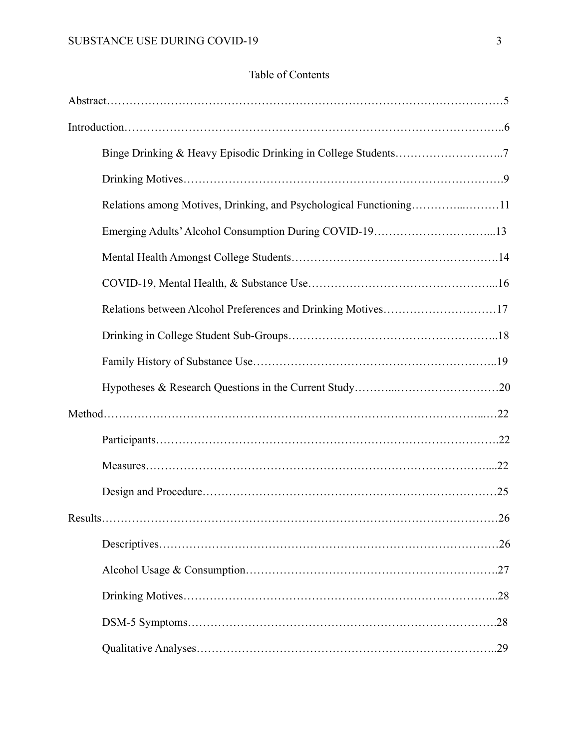Table of Contents

Abstract……………………………………………………………………………………………5

Introduction……………………………………………………………………………………..6

- Binge Drinking & Heavy Episodic Drinking in College Students………………………..7
- Drinking Motives……………………………………………………………………….9
- Relations among Motives, Drinking, and Psychological Functioning…………..………11
- Emerging Adults' Alcohol Consumption During COVID-19…………………………...13
- Mental Health Amongst College Students……………………………………………….14
- COVID-19, Mental Health, & Substance Use…………………………………………...16
- Relations between Alcohol Preferences and Drinking Motives…………………………17
- Drinking in College Student Sub-Groups………………………………………………..18
- Family History of Substance Use………………………………………………………..19
- Hypotheses & Research Questions in the Current Study………..………………………20

Method…………………………………………………………………………………...…22

- Participants……………………………………………………………………………….22
- Measures……………………………………………………………………………...22
- Design and Procedure……………………………………………………………………25

Results……………………………………………………………………………………………26

- Descriptives………………………………………………………………………………26
- Alcohol Usage & Consumption………………………………………………………….27
- Drinking Motives……………………………………………………………………...28
- DSM-5 Symptoms……………………………………………………………………….28
- Qualitative Analyses……………………………………………………………………..29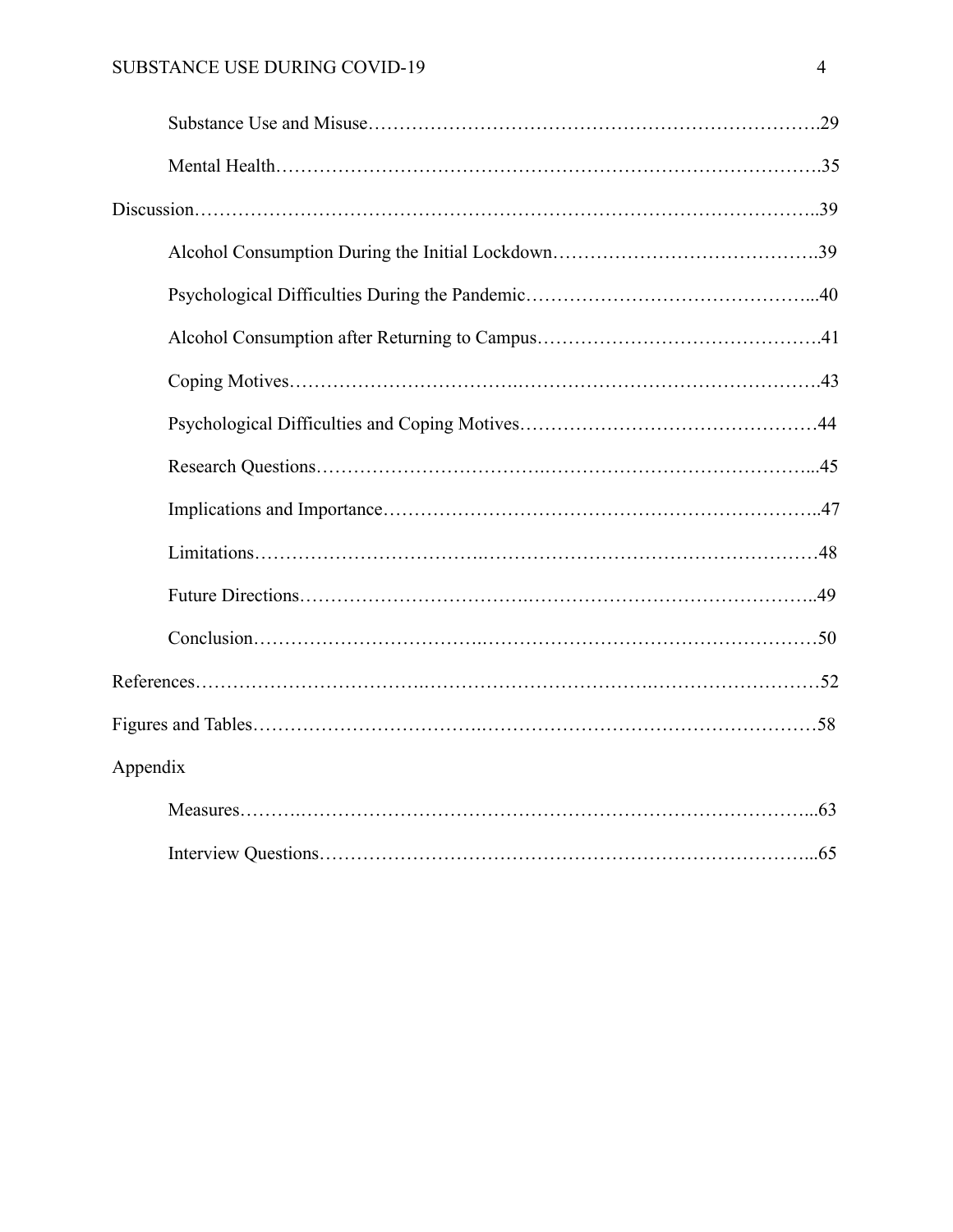Substance Use and Misuse……………………………………………………………….29

Mental Health………………………………………………………………………….35

Discussion……………………………………………………………………………………..39

Alcohol Consumption During the Initial Lockdown…………………………………..39

Psychological Difficulties During the Pandemic………………………………………...40

Alcohol Consumption after Returning to Campus………………………………………41

Coping Motives………………………………………………………………………….43

Psychological Difficulties and Coping Motives…………………………………………44

Research Questions……………………………………………………………………...45

Implications and Importance…………………………………………………………..47

Limitations………………………………………………………………………………48

Future Directions………………………………………………………………………..49

Conclusion………………………………………………………………………………50

References………………………………………………………………………………………52

Figures and Tables………………………………………………………………………………58

Appendix

Measures……………………………………………………………………………...63

Interview Questions……………………………………………………………………...65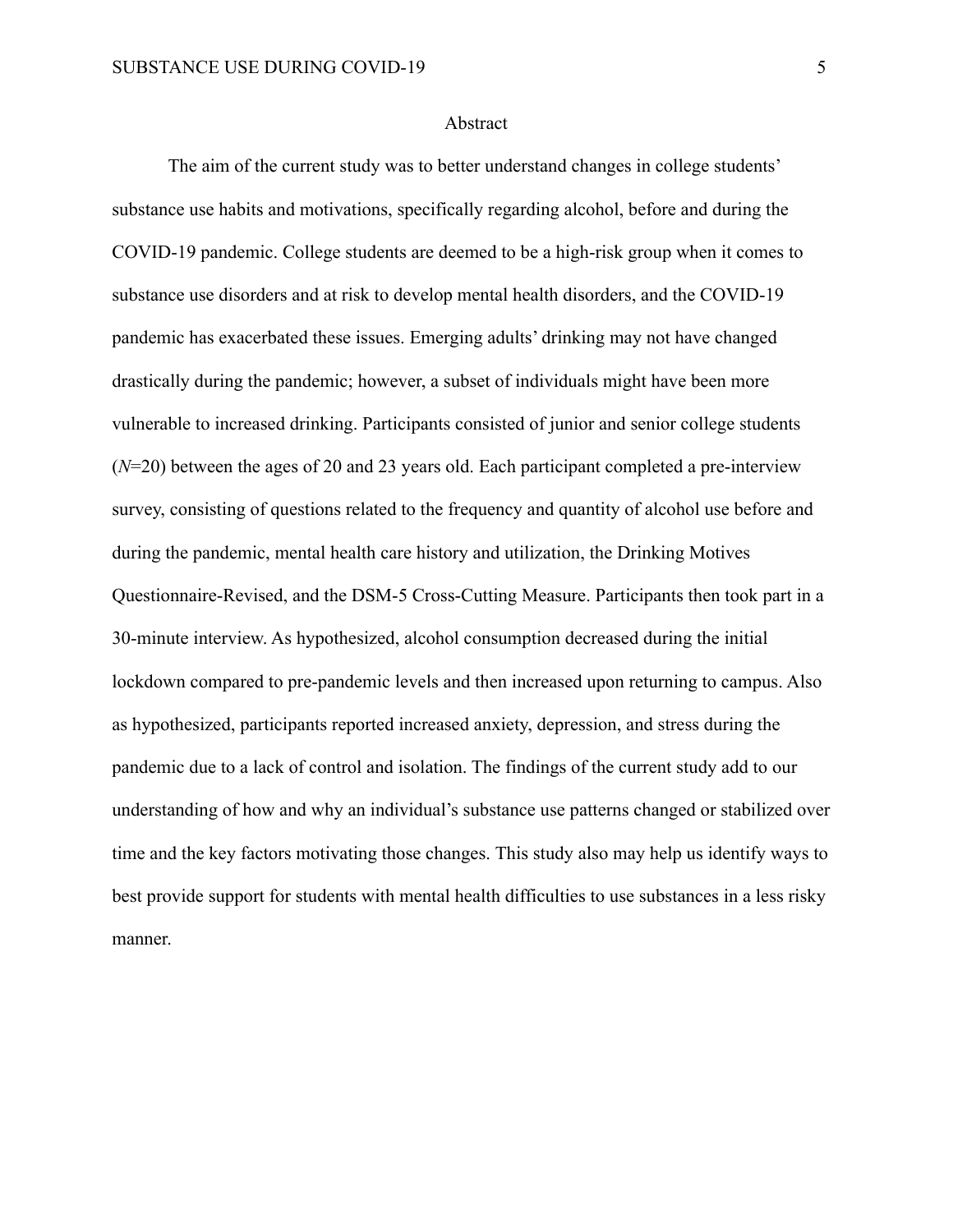# Abstract

The aim of the current study was to better understand changes in college students' substance use habits and motivations, specifically regarding alcohol, before and during the COVID-19 pandemic. College students are deemed to be a high-risk group when it comes to substance use disorders and at risk to develop mental health disorders, and the COVID-19 pandemic has exacerbated these issues. Emerging adults' drinking may not have changed drastically during the pandemic; however, a subset of individuals might have been more vulnerable to increased drinking. Participants consisted of junior and senior college students ($N$=20) between the ages of 20 and 23 years old. Each participant completed a pre-interview survey, consisting of questions related to the frequency and quantity of alcohol use before and during the pandemic, mental health care history and utilization, the Drinking Motives Questionnaire-Revised, and the DSM-5 Cross-Cutting Measure. Participants then took part in a 30-minute interview. As hypothesized, alcohol consumption decreased during the initial lockdown compared to pre-pandemic levels and then increased upon returning to campus. Also as hypothesized, participants reported increased anxiety, depression, and stress during the pandemic due to a lack of control and isolation. The findings of the current study add to our understanding of how and why an individual's substance use patterns changed or stabilized over time and the key factors motivating those changes. This study also may help us identify ways to best provide support for students with mental health difficulties to use substances in a less risky manner.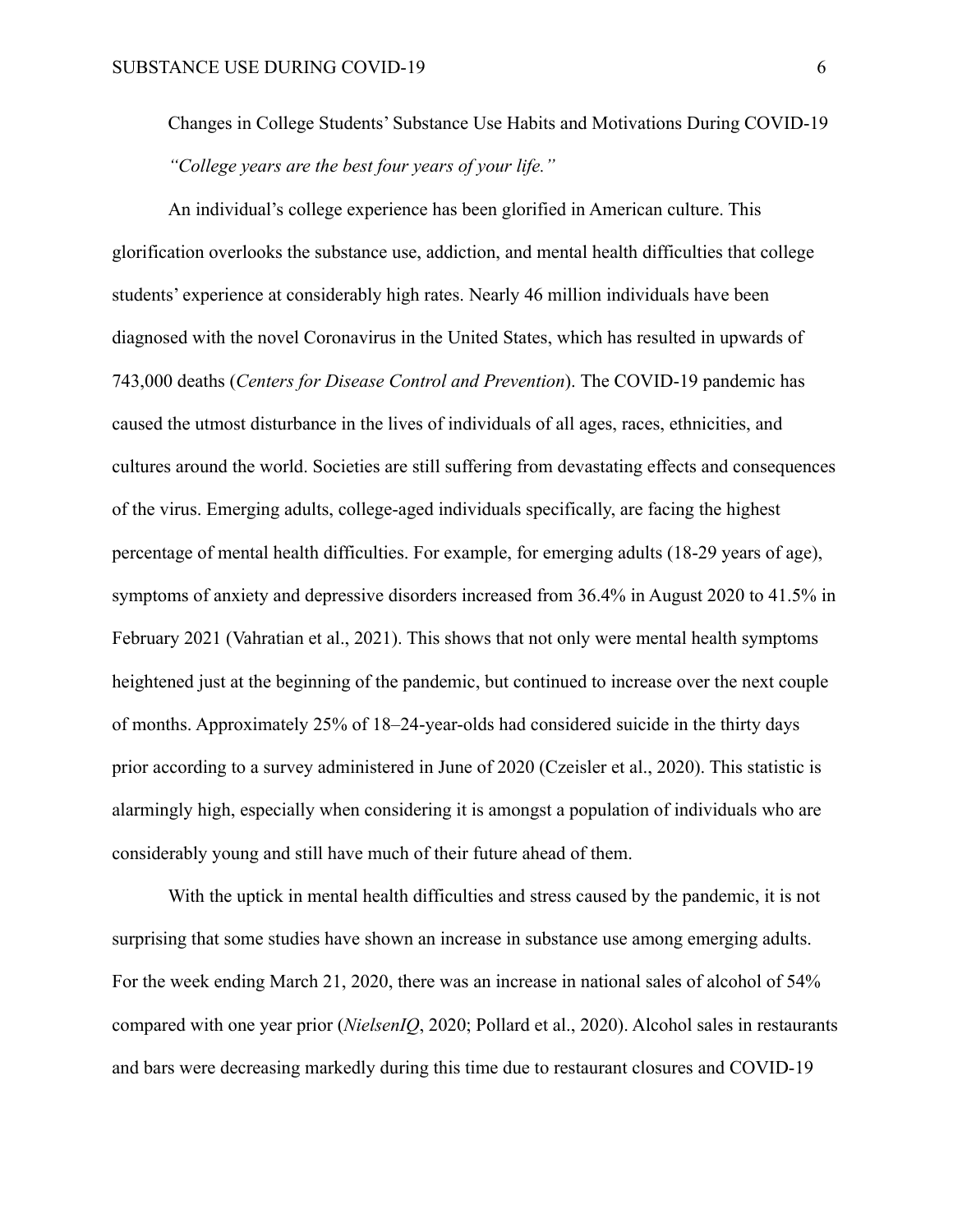# Changes in College Students' Substance Use Habits and Motivations During COVID-19

*"College years are the best four years of your life."*

An individual's college experience has been glorified in American culture. This glorification overlooks the substance use, addiction, and mental health difficulties that college students' experience at considerably high rates. Nearly 46 million individuals have been diagnosed with the novel Coronavirus in the United States, which has resulted in upwards of 743,000 deaths (*Centers for Disease Control and Prevention*). The COVID-19 pandemic has caused the utmost disturbance in the lives of individuals of all ages, races, ethnicities, and cultures around the world. Societies are still suffering from devastating effects and consequences of the virus. Emerging adults, college-aged individuals specifically, are facing the highest percentage of mental health difficulties. For example, for emerging adults (18-29 years of age), symptoms of anxiety and depressive disorders increased from 36.4% in August 2020 to 41.5% in February 2021 (Vahratian et al., 2021). This shows that not only were mental health symptoms heightened just at the beginning of the pandemic, but continued to increase over the next couple of months. Approximately 25% of 18–24-year-olds had considered suicide in the thirty days prior according to a survey administered in June of 2020 (Czeisler et al., 2020). This statistic is alarmingly high, especially when considering it is amongst a population of individuals who are considerably young and still have much of their future ahead of them.

With the uptick in mental health difficulties and stress caused by the pandemic, it is not surprising that some studies have shown an increase in substance use among emerging adults. For the week ending March 21, 2020, there was an increase in national sales of alcohol of 54% compared with one year prior (*NielsenIQ*, 2020; Pollard et al., 2020). Alcohol sales in restaurants and bars were decreasing markedly during this time due to restaurant closures and COVID-19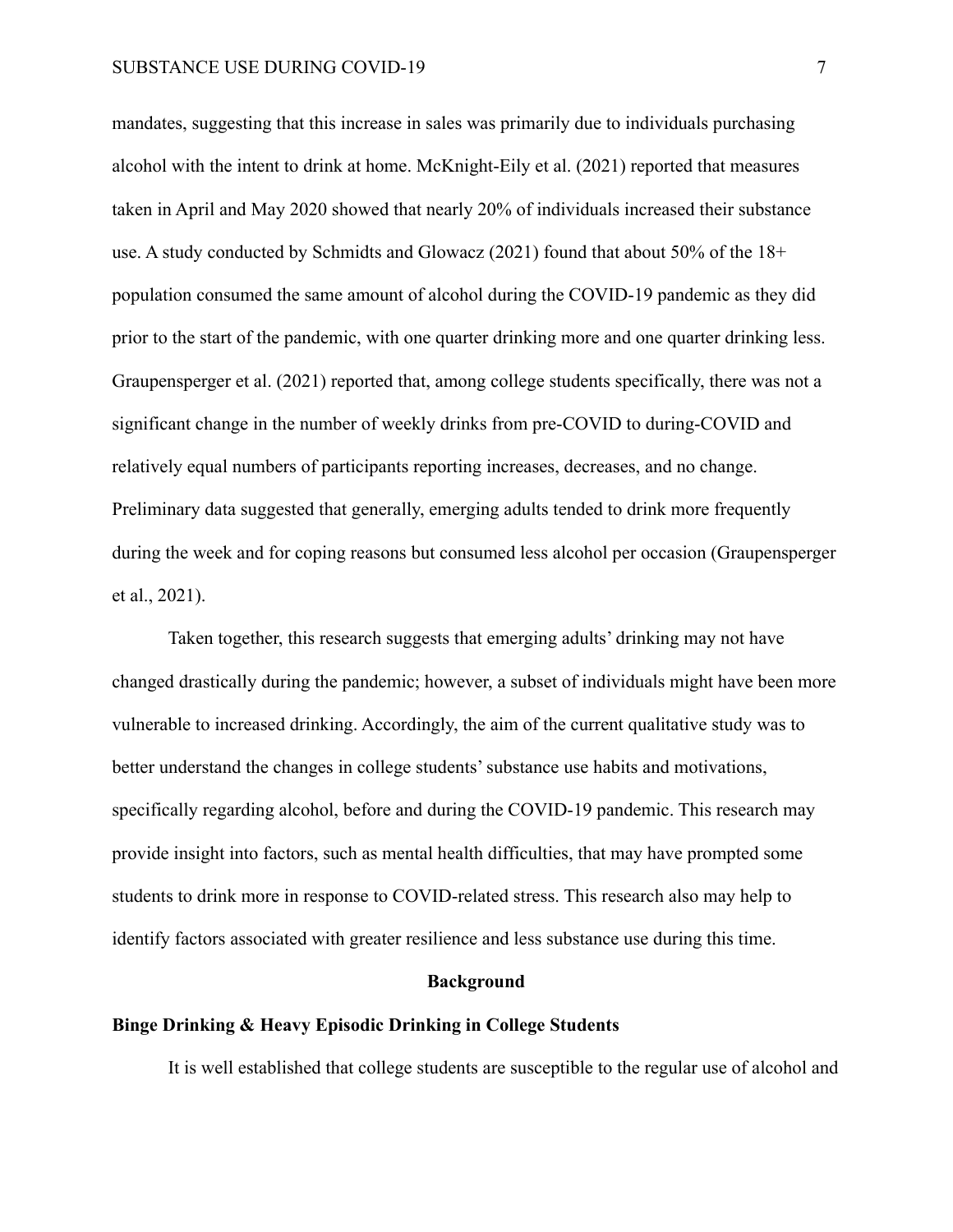mandates, suggesting that this increase in sales was primarily due to individuals purchasing alcohol with the intent to drink at home. McKnight-Eily et al. (2021) reported that measures taken in April and May 2020 showed that nearly 20% of individuals increased their substance use. A study conducted by Schmidts and Glowacz (2021) found that about 50% of the 18+ population consumed the same amount of alcohol during the COVID-19 pandemic as they did prior to the start of the pandemic, with one quarter drinking more and one quarter drinking less. Graupensperger et al. (2021) reported that, among college students specifically, there was not a significant change in the number of weekly drinks from pre-COVID to during-COVID and relatively equal numbers of participants reporting increases, decreases, and no change. Preliminary data suggested that generally, emerging adults tended to drink more frequently during the week and for coping reasons but consumed less alcohol per occasion (Graupensperger et al., 2021).

Taken together, this research suggests that emerging adults' drinking may not have changed drastically during the pandemic; however, a subset of individuals might have been more vulnerable to increased drinking. Accordingly, the aim of the current qualitative study was to better understand the changes in college students' substance use habits and motivations, specifically regarding alcohol, before and during the COVID-19 pandemic. This research may provide insight into factors, such as mental health difficulties, that may have prompted some students to drink more in response to COVID-related stress. This research also may help to identify factors associated with greater resilience and less substance use during this time.

## Background

### Binge Drinking & Heavy Episodic Drinking in College Students

It is well established that college students are susceptible to the regular use of alcohol and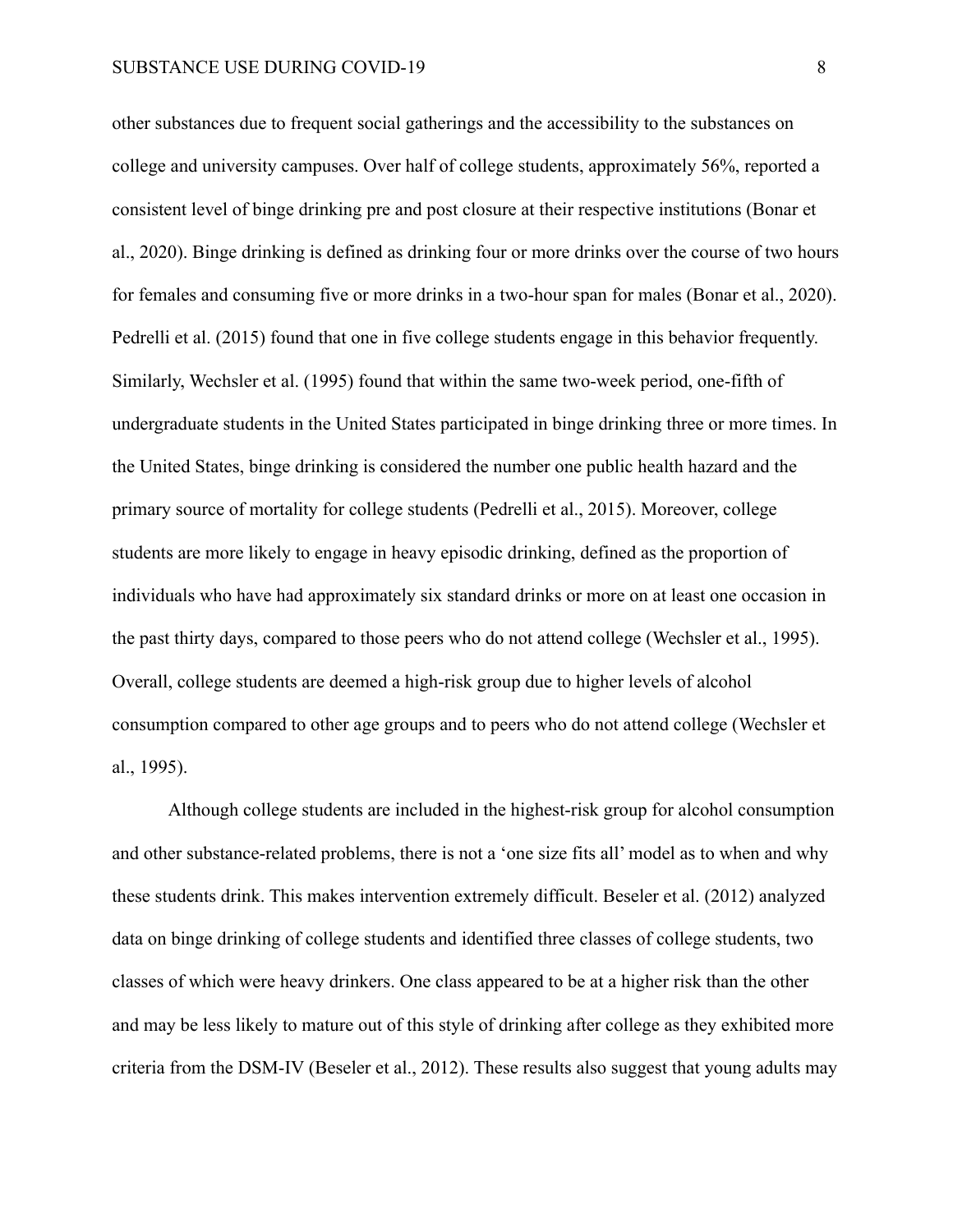other substances due to frequent social gatherings and the accessibility to the substances on college and university campuses. Over half of college students, approximately 56%, reported a consistent level of binge drinking pre and post closure at their respective institutions (Bonar et al., 2020). Binge drinking is defined as drinking four or more drinks over the course of two hours for females and consuming five or more drinks in a two-hour span for males (Bonar et al., 2020). Pedrelli et al. (2015) found that one in five college students engage in this behavior frequently. Similarly, Wechsler et al. (1995) found that within the same two-week period, one-fifth of undergraduate students in the United States participated in binge drinking three or more times. In the United States, binge drinking is considered the number one public health hazard and the primary source of mortality for college students (Pedrelli et al., 2015). Moreover, college students are more likely to engage in heavy episodic drinking, defined as the proportion of individuals who have had approximately six standard drinks or more on at least one occasion in the past thirty days, compared to those peers who do not attend college (Wechsler et al., 1995). Overall, college students are deemed a high-risk group due to higher levels of alcohol consumption compared to other age groups and to peers who do not attend college (Wechsler et al., 1995).

Although college students are included in the highest-risk group for alcohol consumption and other substance-related problems, there is not a 'one size fits all' model as to when and why these students drink. This makes intervention extremely difficult. Beseler et al. (2012) analyzed data on binge drinking of college students and identified three classes of college students, two classes of which were heavy drinkers. One class appeared to be at a higher risk than the other and may be less likely to mature out of this style of drinking after college as they exhibited more criteria from the DSM-IV (Beseler et al., 2012). These results also suggest that young adults may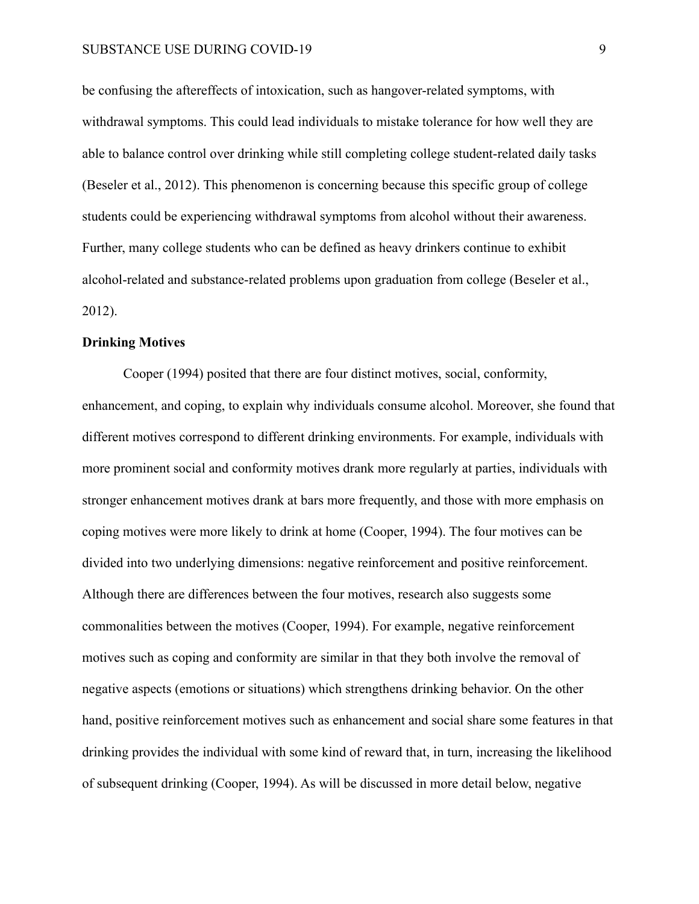be confusing the aftereffects of intoxication, such as hangover-related symptoms, with withdrawal symptoms. This could lead individuals to mistake tolerance for how well they are able to balance control over drinking while still completing college student-related daily tasks (Beseler et al., 2012). This phenomenon is concerning because this specific group of college students could be experiencing withdrawal symptoms from alcohol without their awareness. Further, many college students who can be defined as heavy drinkers continue to exhibit alcohol-related and substance-related problems upon graduation from college (Beseler et al., 2012).

**Drinking Motives**

Cooper (1994) posited that there are four distinct motives, social, conformity, enhancement, and coping, to explain why individuals consume alcohol. Moreover, she found that different motives correspond to different drinking environments. For example, individuals with more prominent social and conformity motives drank more regularly at parties, individuals with stronger enhancement motives drank at bars more frequently, and those with more emphasis on coping motives were more likely to drink at home (Cooper, 1994). The four motives can be divided into two underlying dimensions: negative reinforcement and positive reinforcement. Although there are differences between the four motives, research also suggests some commonalities between the motives (Cooper, 1994). For example, negative reinforcement motives such as coping and conformity are similar in that they both involve the removal of negative aspects (emotions or situations) which strengthens drinking behavior. On the other hand, positive reinforcement motives such as enhancement and social share some features in that drinking provides the individual with some kind of reward that, in turn, increasing the likelihood of subsequent drinking (Cooper, 1994). As will be discussed in more detail below, negative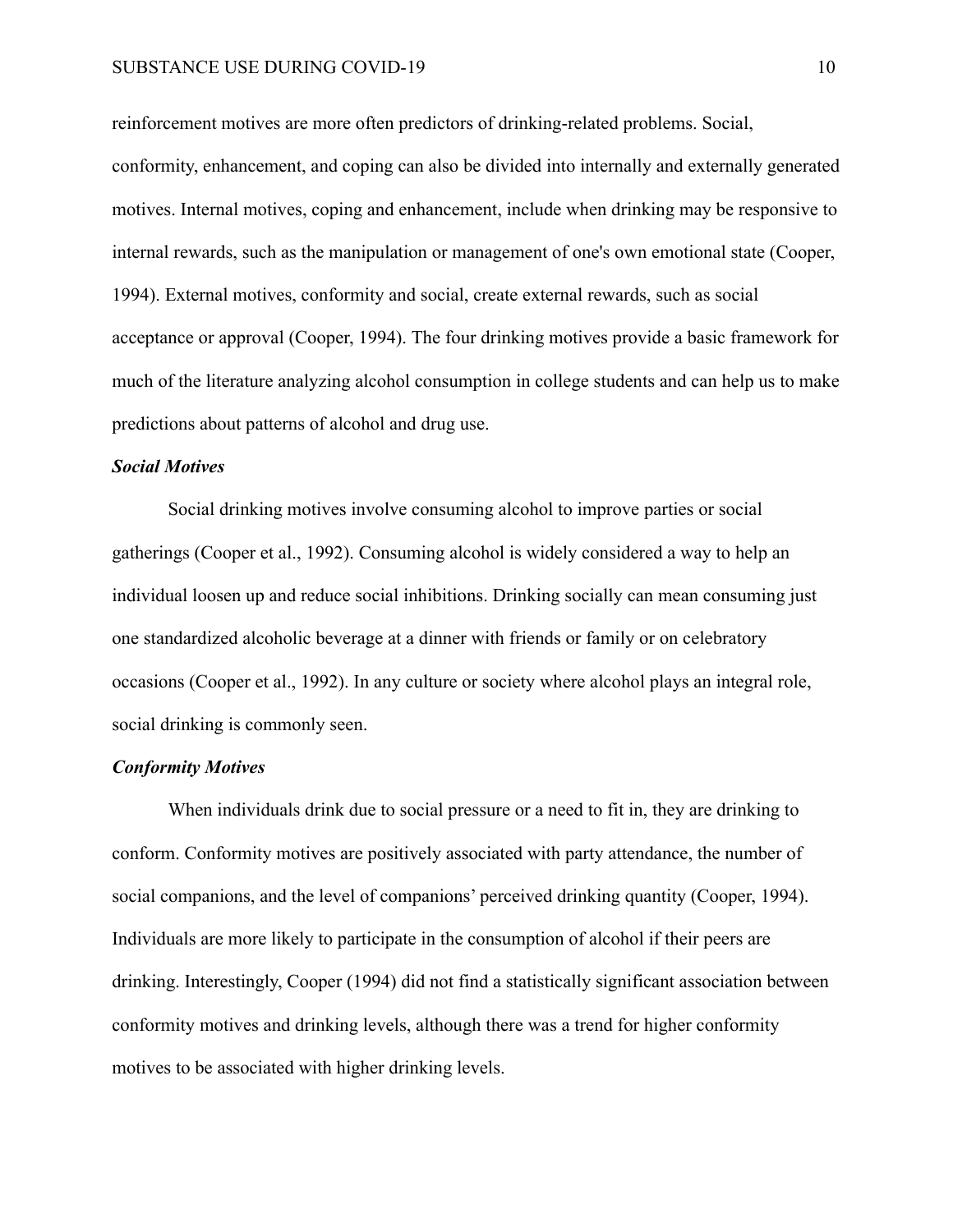reinforcement motives are more often predictors of drinking-related problems. Social, conformity, enhancement, and coping can also be divided into internally and externally generated motives. Internal motives, coping and enhancement, include when drinking may be responsive to internal rewards, such as the manipulation or management of one's own emotional state (Cooper, 1994). External motives, conformity and social, create external rewards, such as social acceptance or approval (Cooper, 1994). The four drinking motives provide a basic framework for much of the literature analyzing alcohol consumption in college students and can help us to make predictions about patterns of alcohol and drug use.

### *Social Motives*

Social drinking motives involve consuming alcohol to improve parties or social gatherings (Cooper et al., 1992). Consuming alcohol is widely considered a way to help an individual loosen up and reduce social inhibitions. Drinking socially can mean consuming just one standardized alcoholic beverage at a dinner with friends or family or on celebratory occasions (Cooper et al., 1992). In any culture or society where alcohol plays an integral role, social drinking is commonly seen.

### *Conformity Motives*

When individuals drink due to social pressure or a need to fit in, they are drinking to conform. Conformity motives are positively associated with party attendance, the number of social companions, and the level of companions' perceived drinking quantity (Cooper, 1994). Individuals are more likely to participate in the consumption of alcohol if their peers are drinking. Interestingly, Cooper (1994) did not find a statistically significant association between conformity motives and drinking levels, although there was a trend for higher conformity motives to be associated with higher drinking levels.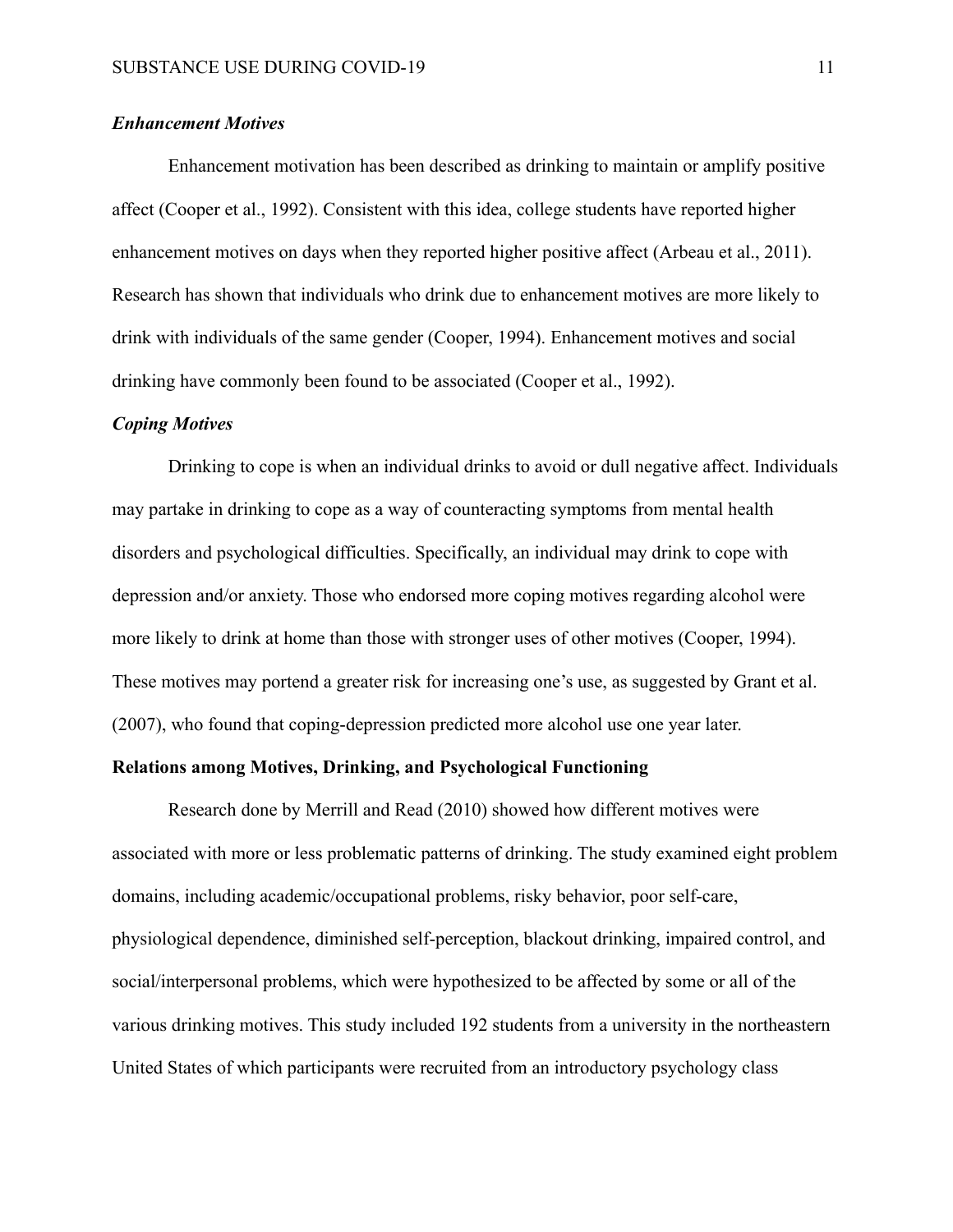### *Enhancement Motives*

Enhancement motivation has been described as drinking to maintain or amplify positive affect (Cooper et al., 1992). Consistent with this idea, college students have reported higher enhancement motives on days when they reported higher positive affect (Arbeau et al., 2011). Research has shown that individuals who drink due to enhancement motives are more likely to drink with individuals of the same gender (Cooper, 1994). Enhancement motives and social drinking have commonly been found to be associated (Cooper et al., 1992).

### *Coping Motives*

Drinking to cope is when an individual drinks to avoid or dull negative affect. Individuals may partake in drinking to cope as a way of counteracting symptoms from mental health disorders and psychological difficulties. Specifically, an individual may drink to cope with depression and/or anxiety. Those who endorsed more coping motives regarding alcohol were more likely to drink at home than those with stronger uses of other motives (Cooper, 1994). These motives may portend a greater risk for increasing one's use, as suggested by Grant et al. (2007), who found that coping-depression predicted more alcohol use one year later.

## Relations among Motives, Drinking, and Psychological Functioning

Research done by Merrill and Read (2010) showed how different motives were associated with more or less problematic patterns of drinking. The study examined eight problem domains, including academic/occupational problems, risky behavior, poor self-care, physiological dependence, diminished self-perception, blackout drinking, impaired control, and social/interpersonal problems, which were hypothesized to be affected by some or all of the various drinking motives. This study included 192 students from a university in the northeastern United States of which participants were recruited from an introductory psychology class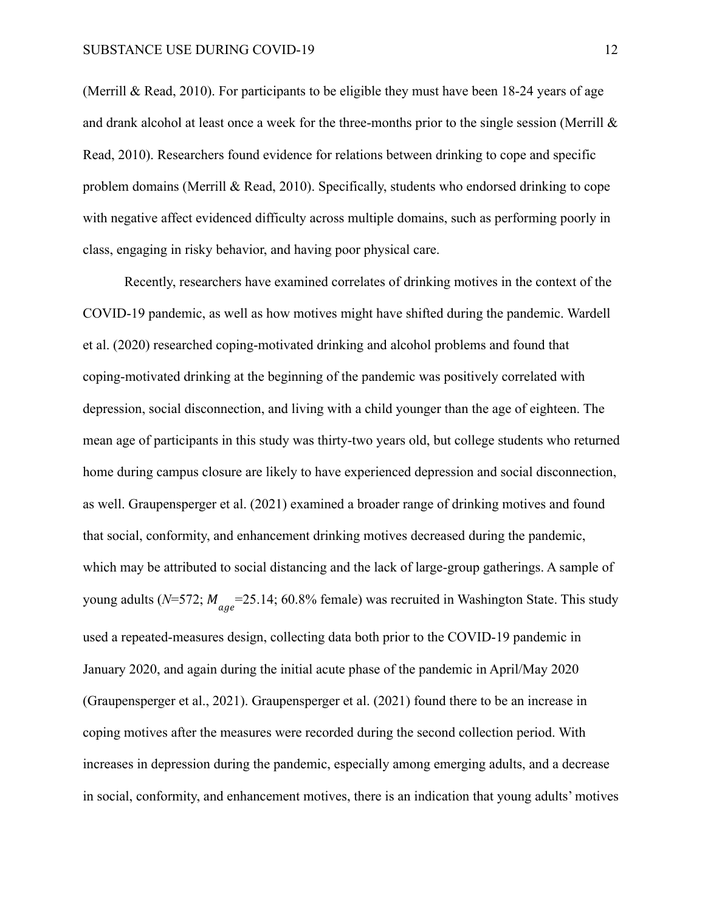(Merrill & Read, 2010). For participants to be eligible they must have been 18-24 years of age and drank alcohol at least once a week for the three-months prior to the single session (Merrill & Read, 2010). Researchers found evidence for relations between drinking to cope and specific problem domains (Merrill & Read, 2010). Specifically, students who endorsed drinking to cope with negative affect evidenced difficulty across multiple domains, such as performing poorly in class, engaging in risky behavior, and having poor physical care.

Recently, researchers have examined correlates of drinking motives in the context of the COVID-19 pandemic, as well as how motives might have shifted during the pandemic. Wardell et al. (2020) researched coping-motivated drinking and alcohol problems and found that coping-motivated drinking at the beginning of the pandemic was positively correlated with depression, social disconnection, and living with a child younger than the age of eighteen. The mean age of participants in this study was thirty-two years old, but college students who returned home during campus closure are likely to have experienced depression and social disconnection, as well. Graupensperger et al. (2021) examined a broader range of drinking motives and found that social, conformity, and enhancement drinking motives decreased during the pandemic, which may be attributed to social distancing and the lack of large-group gatherings. A sample of young adults (*N*=572; $M_{age}$=25.14; 60.8% female) was recruited in Washington State. This study used a repeated-measures design, collecting data both prior to the COVID-19 pandemic in January 2020, and again during the initial acute phase of the pandemic in April/May 2020 (Graupensperger et al., 2021). Graupensperger et al. (2021) found there to be an increase in coping motives after the measures were recorded during the second collection period. With increases in depression during the pandemic, especially among emerging adults, and a decrease in social, conformity, and enhancement motives, there is an indication that young adults' motives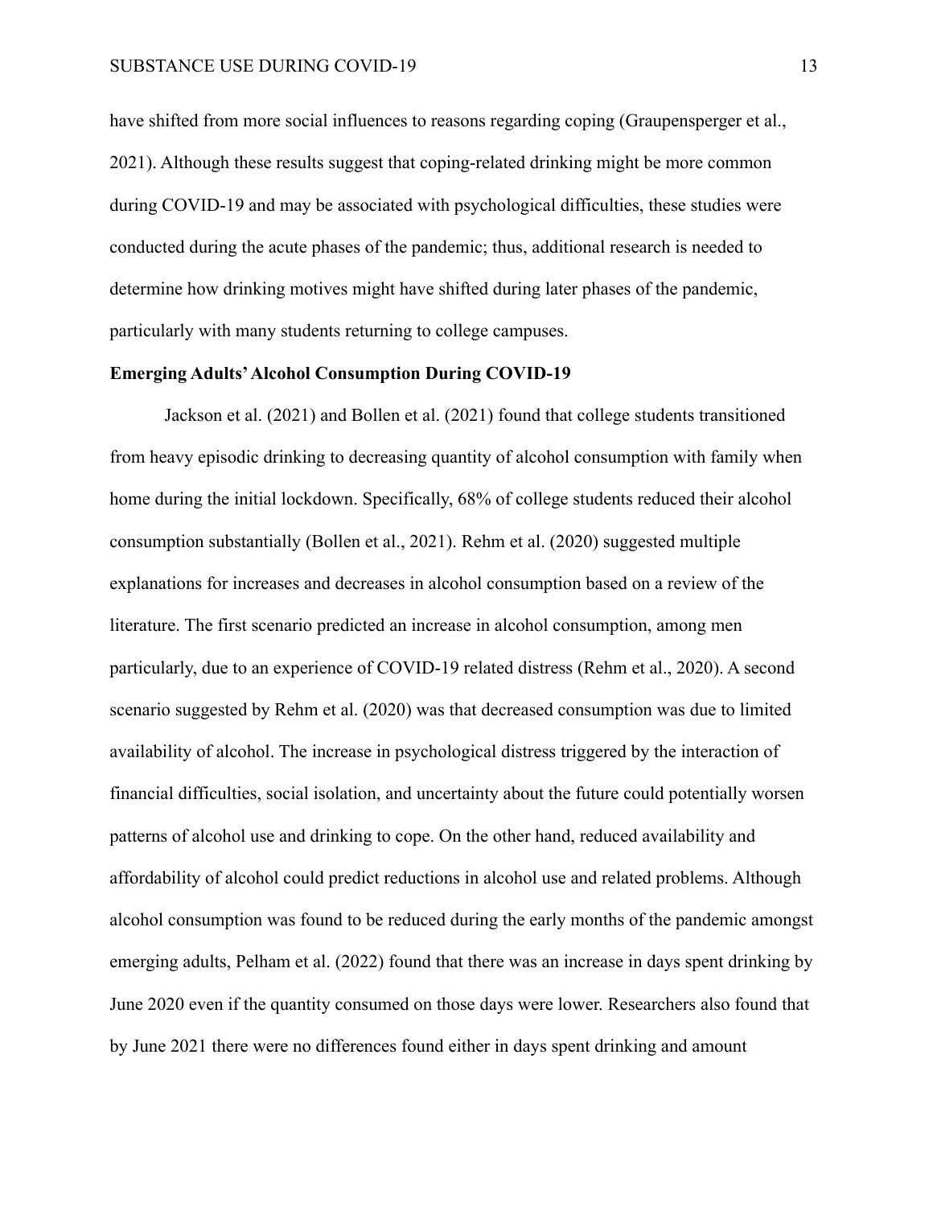have shifted from more social influences to reasons regarding coping (Graupensperger et al., 2021). Although these results suggest that coping-related drinking might be more common during COVID-19 and may be associated with psychological difficulties, these studies were conducted during the acute phases of the pandemic; thus, additional research is needed to determine how drinking motives might have shifted during later phases of the pandemic, particularly with many students returning to college campuses.

**Emerging Adults' Alcohol Consumption During COVID-19**

Jackson et al. (2021) and Bollen et al. (2021) found that college students transitioned from heavy episodic drinking to decreasing quantity of alcohol consumption with family when home during the initial lockdown. Specifically, 68% of college students reduced their alcohol consumption substantially (Bollen et al., 2021). Rehm et al. (2020) suggested multiple explanations for increases and decreases in alcohol consumption based on a review of the literature. The first scenario predicted an increase in alcohol consumption, among men particularly, due to an experience of COVID-19 related distress (Rehm et al., 2020). A second scenario suggested by Rehm et al. (2020) was that decreased consumption was due to limited availability of alcohol. The increase in psychological distress triggered by the interaction of financial difficulties, social isolation, and uncertainty about the future could potentially worsen patterns of alcohol use and drinking to cope. On the other hand, reduced availability and affordability of alcohol could predict reductions in alcohol use and related problems. Although alcohol consumption was found to be reduced during the early months of the pandemic amongst emerging adults, Pelham et al. (2022) found that there was an increase in days spent drinking by June 2020 even if the quantity consumed on those days were lower. Researchers also found that by June 2021 there were no differences found either in days spent drinking and amount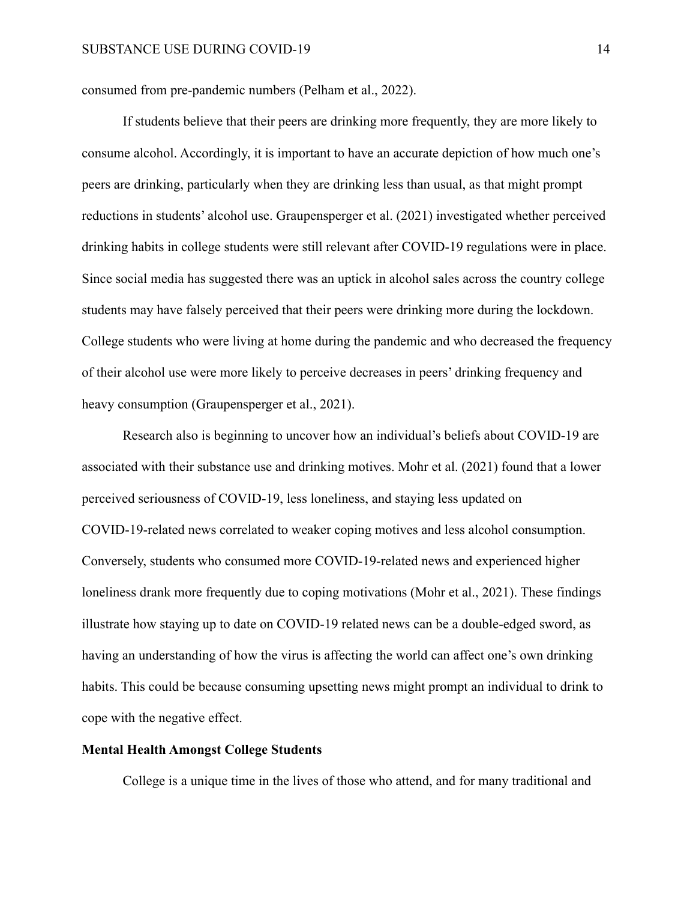consumed from pre-pandemic numbers (Pelham et al., 2022).

If students believe that their peers are drinking more frequently, they are more likely to consume alcohol. Accordingly, it is important to have an accurate depiction of how much one's peers are drinking, particularly when they are drinking less than usual, as that might prompt reductions in students' alcohol use. Graupensperger et al. (2021) investigated whether perceived drinking habits in college students were still relevant after COVID-19 regulations were in place. Since social media has suggested there was an uptick in alcohol sales across the country college students may have falsely perceived that their peers were drinking more during the lockdown. College students who were living at home during the pandemic and who decreased the frequency of their alcohol use were more likely to perceive decreases in peers' drinking frequency and heavy consumption (Graupensperger et al., 2021).

Research also is beginning to uncover how an individual's beliefs about COVID-19 are associated with their substance use and drinking motives. Mohr et al. (2021) found that a lower perceived seriousness of COVID-19, less loneliness, and staying less updated on COVID-19-related news correlated to weaker coping motives and less alcohol consumption. Conversely, students who consumed more COVID-19-related news and experienced higher loneliness drank more frequently due to coping motivations (Mohr et al., 2021). These findings illustrate how staying up to date on COVID-19 related news can be a double-edged sword, as having an understanding of how the virus is affecting the world can affect one's own drinking habits. This could be because consuming upsetting news might prompt an individual to drink to cope with the negative effect.

**Mental Health Amongst College Students**

College is a unique time in the lives of those who attend, and for many traditional and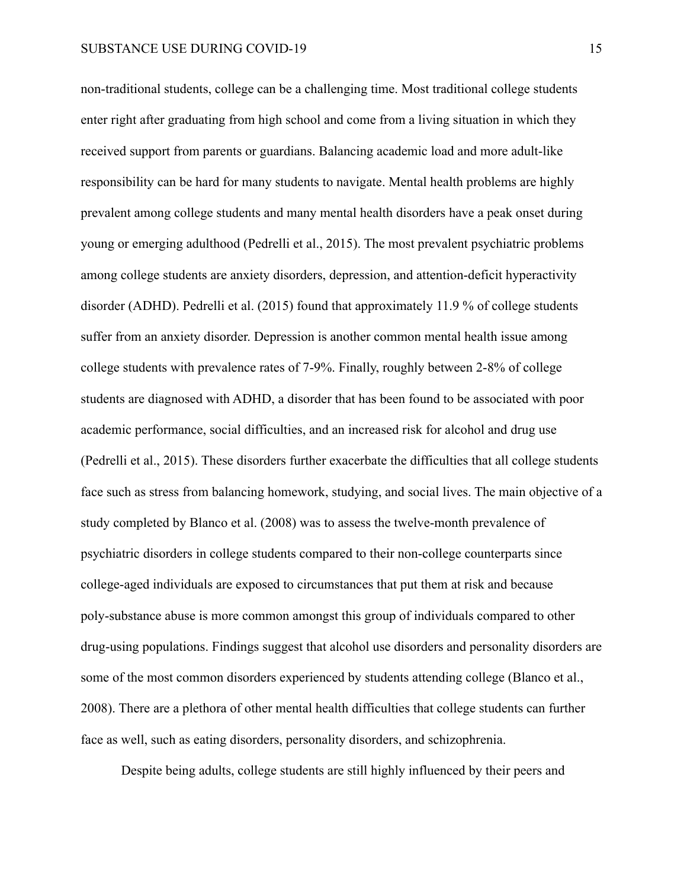non-traditional students, college can be a challenging time. Most traditional college students enter right after graduating from high school and come from a living situation in which they received support from parents or guardians. Balancing academic load and more adult-like responsibility can be hard for many students to navigate. Mental health problems are highly prevalent among college students and many mental health disorders have a peak onset during young or emerging adulthood (Pedrelli et al., 2015). The most prevalent psychiatric problems among college students are anxiety disorders, depression, and attention-deficit hyperactivity disorder (ADHD). Pedrelli et al. (2015) found that approximately 11.9 % of college students suffer from an anxiety disorder. Depression is another common mental health issue among college students with prevalence rates of 7-9%. Finally, roughly between 2-8% of college students are diagnosed with ADHD, a disorder that has been found to be associated with poor academic performance, social difficulties, and an increased risk for alcohol and drug use (Pedrelli et al., 2015). These disorders further exacerbate the difficulties that all college students face such as stress from balancing homework, studying, and social lives. The main objective of a study completed by Blanco et al. (2008) was to assess the twelve-month prevalence of psychiatric disorders in college students compared to their non-college counterparts since college-aged individuals are exposed to circumstances that put them at risk and because poly-substance abuse is more common amongst this group of individuals compared to other drug-using populations. Findings suggest that alcohol use disorders and personality disorders are some of the most common disorders experienced by students attending college (Blanco et al., 2008). There are a plethora of other mental health difficulties that college students can further face as well, such as eating disorders, personality disorders, and schizophrenia.

Despite being adults, college students are still highly influenced by their peers and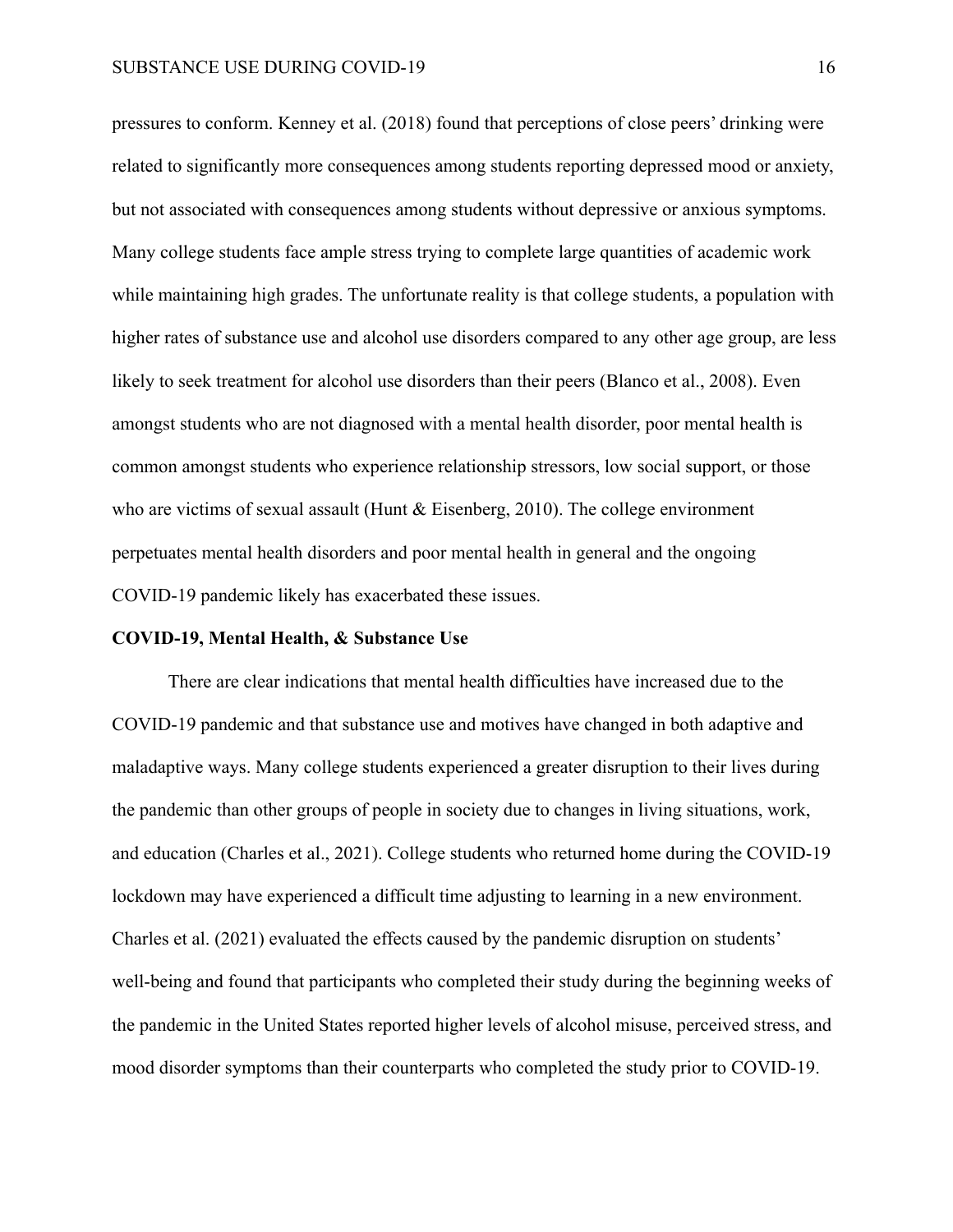pressures to conform. Kenney et al. (2018) found that perceptions of close peers' drinking were related to significantly more consequences among students reporting depressed mood or anxiety, but not associated with consequences among students without depressive or anxious symptoms. Many college students face ample stress trying to complete large quantities of academic work while maintaining high grades. The unfortunate reality is that college students, a population with higher rates of substance use and alcohol use disorders compared to any other age group, are less likely to seek treatment for alcohol use disorders than their peers (Blanco et al., 2008). Even amongst students who are not diagnosed with a mental health disorder, poor mental health is common amongst students who experience relationship stressors, low social support, or those who are victims of sexual assault (Hunt & Eisenberg, 2010). The college environment perpetuates mental health disorders and poor mental health in general and the ongoing COVID-19 pandemic likely has exacerbated these issues.

## COVID-19, Mental Health, & Substance Use

There are clear indications that mental health difficulties have increased due to the COVID-19 pandemic and that substance use and motives have changed in both adaptive and maladaptive ways. Many college students experienced a greater disruption to their lives during the pandemic than other groups of people in society due to changes in living situations, work, and education (Charles et al., 2021). College students who returned home during the COVID-19 lockdown may have experienced a difficult time adjusting to learning in a new environment. Charles et al. (2021) evaluated the effects caused by the pandemic disruption on students' well-being and found that participants who completed their study during the beginning weeks of the pandemic in the United States reported higher levels of alcohol misuse, perceived stress, and mood disorder symptoms than their counterparts who completed the study prior to COVID-19.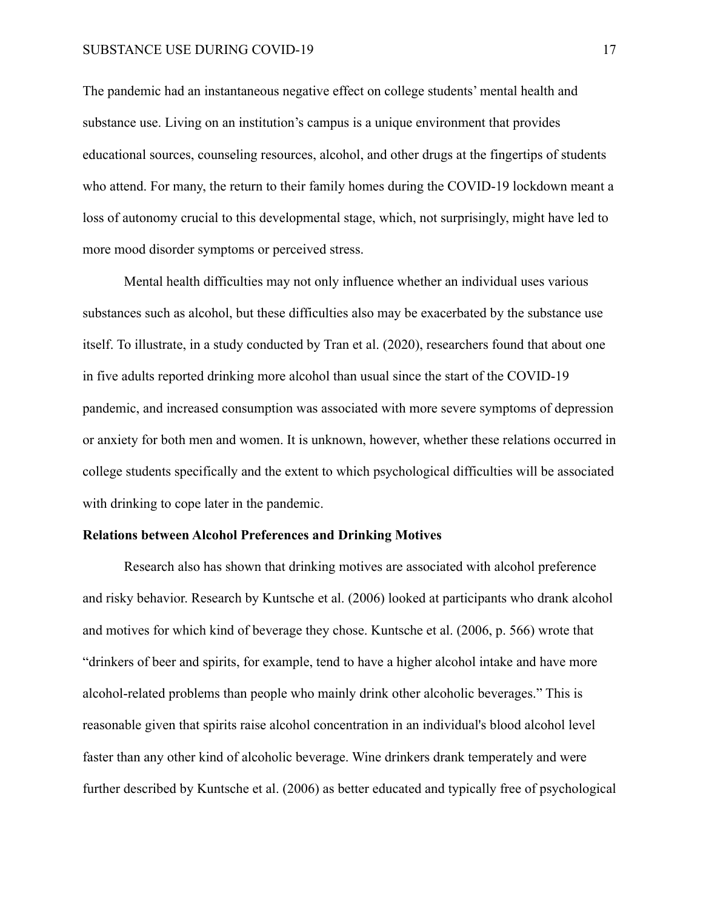The pandemic had an instantaneous negative effect on college students' mental health and substance use. Living on an institution's campus is a unique environment that provides educational sources, counseling resources, alcohol, and other drugs at the fingertips of students who attend. For many, the return to their family homes during the COVID-19 lockdown meant a loss of autonomy crucial to this developmental stage, which, not surprisingly, might have led to more mood disorder symptoms or perceived stress.

Mental health difficulties may not only influence whether an individual uses various substances such as alcohol, but these difficulties also may be exacerbated by the substance use itself. To illustrate, in a study conducted by Tran et al. (2020), researchers found that about one in five adults reported drinking more alcohol than usual since the start of the COVID-19 pandemic, and increased consumption was associated with more severe symptoms of depression or anxiety for both men and women. It is unknown, however, whether these relations occurred in college students specifically and the extent to which psychological difficulties will be associated with drinking to cope later in the pandemic.

**Relations between Alcohol Preferences and Drinking Motives**

Research also has shown that drinking motives are associated with alcohol preference and risky behavior. Research by Kuntsche et al. (2006) looked at participants who drank alcohol and motives for which kind of beverage they chose. Kuntsche et al. (2006, p. 566) wrote that "drinkers of beer and spirits, for example, tend to have a higher alcohol intake and have more alcohol-related problems than people who mainly drink other alcoholic beverages." This is reasonable given that spirits raise alcohol concentration in an individual's blood alcohol level faster than any other kind of alcoholic beverage. Wine drinkers drank temperately and were further described by Kuntsche et al. (2006) as better educated and typically free of psychological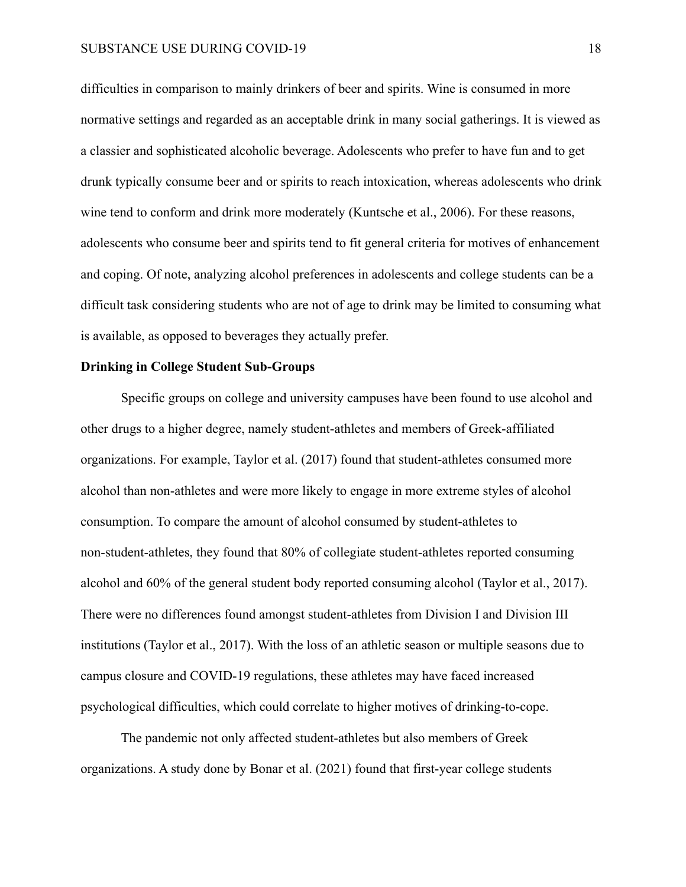difficulties in comparison to mainly drinkers of beer and spirits. Wine is consumed in more normative settings and regarded as an acceptable drink in many social gatherings. It is viewed as a classier and sophisticated alcoholic beverage. Adolescents who prefer to have fun and to get drunk typically consume beer and or spirits to reach intoxication, whereas adolescents who drink wine tend to conform and drink more moderately (Kuntsche et al., 2006). For these reasons, adolescents who consume beer and spirits tend to fit general criteria for motives of enhancement and coping. Of note, analyzing alcohol preferences in adolescents and college students can be a difficult task considering students who are not of age to drink may be limited to consuming what is available, as opposed to beverages they actually prefer.

**Drinking in College Student Sub-Groups**

Specific groups on college and university campuses have been found to use alcohol and other drugs to a higher degree, namely student-athletes and members of Greek-affiliated organizations. For example, Taylor et al. (2017) found that student-athletes consumed more alcohol than non-athletes and were more likely to engage in more extreme styles of alcohol consumption. To compare the amount of alcohol consumed by student-athletes to non-student-athletes, they found that 80% of collegiate student-athletes reported consuming alcohol and 60% of the general student body reported consuming alcohol (Taylor et al., 2017). There were no differences found amongst student-athletes from Division I and Division III institutions (Taylor et al., 2017). With the loss of an athletic season or multiple seasons due to campus closure and COVID-19 regulations, these athletes may have faced increased psychological difficulties, which could correlate to higher motives of drinking-to-cope.

The pandemic not only affected student-athletes but also members of Greek organizations. A study done by Bonar et al. (2021) found that first-year college students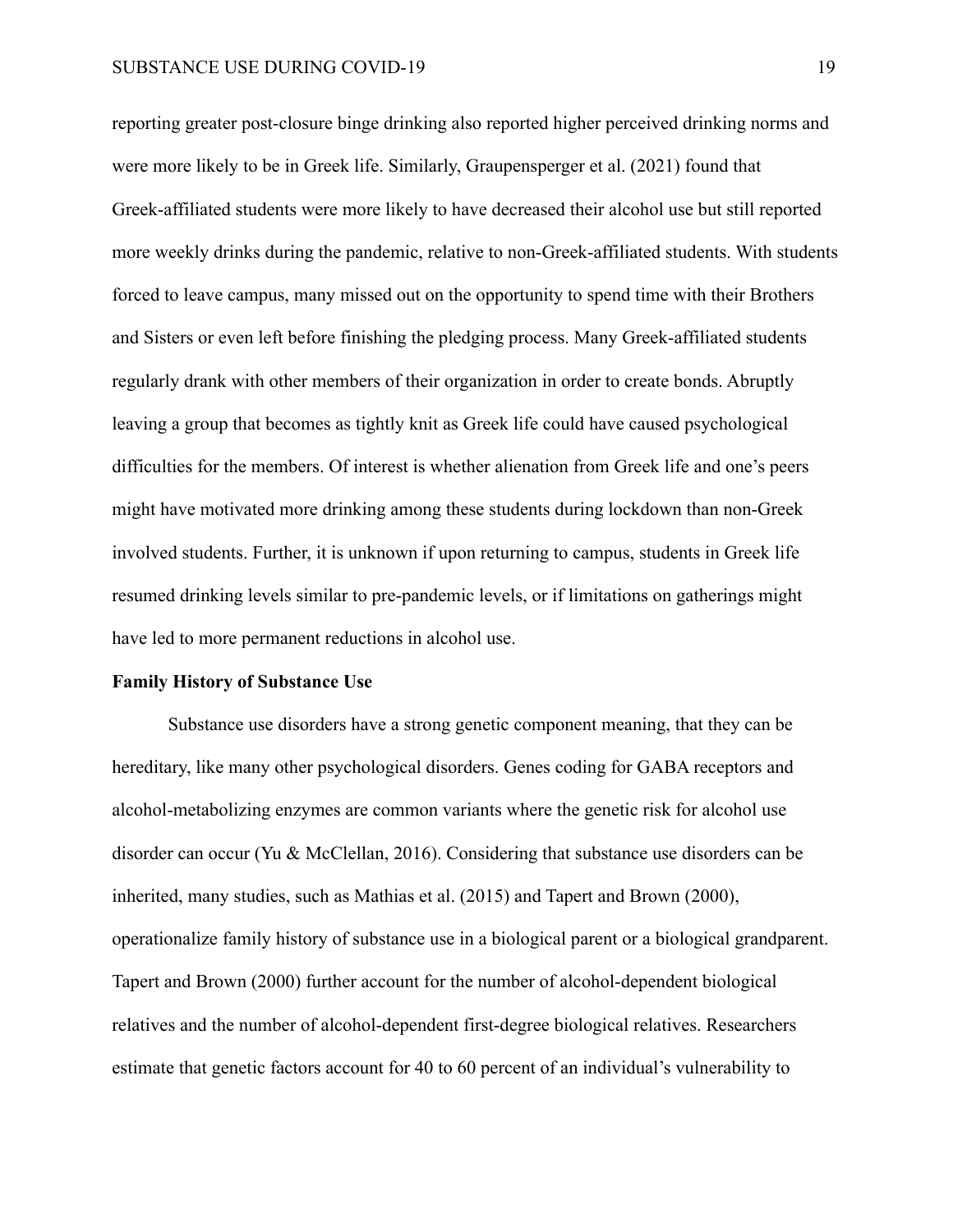reporting greater post-closure binge drinking also reported higher perceived drinking norms and were more likely to be in Greek life. Similarly, Graupensperger et al. (2021) found that Greek-affiliated students were more likely to have decreased their alcohol use but still reported more weekly drinks during the pandemic, relative to non-Greek-affiliated students. With students forced to leave campus, many missed out on the opportunity to spend time with their Brothers and Sisters or even left before finishing the pledging process. Many Greek-affiliated students regularly drank with other members of their organization in order to create bonds. Abruptly leaving a group that becomes as tightly knit as Greek life could have caused psychological difficulties for the members. Of interest is whether alienation from Greek life and one's peers might have motivated more drinking among these students during lockdown than non-Greek involved students. Further, it is unknown if upon returning to campus, students in Greek life resumed drinking levels similar to pre-pandemic levels, or if limitations on gatherings might have led to more permanent reductions in alcohol use.

**Family History of Substance Use**

Substance use disorders have a strong genetic component meaning, that they can be hereditary, like many other psychological disorders. Genes coding for GABA receptors and alcohol-metabolizing enzymes are common variants where the genetic risk for alcohol use disorder can occur (Yu & McClellan, 2016). Considering that substance use disorders can be inherited, many studies, such as Mathias et al. (2015) and Tapert and Brown (2000), operationalize family history of substance use in a biological parent or a biological grandparent. Tapert and Brown (2000) further account for the number of alcohol-dependent biological relatives and the number of alcohol-dependent first-degree biological relatives. Researchers estimate that genetic factors account for 40 to 60 percent of an individual's vulnerability to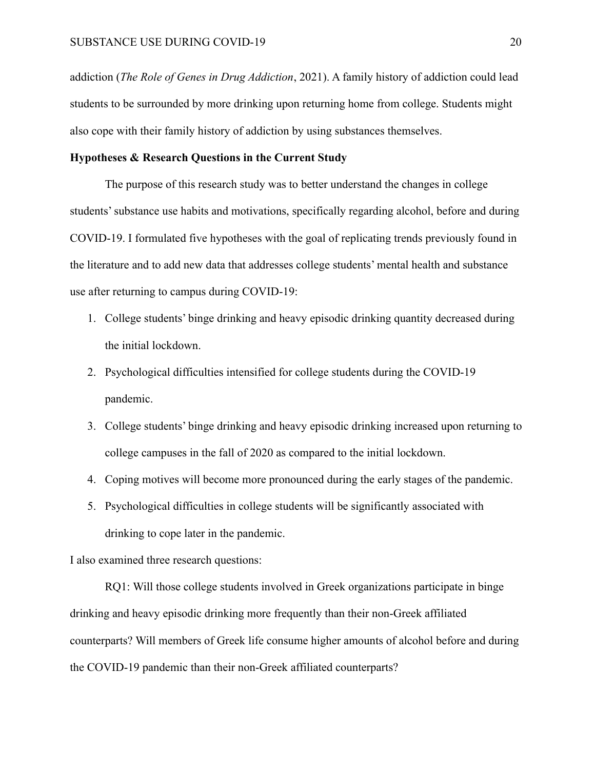addiction (*The Role of Genes in Drug Addiction*, 2021). A family history of addiction could lead students to be surrounded by more drinking upon returning home from college. Students might also cope with their family history of addiction by using substances themselves.

**Hypotheses & Research Questions in the Current Study**

The purpose of this research study was to better understand the changes in college students' substance use habits and motivations, specifically regarding alcohol, before and during COVID-19. I formulated five hypotheses with the goal of replicating trends previously found in the literature and to add new data that addresses college students' mental health and substance use after returning to campus during COVID-19:

1. College students' binge drinking and heavy episodic drinking quantity decreased during the initial lockdown.
2. Psychological difficulties intensified for college students during the COVID-19 pandemic.
3. College students' binge drinking and heavy episodic drinking increased upon returning to college campuses in the fall of 2020 as compared to the initial lockdown.
4. Coping motives will become more pronounced during the early stages of the pandemic.
5. Psychological difficulties in college students will be significantly associated with drinking to cope later in the pandemic.

I also examined three research questions:

RQ1: Will those college students involved in Greek organizations participate in binge drinking and heavy episodic drinking more frequently than their non-Greek affiliated counterparts? Will members of Greek life consume higher amounts of alcohol before and during the COVID-19 pandemic than their non-Greek affiliated counterparts?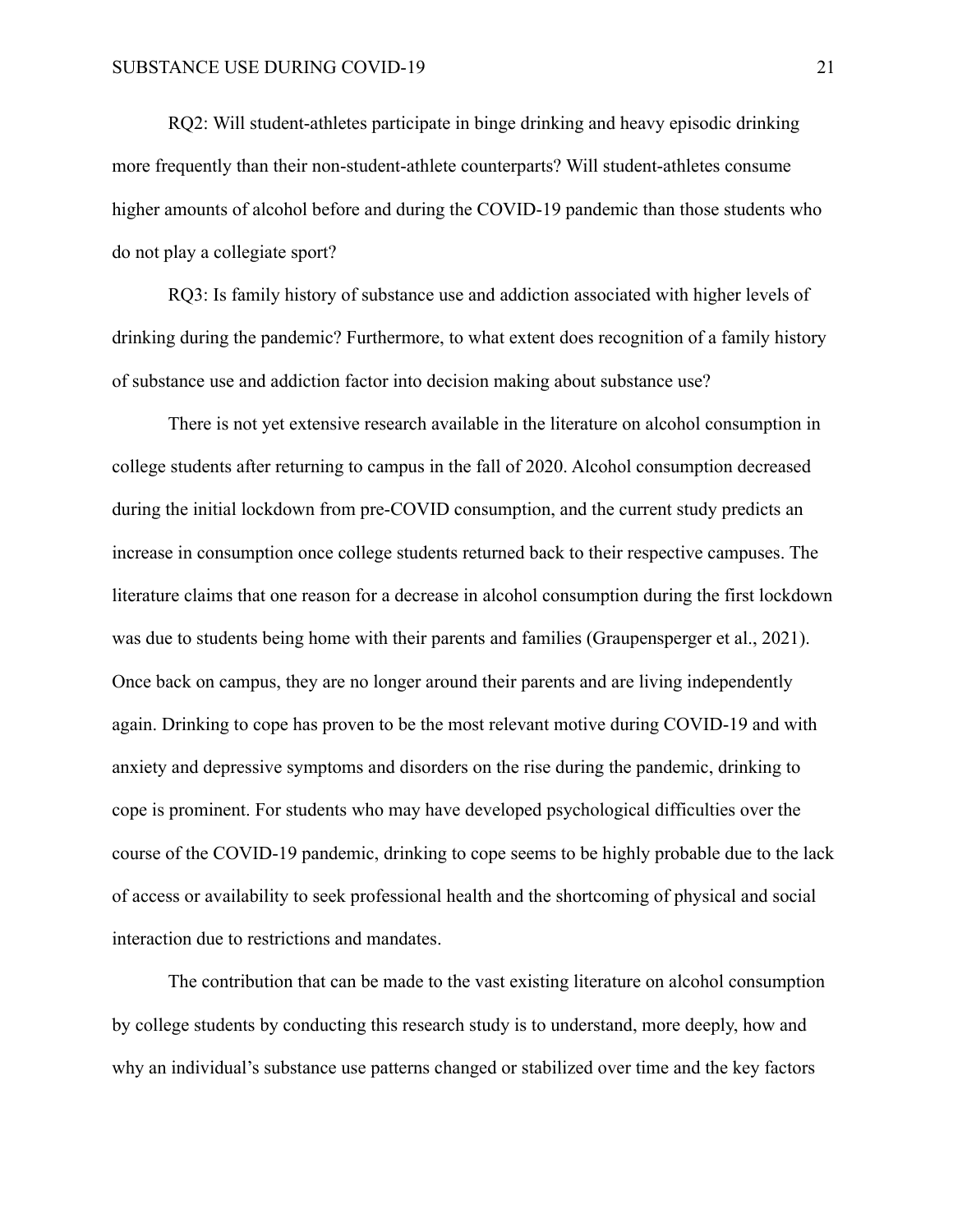RQ2: Will student-athletes participate in binge drinking and heavy episodic drinking more frequently than their non-student-athlete counterparts? Will student-athletes consume higher amounts of alcohol before and during the COVID-19 pandemic than those students who do not play a collegiate sport?

RQ3: Is family history of substance use and addiction associated with higher levels of drinking during the pandemic? Furthermore, to what extent does recognition of a family history of substance use and addiction factor into decision making about substance use?

There is not yet extensive research available in the literature on alcohol consumption in college students after returning to campus in the fall of 2020. Alcohol consumption decreased during the initial lockdown from pre-COVID consumption, and the current study predicts an increase in consumption once college students returned back to their respective campuses. The literature claims that one reason for a decrease in alcohol consumption during the first lockdown was due to students being home with their parents and families (Graupensperger et al., 2021). Once back on campus, they are no longer around their parents and are living independently again. Drinking to cope has proven to be the most relevant motive during COVID-19 and with anxiety and depressive symptoms and disorders on the rise during the pandemic, drinking to cope is prominent. For students who may have developed psychological difficulties over the course of the COVID-19 pandemic, drinking to cope seems to be highly probable due to the lack of access or availability to seek professional health and the shortcoming of physical and social interaction due to restrictions and mandates.

The contribution that can be made to the vast existing literature on alcohol consumption by college students by conducting this research study is to understand, more deeply, how and why an individual's substance use patterns changed or stabilized over time and the key factors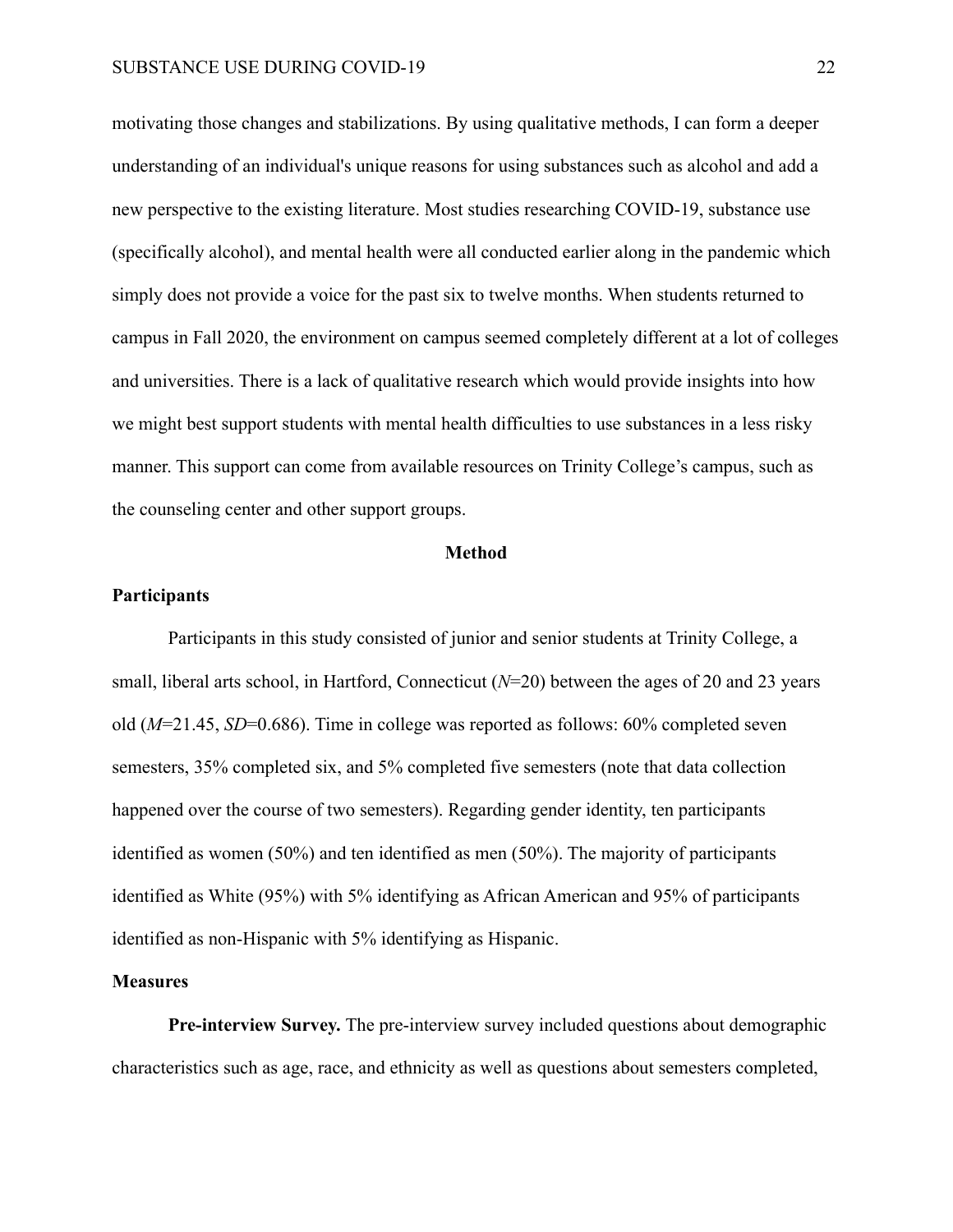motivating those changes and stabilizations. By using qualitative methods, I can form a deeper understanding of an individual's unique reasons for using substances such as alcohol and add a new perspective to the existing literature. Most studies researching COVID-19, substance use (specifically alcohol), and mental health were all conducted earlier along in the pandemic which simply does not provide a voice for the past six to twelve months. When students returned to campus in Fall 2020, the environment on campus seemed completely different at a lot of colleges and universities. There is a lack of qualitative research which would provide insights into how we might best support students with mental health difficulties to use substances in a less risky manner. This support can come from available resources on Trinity College's campus, such as the counseling center and other support groups.

## Method

### Participants

Participants in this study consisted of junior and senior students at Trinity College, a small, liberal arts school, in Hartford, Connecticut ($N$=20) between the ages of 20 and 23 years old ($M$=21.45, $SD$=0.686). Time in college was reported as follows: 60% completed seven semesters, 35% completed six, and 5% completed five semesters (note that data collection happened over the course of two semesters). Regarding gender identity, ten participants identified as women (50%) and ten identified as men (50%). The majority of participants identified as White (95%) with 5% identifying as African American and 95% of participants identified as non-Hispanic with 5% identifying as Hispanic.

### Measures

**Pre-interview Survey.** The pre-interview survey included questions about demographic characteristics such as age, race, and ethnicity as well as questions about semesters completed,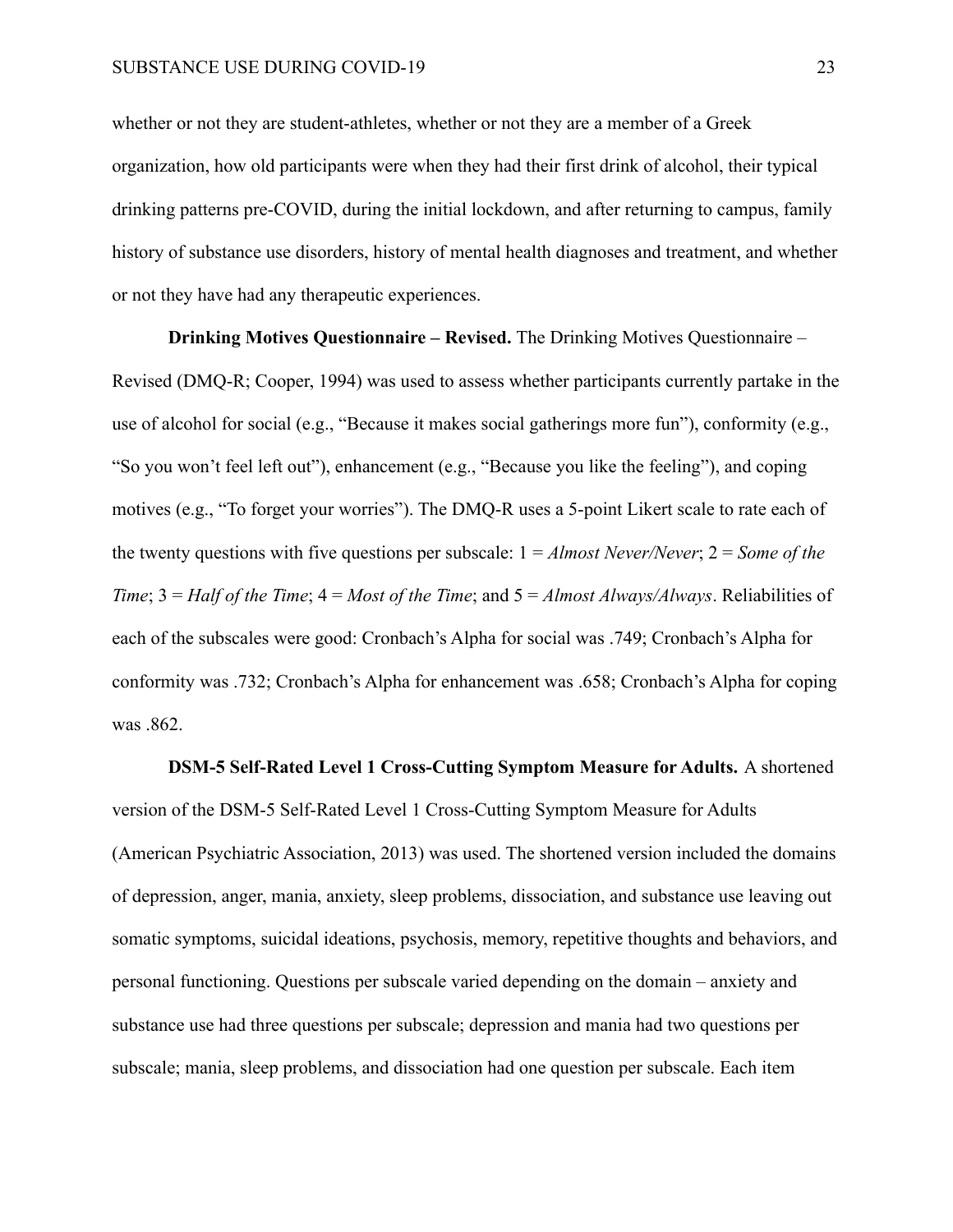whether or not they are student-athletes, whether or not they are a member of a Greek organization, how old participants were when they had their first drink of alcohol, their typical drinking patterns pre-COVID, during the initial lockdown, and after returning to campus, family history of substance use disorders, history of mental health diagnoses and treatment, and whether or not they have had any therapeutic experiences.

**Drinking Motives Questionnaire – Revised.** The Drinking Motives Questionnaire – Revised (DMQ-R; Cooper, 1994) was used to assess whether participants currently partake in the use of alcohol for social (e.g., "Because it makes social gatherings more fun"), conformity (e.g., "So you won't feel left out"), enhancement (e.g., "Because you like the feeling"), and coping motives (e.g., "To forget your worries"). The DMQ-R uses a 5-point Likert scale to rate each of the twenty questions with five questions per subscale: 1 = *Almost Never/Never*; 2 = *Some of the Time*; 3 = *Half of the Time*; 4 = *Most of the Time*; and 5 = *Almost Always/Always*. Reliabilities of each of the subscales were good: Cronbach's Alpha for social was .749; Cronbach's Alpha for conformity was .732; Cronbach's Alpha for enhancement was .658; Cronbach's Alpha for coping was .862.

**DSM-5 Self-Rated Level 1 Cross-Cutting Symptom Measure for Adults.** A shortened version of the DSM-5 Self-Rated Level 1 Cross-Cutting Symptom Measure for Adults (American Psychiatric Association, 2013) was used. The shortened version included the domains of depression, anger, mania, anxiety, sleep problems, dissociation, and substance use leaving out somatic symptoms, suicidal ideations, psychosis, memory, repetitive thoughts and behaviors, and personal functioning. Questions per subscale varied depending on the domain – anxiety and substance use had three questions per subscale; depression and mania had two questions per subscale; mania, sleep problems, and dissociation had one question per subscale. Each item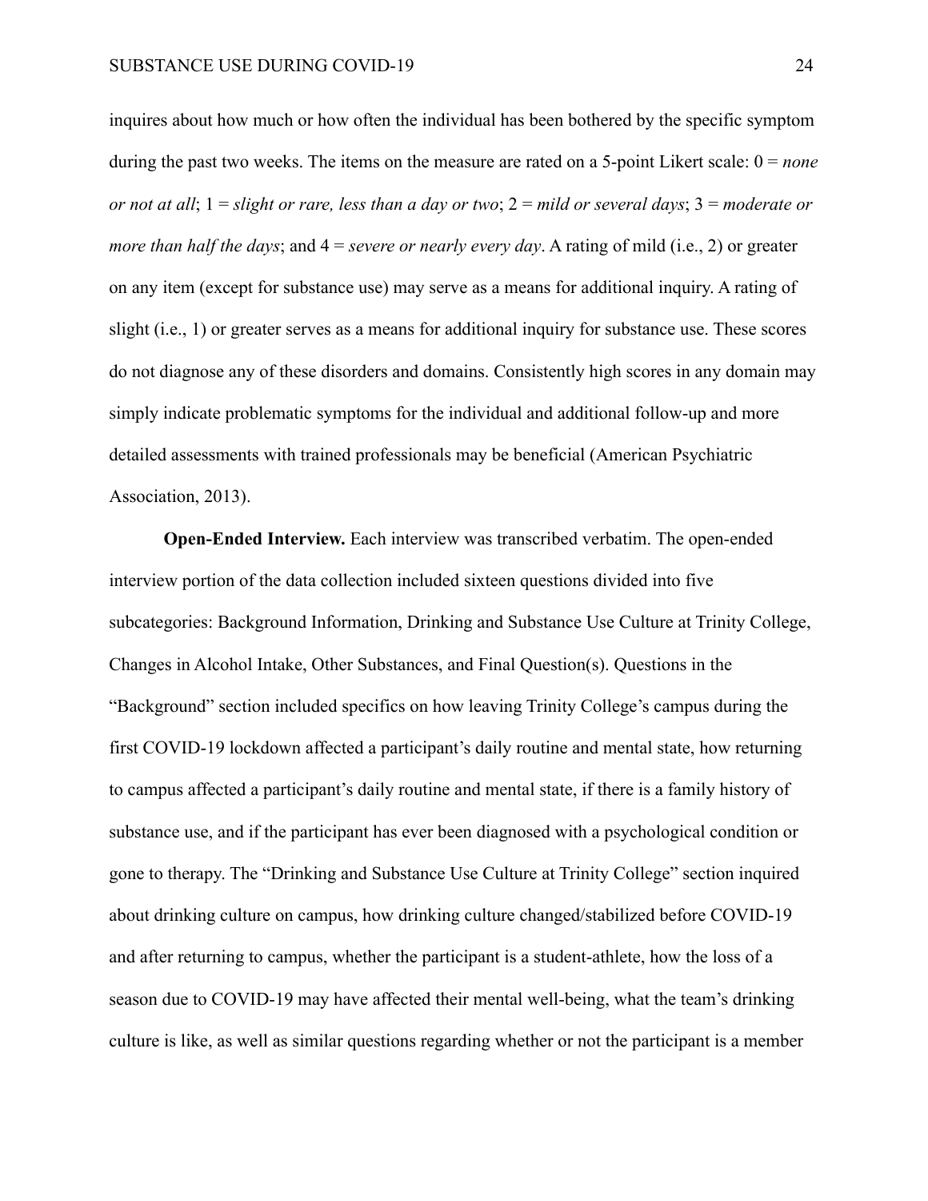inquires about how much or how often the individual has been bothered by the specific symptom during the past two weeks. The items on the measure are rated on a 5-point Likert scale: 0 = *none or not at all*; 1 = *slight or rare, less than a day or two*; 2 = *mild or several days*; 3 = *moderate or more than half the days*; and 4 = *severe or nearly every day*. A rating of mild (i.e., 2) or greater on any item (except for substance use) may serve as a means for additional inquiry. A rating of slight (i.e., 1) or greater serves as a means for additional inquiry for substance use. These scores do not diagnose any of these disorders and domains. Consistently high scores in any domain may simply indicate problematic symptoms for the individual and additional follow-up and more detailed assessments with trained professionals may be beneficial (American Psychiatric Association, 2013).

**Open-Ended Interview.** Each interview was transcribed verbatim. The open-ended interview portion of the data collection included sixteen questions divided into five subcategories: Background Information, Drinking and Substance Use Culture at Trinity College, Changes in Alcohol Intake, Other Substances, and Final Question(s). Questions in the "Background" section included specifics on how leaving Trinity College's campus during the first COVID-19 lockdown affected a participant's daily routine and mental state, how returning to campus affected a participant's daily routine and mental state, if there is a family history of substance use, and if the participant has ever been diagnosed with a psychological condition or gone to therapy. The "Drinking and Substance Use Culture at Trinity College" section inquired about drinking culture on campus, how drinking culture changed/stabilized before COVID-19 and after returning to campus, whether the participant is a student-athlete, how the loss of a season due to COVID-19 may have affected their mental well-being, what the team's drinking culture is like, as well as similar questions regarding whether or not the participant is a member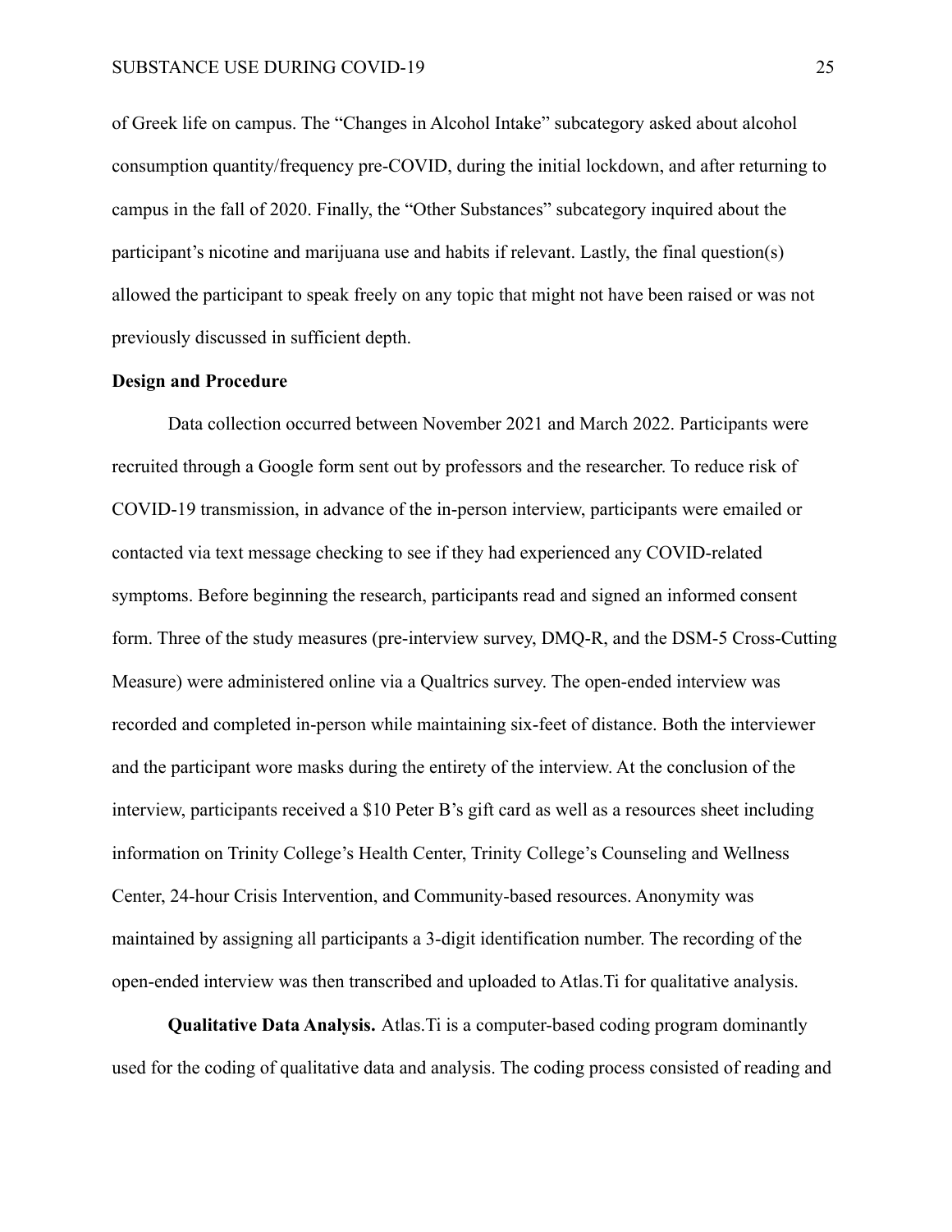of Greek life on campus. The “Changes in Alcohol Intake” subcategory asked about alcohol consumption quantity/frequency pre-COVID, during the initial lockdown, and after returning to campus in the fall of 2020. Finally, the “Other Substances” subcategory inquired about the participant’s nicotine and marijuana use and habits if relevant. Lastly, the final question(s) allowed the participant to speak freely on any topic that might not have been raised or was not previously discussed in sufficient depth.

**Design and Procedure**

Data collection occurred between November 2021 and March 2022. Participants were recruited through a Google form sent out by professors and the researcher. To reduce risk of COVID-19 transmission, in advance of the in-person interview, participants were emailed or contacted via text message checking to see if they had experienced any COVID-related symptoms. Before beginning the research, participants read and signed an informed consent form. Three of the study measures (pre-interview survey, DMQ-R, and the DSM-5 Cross-Cutting Measure) were administered online via a Qualtrics survey. The open-ended interview was recorded and completed in-person while maintaining six-feet of distance. Both the interviewer and the participant wore masks during the entirety of the interview. At the conclusion of the interview, participants received a $10 Peter B’s gift card as well as a resources sheet including information on Trinity College’s Health Center, Trinity College’s Counseling and Wellness Center, 24-hour Crisis Intervention, and Community-based resources. Anonymity was maintained by assigning all participants a 3-digit identification number. The recording of the open-ended interview was then transcribed and uploaded to Atlas.Ti for qualitative analysis.

**Qualitative Data Analysis.** Atlas.Ti is a computer-based coding program dominantly used for the coding of qualitative data and analysis. The coding process consisted of reading and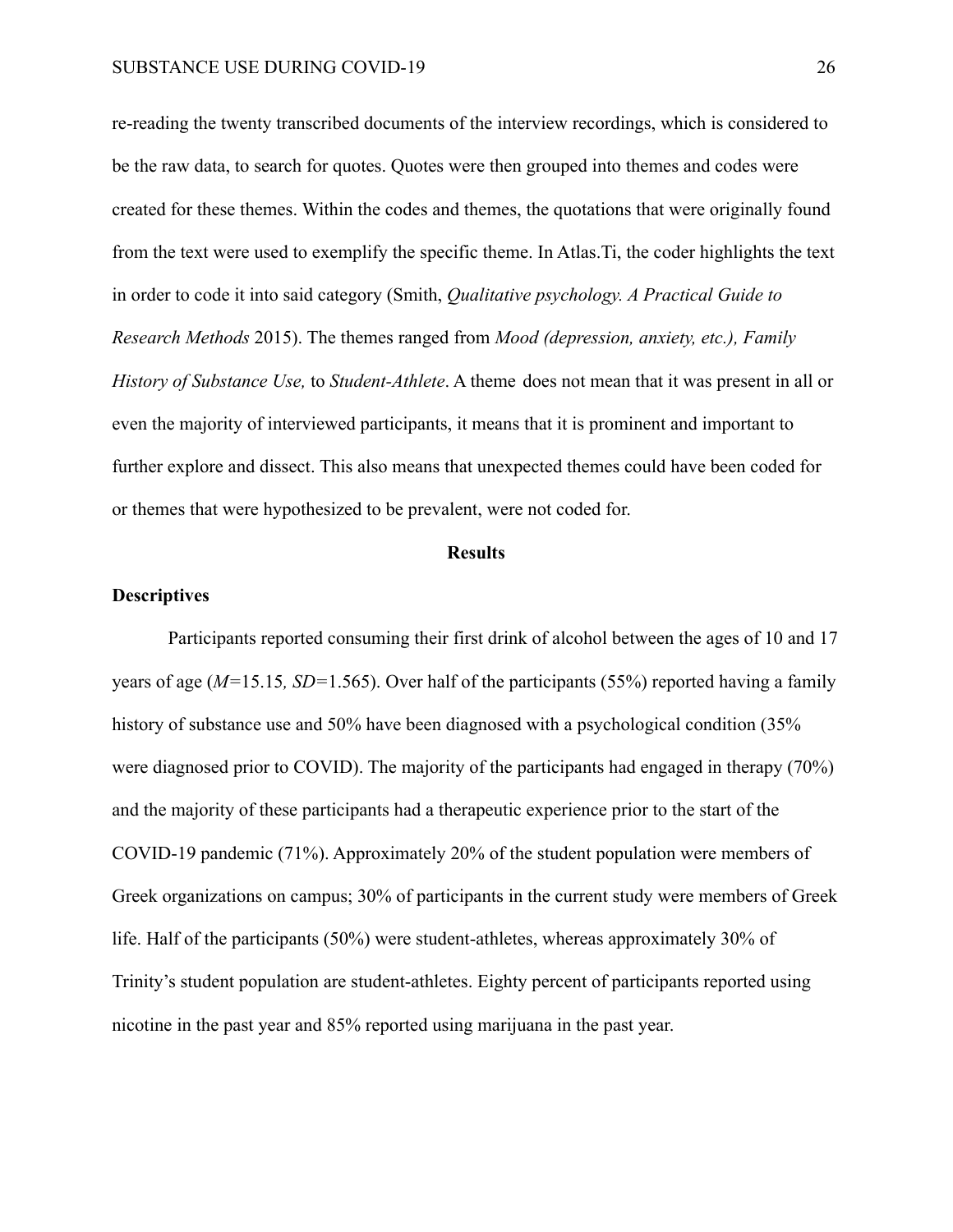re-reading the twenty transcribed documents of the interview recordings, which is considered to be the raw data, to search for quotes. Quotes were then grouped into themes and codes were created for these themes. Within the codes and themes, the quotations that were originally found from the text were used to exemplify the specific theme. In Atlas.Ti, the coder highlights the text in order to code it into said category (Smith, *Qualitative psychology. A Practical Guide to Research Methods* 2015). The themes ranged from *Mood (depression, anxiety, etc.), Family History of Substance Use,* to *Student-Athlete*. A theme does not mean that it was present in all or even the majority of interviewed participants, it means that it is prominent and important to further explore and dissect. This also means that unexpected themes could have been coded for or themes that were hypothesized to be prevalent, were not coded for.

## Results

### Descriptives

Participants reported consuming their first drink of alcohol between the ages of 10 and 17 years of age ($M$=15.15*,* $SD$=1.565). Over half of the participants (55%) reported having a family history of substance use and 50% have been diagnosed with a psychological condition (35% were diagnosed prior to COVID). The majority of the participants had engaged in therapy (70%) and the majority of these participants had a therapeutic experience prior to the start of the COVID-19 pandemic (71%). Approximately 20% of the student population were members of Greek organizations on campus; 30% of participants in the current study were members of Greek life. Half of the participants (50%) were student-athletes, whereas approximately 30% of Trinity's student population are student-athletes. Eighty percent of participants reported using nicotine in the past year and 85% reported using marijuana in the past year.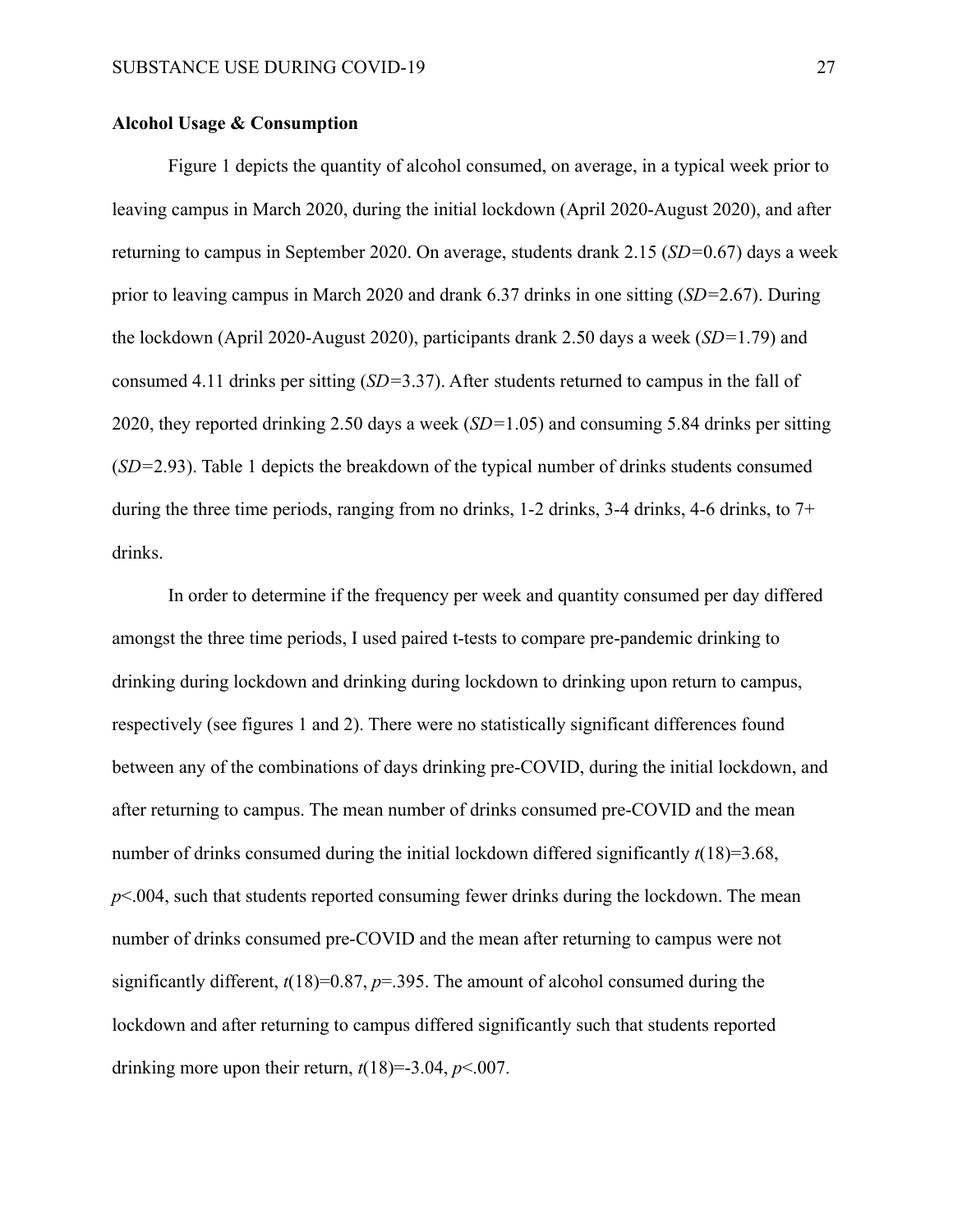**Alcohol Usage & Consumption**

Figure 1 depicts the quantity of alcohol consumed, on average, in a typical week prior to leaving campus in March 2020, during the initial lockdown (April 2020-August 2020), and after returning to campus in September 2020. On average, students drank 2.15 (*SD*=0.67) days a week prior to leaving campus in March 2020 and drank 6.37 drinks in one sitting (*SD*=2.67). During the lockdown (April 2020-August 2020), participants drank 2.50 days a week (*SD*=1.79) and consumed 4.11 drinks per sitting (*SD*=3.37). After students returned to campus in the fall of 2020, they reported drinking 2.50 days a week (*SD*=1.05) and consuming 5.84 drinks per sitting (*SD*=2.93). Table 1 depicts the breakdown of the typical number of drinks students consumed during the three time periods, ranging from no drinks, 1-2 drinks, 3-4 drinks, 4-6 drinks, to 7+ drinks.

In order to determine if the frequency per week and quantity consumed per day differed amongst the three time periods, I used paired t-tests to compare pre-pandemic drinking to drinking during lockdown and drinking during lockdown to drinking upon return to campus, respectively (see figures 1 and 2). There were no statistically significant differences found between any of the combinations of days drinking pre-COVID, during the initial lockdown, and after returning to campus. The mean number of drinks consumed pre-COVID and the mean number of drinks consumed during the initial lockdown differed significantly $t(18)=3.68$, $p<.004$, such that students reported consuming fewer drinks during the lockdown. The mean number of drinks consumed pre-COVID and the mean after returning to campus were not significantly different, $t(18)=0.87$, $p=.395$. The amount of alcohol consumed during the lockdown and after returning to campus differed significantly such that students reported drinking more upon their return, $t(18)=-3.04$, $p<.007$.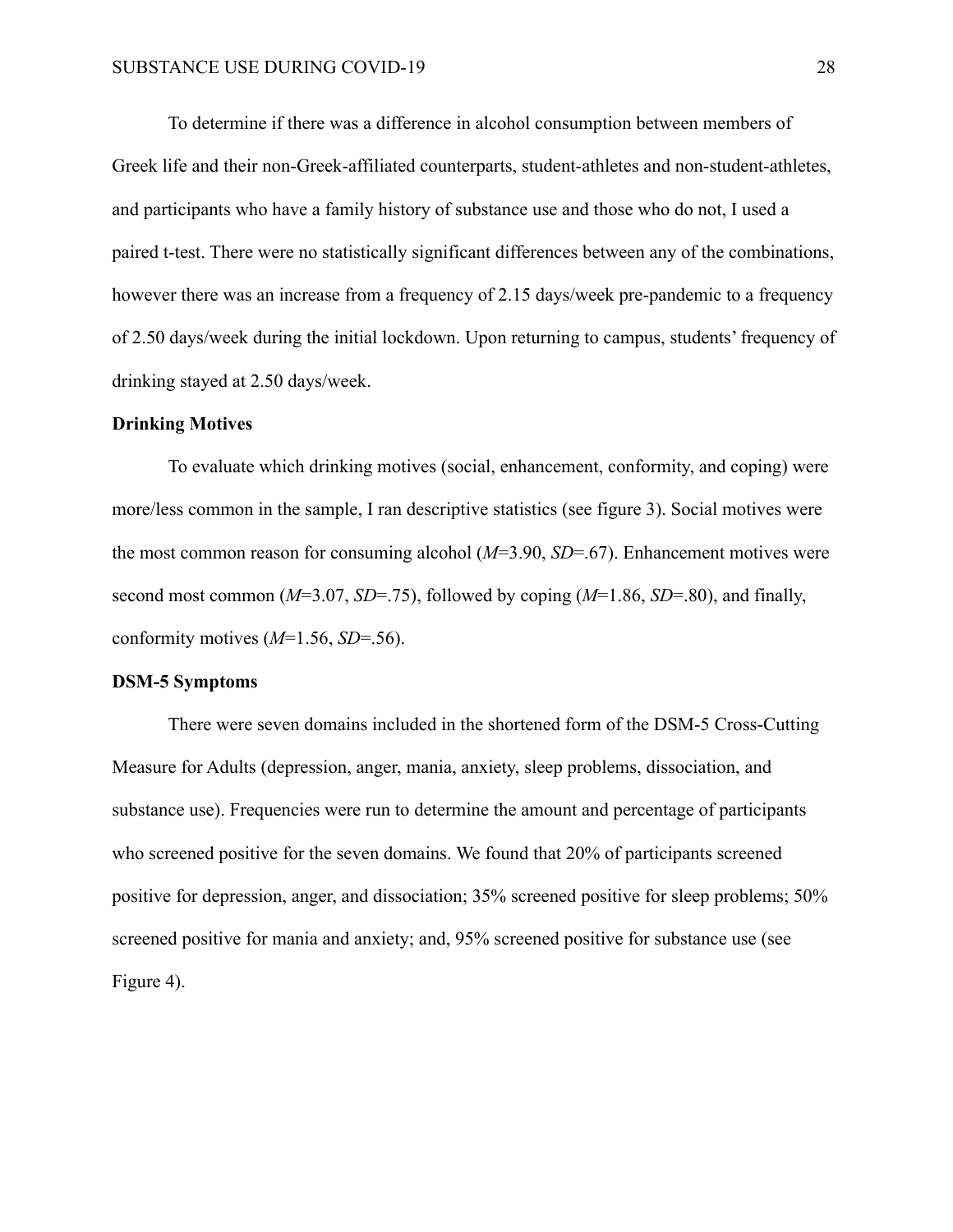To determine if there was a difference in alcohol consumption between members of Greek life and their non-Greek-affiliated counterparts, student-athletes and non-student-athletes, and participants who have a family history of substance use and those who do not, I used a paired t-test. There were no statistically significant differences between any of the combinations, however there was an increase from a frequency of 2.15 days/week pre-pandemic to a frequency of 2.50 days/week during the initial lockdown. Upon returning to campus, students' frequency of drinking stayed at 2.50 days/week.

**Drinking Motives**

To evaluate which drinking motives (social, enhancement, conformity, and coping) were more/less common in the sample, I ran descriptive statistics (see figure 3). Social motives were the most common reason for consuming alcohol ($M$=3.90, $SD$=.67). Enhancement motives were second most common ($M$=3.07, $SD$=.75), followed by coping ($M$=1.86, $SD$=.80), and finally, conformity motives ($M$=1.56, $SD$=.56).

**DSM-5 Symptoms**

There were seven domains included in the shortened form of the DSM-5 Cross-Cutting Measure for Adults (depression, anger, mania, anxiety, sleep problems, dissociation, and substance use). Frequencies were run to determine the amount and percentage of participants who screened positive for the seven domains. We found that 20% of participants screened positive for depression, anger, and dissociation; 35% screened positive for sleep problems; 50% screened positive for mania and anxiety; and, 95% screened positive for substance use (see Figure 4).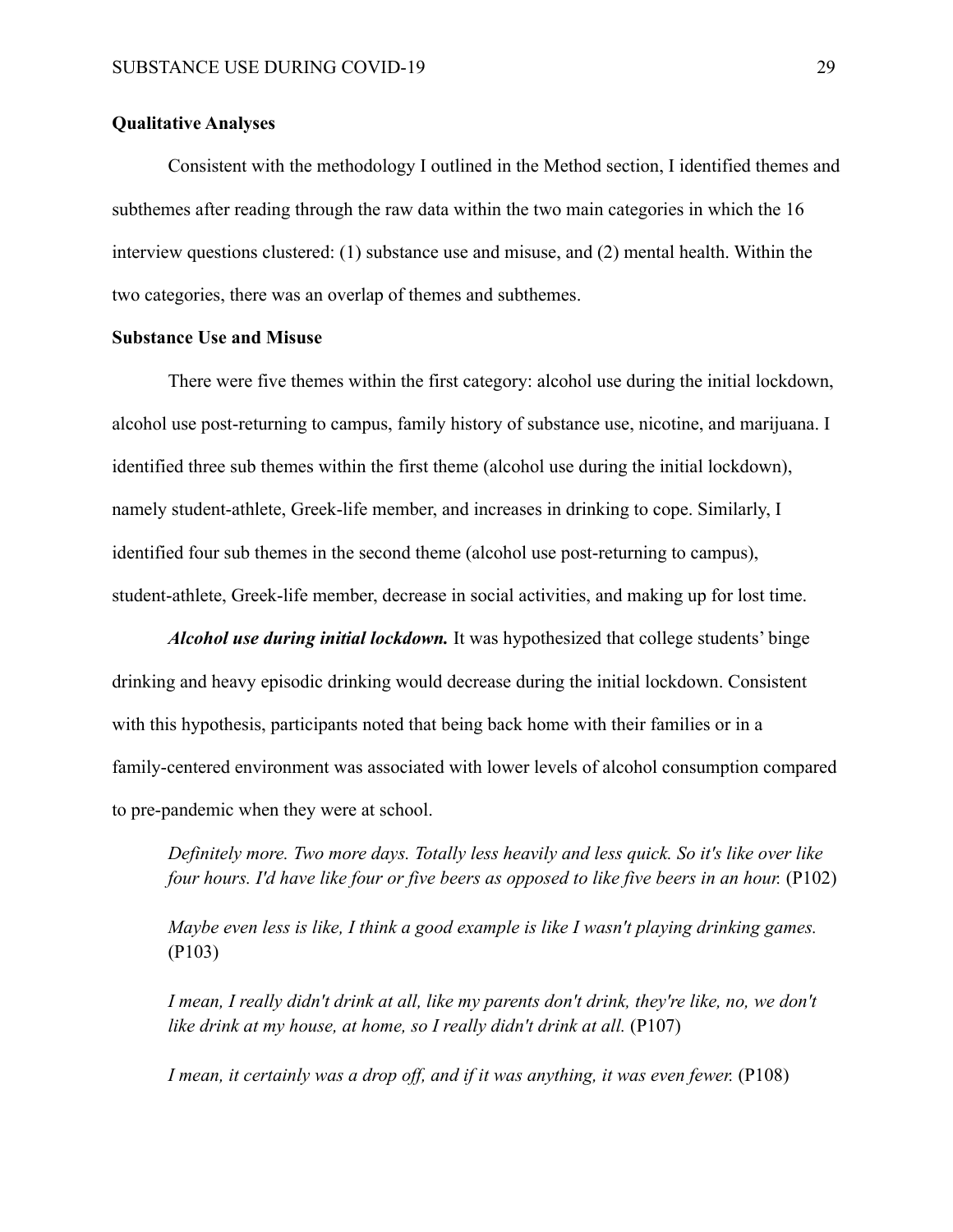## Qualitative Analyses

Consistent with the methodology I outlined in the Method section, I identified themes and subthemes after reading through the raw data within the two main categories in which the 16 interview questions clustered: (1) substance use and misuse, and (2) mental health. Within the two categories, there was an overlap of themes and subthemes.

## Substance Use and Misuse

There were five themes within the first category: alcohol use during the initial lockdown, alcohol use post-returning to campus, family history of substance use, nicotine, and marijuana. I identified three sub themes within the first theme (alcohol use during the initial lockdown), namely student-athlete, Greek-life member, and increases in drinking to cope. Similarly, I identified four sub themes in the second theme (alcohol use post-returning to campus), student-athlete, Greek-life member, decrease in social activities, and making up for lost time.

***Alcohol use during initial lockdown.*** It was hypothesized that college students' binge drinking and heavy episodic drinking would decrease during the initial lockdown. Consistent with this hypothesis, participants noted that being back home with their families or in a family-centered environment was associated with lower levels of alcohol consumption compared to pre-pandemic when they were at school.

> *Definitely more. Two more days. Totally less heavily and less quick. So it's like over like four hours. I'd have like four or five beers as opposed to like five beers in an hour.* (P102)

> *Maybe even less is like, I think a good example is like I wasn't playing drinking games.* (P103)

> *I mean, I really didn't drink at all, like my parents don't drink, they're like, no, we don't like drink at my house, at home, so I really didn't drink at all.* (P107)

> *I mean, it certainly was a drop off, and if it was anything, it was even fewer.* (P108)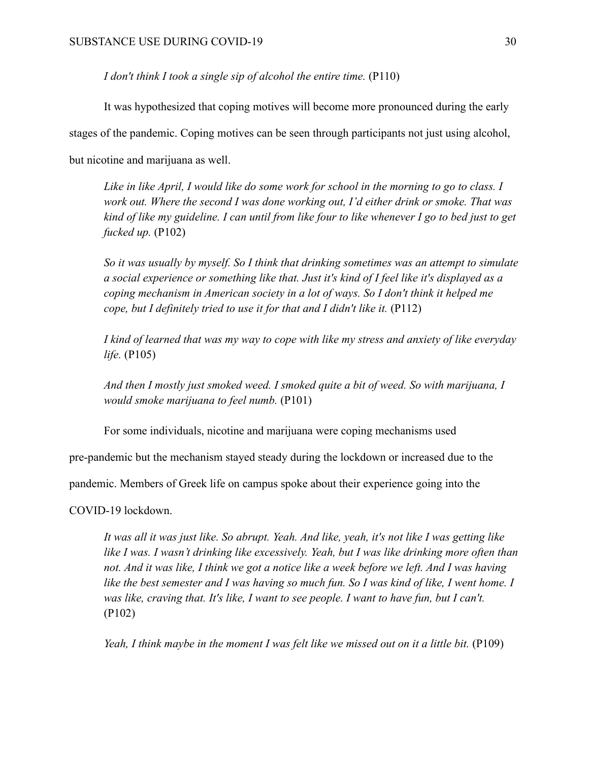*I don't think I took a single sip of alcohol the entire time.* (P110)

It was hypothesized that coping motives will become more pronounced during the early stages of the pandemic. Coping motives can be seen through participants not just using alcohol, but nicotine and marijuana as well.

> *Like in like April, I would like do some work for school in the morning to go to class. I work out. Where the second I was done working out, I'd either drink or smoke. That was kind of like my guideline. I can until from like four to like whenever I go to bed just to get fucked up.* (P102)

> *So it was usually by myself. So I think that drinking sometimes was an attempt to simulate a social experience or something like that. Just it's kind of I feel like it's displayed as a coping mechanism in American society in a lot of ways. So I don't think it helped me cope, but I definitely tried to use it for that and I didn't like it.* (P112)

> *I kind of learned that was my way to cope with like my stress and anxiety of like everyday life.* (P105)

> *And then I mostly just smoked weed. I smoked quite a bit of weed. So with marijuana, I would smoke marijuana to feel numb.* (P101)

For some individuals, nicotine and marijuana were coping mechanisms used pre-pandemic but the mechanism stayed steady during the lockdown or increased due to the pandemic. Members of Greek life on campus spoke about their experience going into the COVID-19 lockdown.

> *It was all it was just like. So abrupt. Yeah. And like, yeah, it's not like I was getting like like I was. I wasn't drinking like excessively. Yeah, but I was like drinking more often than not. And it was like, I think we got a notice like a week before we left. And I was having like the best semester and I was having so much fun. So I was kind of like, I went home. I was like, craving that. It's like, I want to see people. I want to have fun, but I can't.* (P102)

> *Yeah, I think maybe in the moment I was felt like we missed out on it a little bit.* (P109)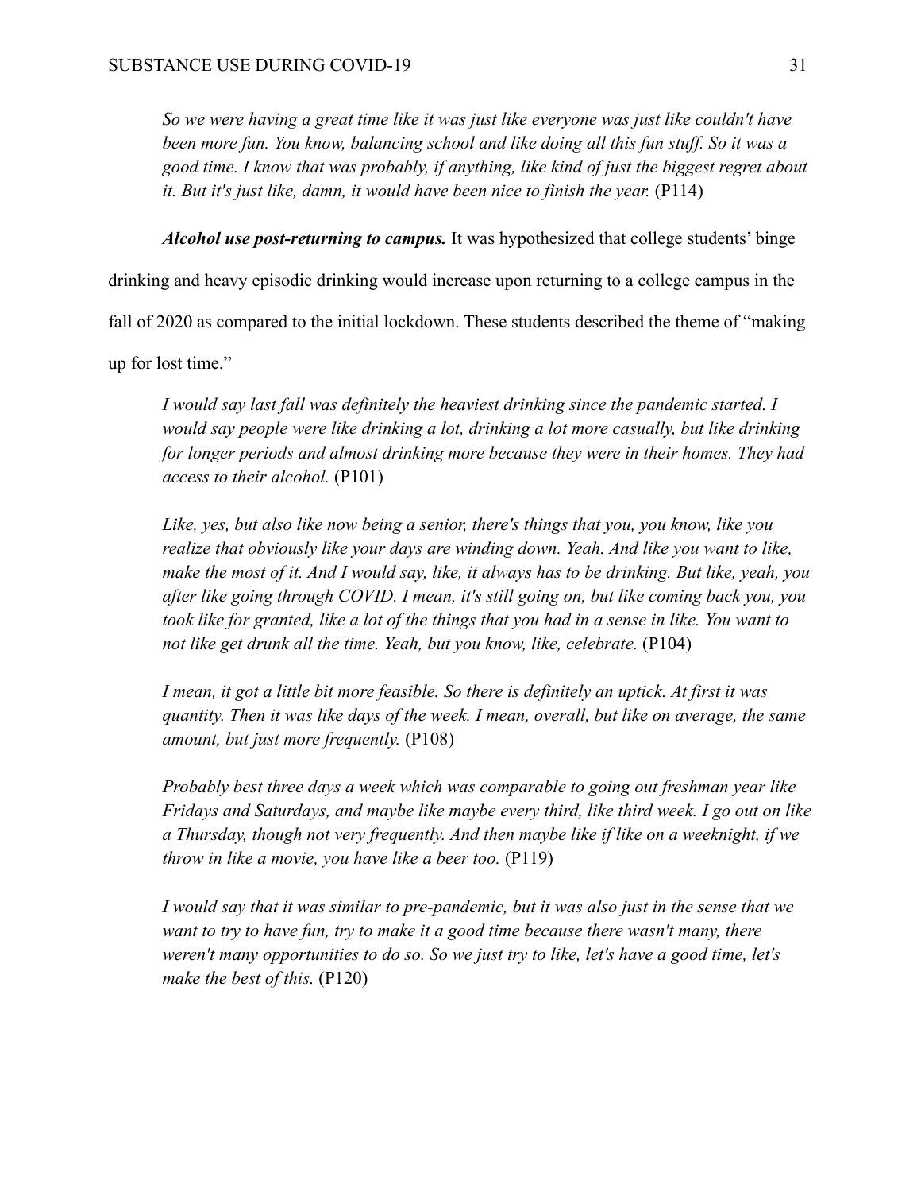*So we were having a great time like it was just like everyone was just like couldn't have been more fun. You know, balancing school and like doing all this fun stuff. So it was a good time. I know that was probably, if anything, like kind of just the biggest regret about it. But it's just like, damn, it would have been nice to finish the year.* (P114)

***Alcohol use post-returning to campus.*** It was hypothesized that college students' binge drinking and heavy episodic drinking would increase upon returning to a college campus in the fall of 2020 as compared to the initial lockdown. These students described the theme of "making up for lost time."

*I would say last fall was definitely the heaviest drinking since the pandemic started. I would say people were like drinking a lot, drinking a lot more casually, but like drinking for longer periods and almost drinking more because they were in their homes. They had access to their alcohol.* (P101)

*Like, yes, but also like now being a senior, there's things that you, you know, like you realize that obviously like your days are winding down. Yeah. And like you want to like, make the most of it. And I would say, like, it always has to be drinking. But like, yeah, you after like going through COVID. I mean, it's still going on, but like coming back you, you took like for granted, like a lot of the things that you had in a sense in like. You want to not like get drunk all the time. Yeah, but you know, like, celebrate.* (P104)

*I mean, it got a little bit more feasible. So there is definitely an uptick. At first it was quantity. Then it was like days of the week. I mean, overall, but like on average, the same amount, but just more frequently.* (P108)

*Probably best three days a week which was comparable to going out freshman year like Fridays and Saturdays, and maybe like maybe every third, like third week. I go out on like a Thursday, though not very frequently. And then maybe like if like on a weeknight, if we throw in like a movie, you have like a beer too.* (P119)

*I would say that it was similar to pre-pandemic, but it was also just in the sense that we want to try to have fun, try to make it a good time because there wasn't many, there weren't many opportunities to do so. So we just try to like, let's have a good time, let's make the best of this.* (P120)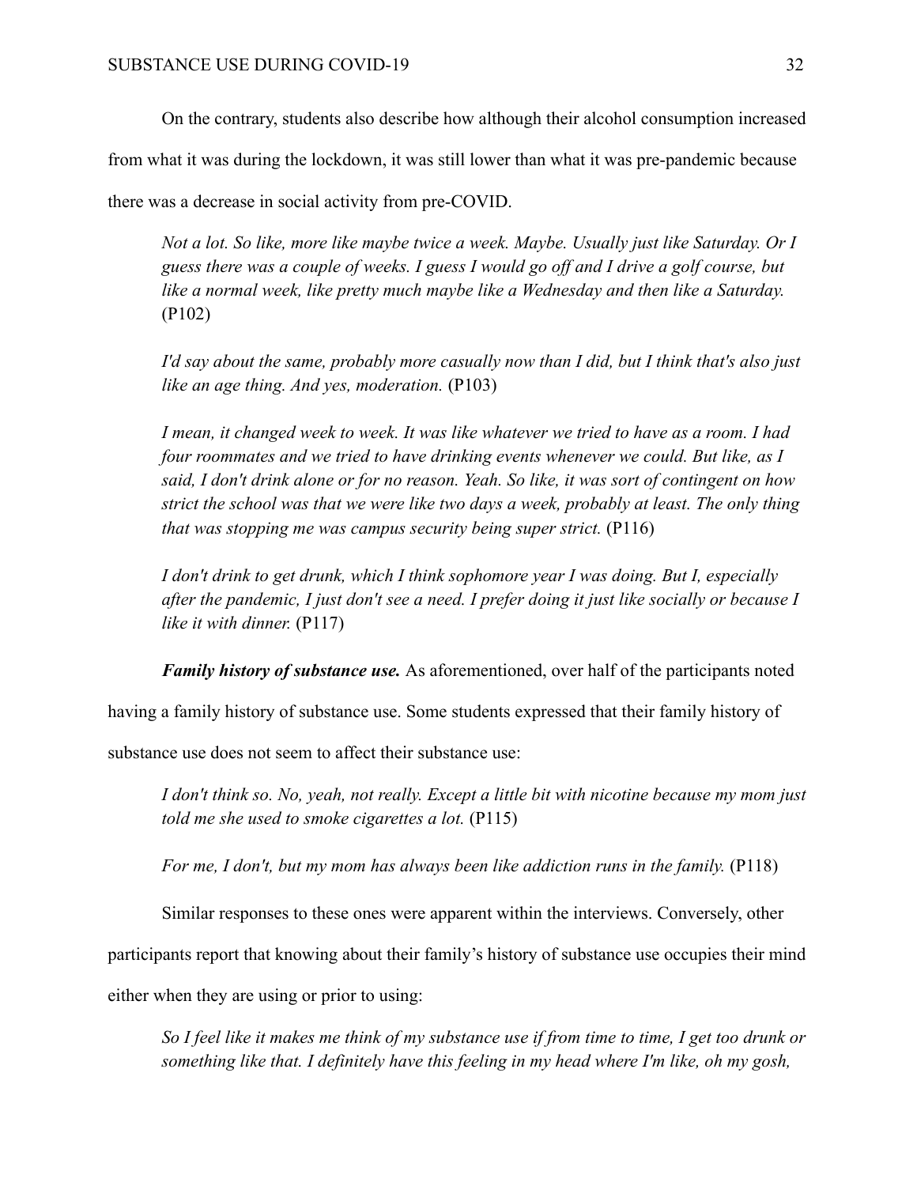On the contrary, students also describe how although their alcohol consumption increased from what it was during the lockdown, it was still lower than what it was pre-pandemic because there was a decrease in social activity from pre-COVID.

> *Not a lot. So like, more like maybe twice a week. Maybe. Usually just like Saturday. Or I guess there was a couple of weeks. I guess I would go off and I drive a golf course, but like a normal week, like pretty much maybe like a Wednesday and then like a Saturday.* (P102)

> *I'd say about the same, probably more casually now than I did, but I think that's also just like an age thing. And yes, moderation.* (P103)

> *I mean, it changed week to week. It was like whatever we tried to have as a room. I had four roommates and we tried to have drinking events whenever we could. But like, as I said, I don't drink alone or for no reason. Yeah. So like, it was sort of contingent on how strict the school was that we were like two days a week, probably at least. The only thing that was stopping me was campus security being super strict.* (P116)

> *I don't drink to get drunk, which I think sophomore year I was doing. But I, especially after the pandemic, I just don't see a need. I prefer doing it just like socially or because I like it with dinner.* (P117)

***Family history of substance use.*** As aforementioned, over half of the participants noted having a family history of substance use. Some students expressed that their family history of substance use does not seem to affect their substance use:

> *I don't think so. No, yeah, not really. Except a little bit with nicotine because my mom just told me she used to smoke cigarettes a lot.* (P115)

> *For me, I don't, but my mom has always been like addiction runs in the family.* (P118)

Similar responses to these ones were apparent within the interviews. Conversely, other participants report that knowing about their family's history of substance use occupies their mind either when they are using or prior to using:

> *So I feel like it makes me think of my substance use if from time to time, I get too drunk or something like that. I definitely have this feeling in my head where I'm like, oh my gosh,*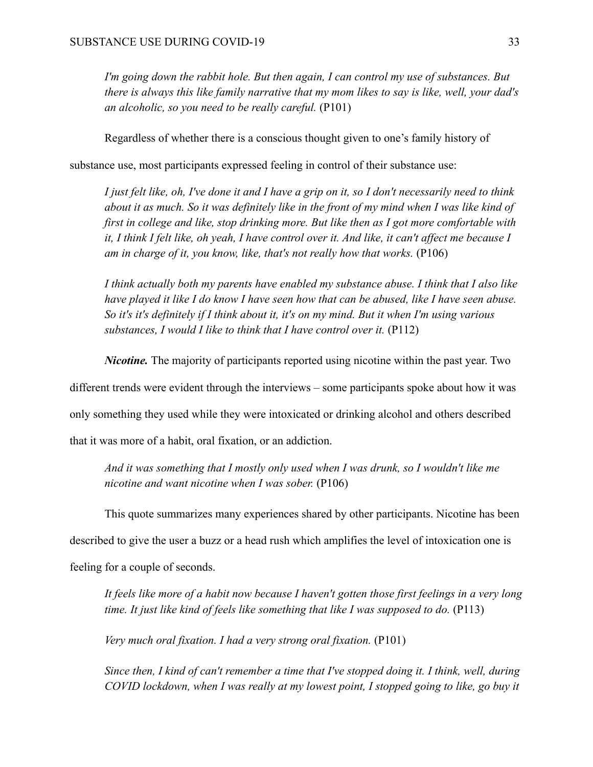*I'm going down the rabbit hole. But then again, I can control my use of substances. But there is always this like family narrative that my mom likes to say is like, well, your dad's an alcoholic, so you need to be really careful.* (P101)

Regardless of whether there is a conscious thought given to one's family history of substance use, most participants expressed feeling in control of their substance use:

*I just felt like, oh, I've done it and I have a grip on it, so I don't necessarily need to think about it as much. So it was definitely like in the front of my mind when I was like kind of first in college and like, stop drinking more. But like then as I got more comfortable with it, I think I felt like, oh yeah, I have control over it. And like, it can't affect me because I am in charge of it, you know, like, that's not really how that works.* (P106)

*I think actually both my parents have enabled my substance abuse. I think that I also like have played it like I do know I have seen how that can be abused, like I have seen abuse. So it's it's definitely if I think about it, it's on my mind. But it when I'm using various substances, I would I like to think that I have control over it.* (P112)

***Nicotine.*** The majority of participants reported using nicotine within the past year. Two different trends were evident through the interviews – some participants spoke about how it was only something they used while they were intoxicated or drinking alcohol and others described that it was more of a habit, oral fixation, or an addiction.

*And it was something that I mostly only used when I was drunk, so I wouldn't like me nicotine and want nicotine when I was sober.* (P106)

This quote summarizes many experiences shared by other participants. Nicotine has been described to give the user a buzz or a head rush which amplifies the level of intoxication one is feeling for a couple of seconds.

*It feels like more of a habit now because I haven't gotten those first feelings in a very long time. It just like kind of feels like something that like I was supposed to do.* (P113)

*Very much oral fixation. I had a very strong oral fixation.* (P101)

*Since then, I kind of can't remember a time that I've stopped doing it. I think, well, during COVID lockdown, when I was really at my lowest point, I stopped going to like, go buy it*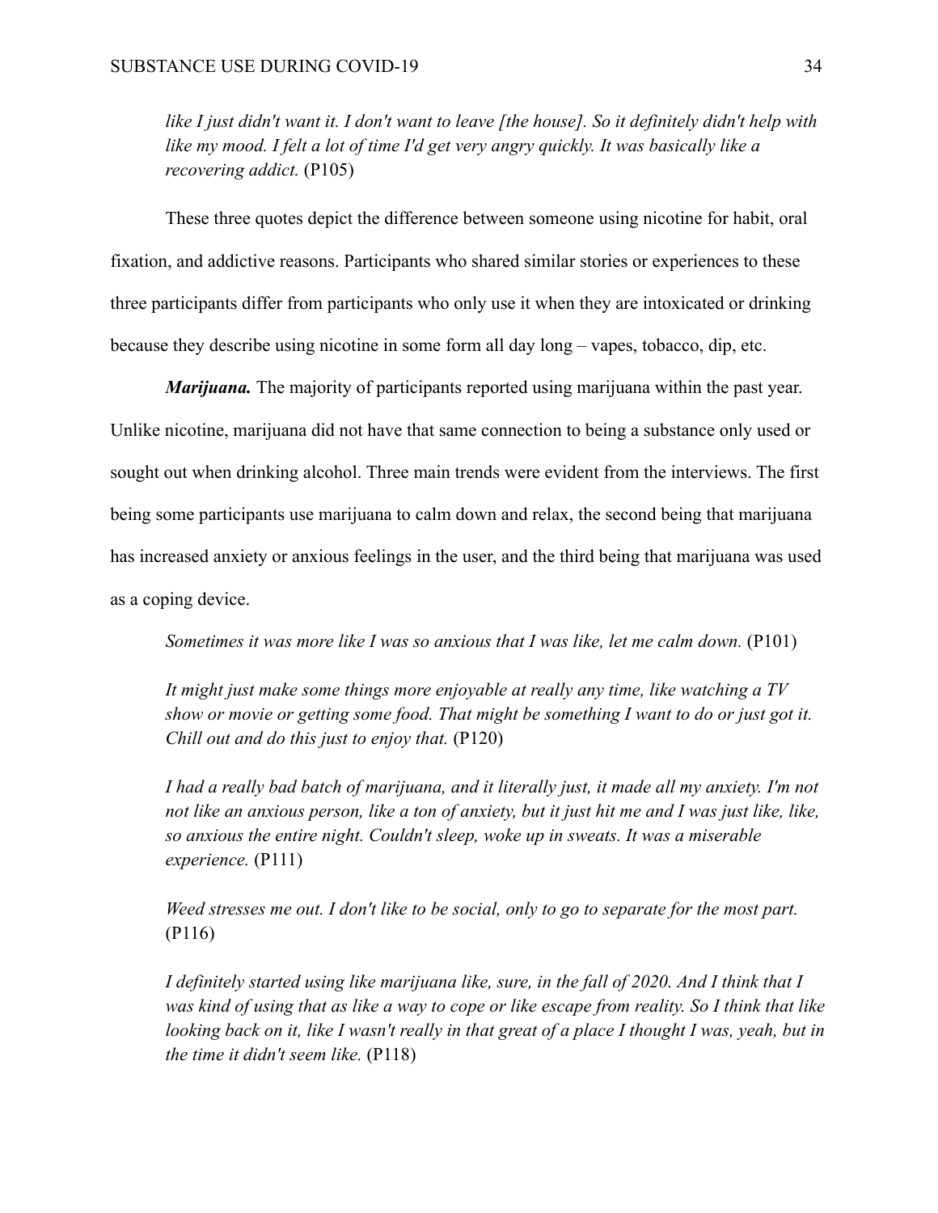*like I just didn't want it. I don't want to leave [the house]. So it definitely didn't help with like my mood. I felt a lot of time I'd get very angry quickly. It was basically like a recovering addict.* (P105)

These three quotes depict the difference between someone using nicotine for habit, oral fixation, and addictive reasons. Participants who shared similar stories or experiences to these three participants differ from participants who only use it when they are intoxicated or drinking because they describe using nicotine in some form all day long – vapes, tobacco, dip, etc.

***Marijuana.*** The majority of participants reported using marijuana within the past year. Unlike nicotine, marijuana did not have that same connection to being a substance only used or sought out when drinking alcohol. Three main trends were evident from the interviews. The first being some participants use marijuana to calm down and relax, the second being that marijuana has increased anxiety or anxious feelings in the user, and the third being that marijuana was used as a coping device.

*Sometimes it was more like I was so anxious that I was like, let me calm down.* (P101)

*It might just make some things more enjoyable at really any time, like watching a TV show or movie or getting some food. That might be something I want to do or just got it. Chill out and do this just to enjoy that.* (P120)

*I had a really bad batch of marijuana, and it literally just, it made all my anxiety. I'm not not like an anxious person, like a ton of anxiety, but it just hit me and I was just like, like, so anxious the entire night. Couldn't sleep, woke up in sweats. It was a miserable experience.* (P111)

*Weed stresses me out. I don't like to be social, only to go to separate for the most part.* (P116)

*I definitely started using like marijuana like, sure, in the fall of 2020. And I think that I was kind of using that as like a way to cope or like escape from reality. So I think that like looking back on it, like I wasn't really in that great of a place I thought I was, yeah, but in the time it didn't seem like.* (P118)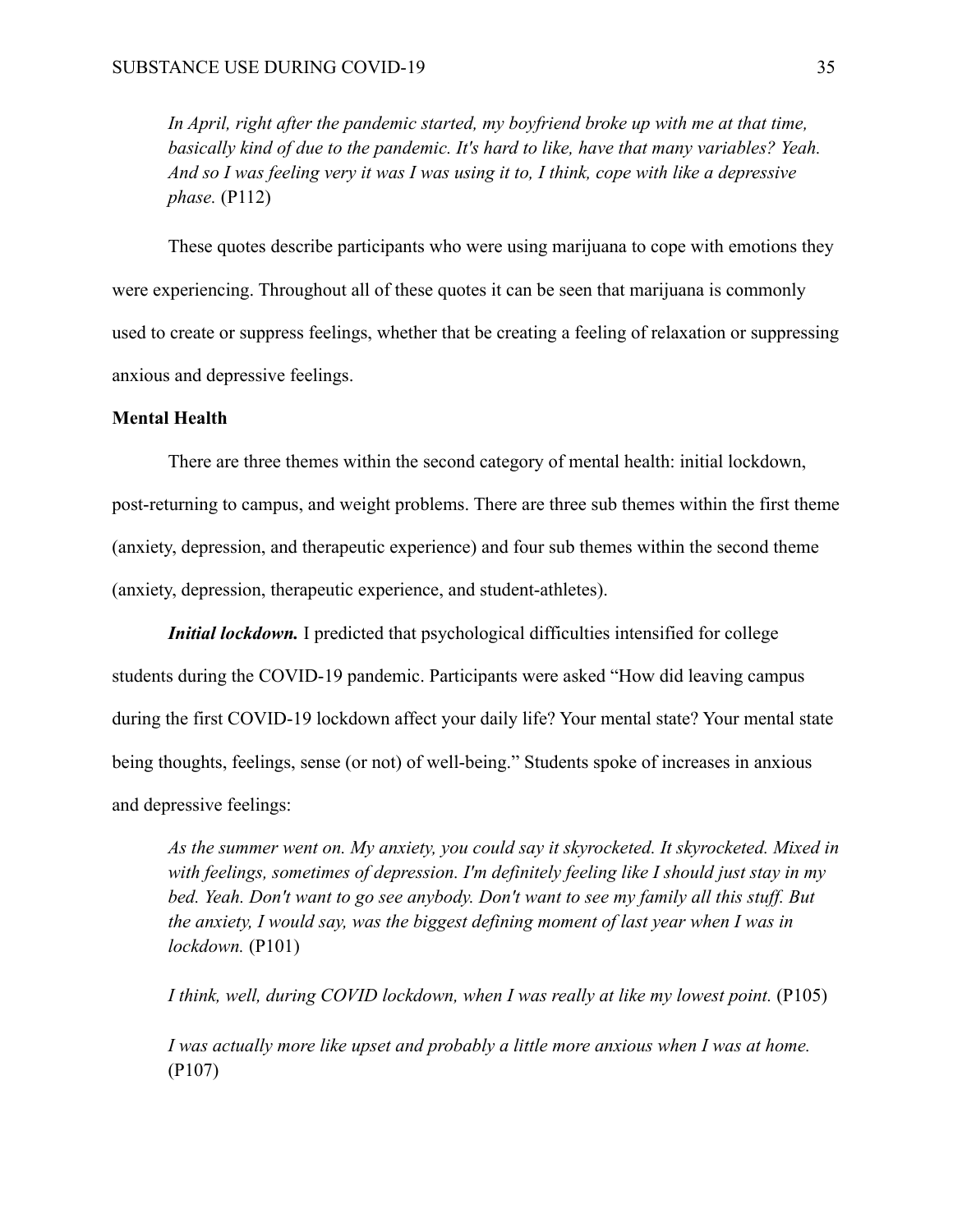*In April, right after the pandemic started, my boyfriend broke up with me at that time, basically kind of due to the pandemic. It's hard to like, have that many variables? Yeah. And so I was feeling very it was I was using it to, I think, cope with like a depressive phase.* (P112)

These quotes describe participants who were using marijuana to cope with emotions they were experiencing. Throughout all of these quotes it can be seen that marijuana is commonly used to create or suppress feelings, whether that be creating a feeling of relaxation or suppressing anxious and depressive feelings.

**Mental Health**

There are three themes within the second category of mental health: initial lockdown, post-returning to campus, and weight problems. There are three sub themes within the first theme (anxiety, depression, and therapeutic experience) and four sub themes within the second theme (anxiety, depression, therapeutic experience, and student-athletes).

***Initial lockdown.*** I predicted that psychological difficulties intensified for college students during the COVID-19 pandemic. Participants were asked "How did leaving campus during the first COVID-19 lockdown affect your daily life? Your mental state? Your mental state being thoughts, feelings, sense (or not) of well-being." Students spoke of increases in anxious and depressive feelings:

*As the summer went on. My anxiety, you could say it skyrocketed. It skyrocketed. Mixed in with feelings, sometimes of depression. I'm definitely feeling like I should just stay in my bed. Yeah. Don't want to go see anybody. Don't want to see my family all this stuff. But the anxiety, I would say, was the biggest defining moment of last year when I was in lockdown.* (P101)

*I think, well, during COVID lockdown, when I was really at like my lowest point.* (P105)

*I was actually more like upset and probably a little more anxious when I was at home.* (P107)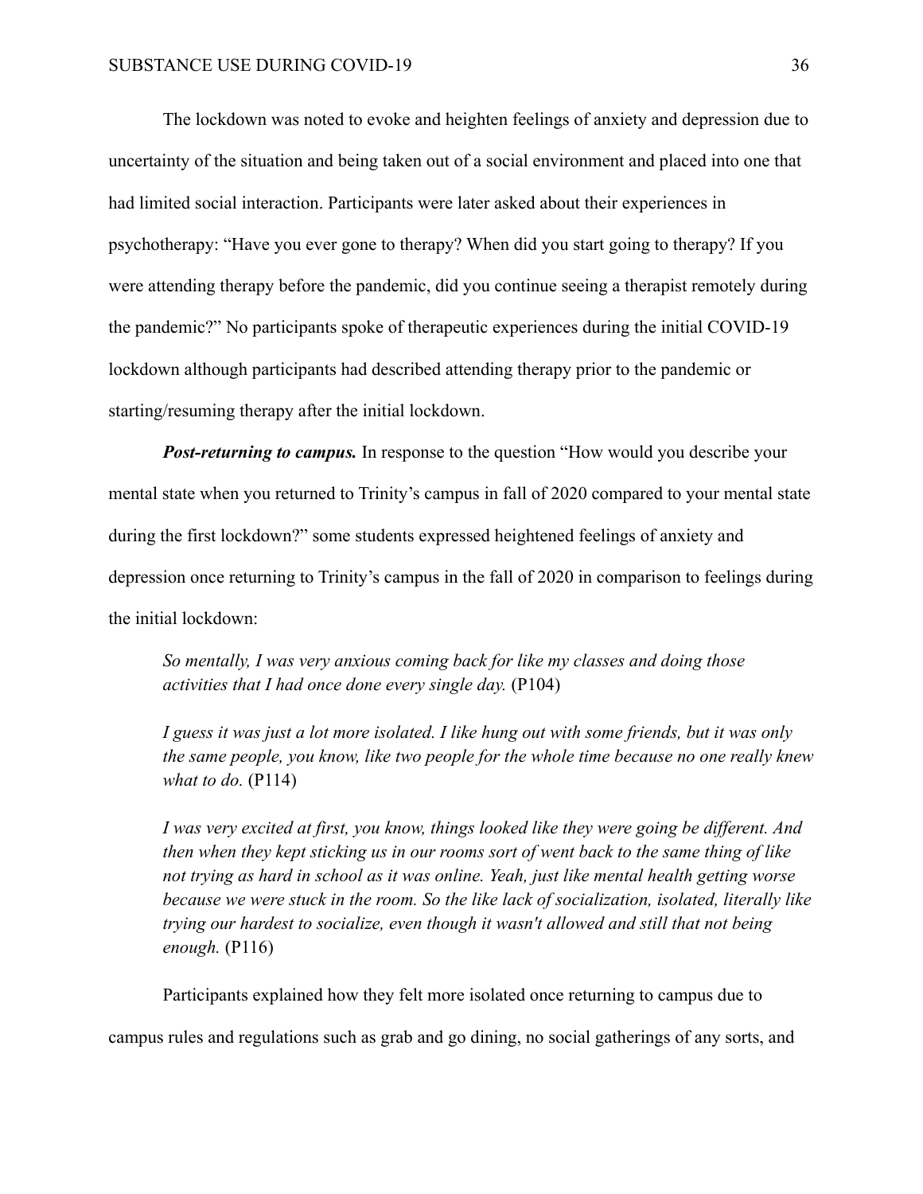The lockdown was noted to evoke and heighten feelings of anxiety and depression due to uncertainty of the situation and being taken out of a social environment and placed into one that had limited social interaction. Participants were later asked about their experiences in psychotherapy: "Have you ever gone to therapy? When did you start going to therapy? If you were attending therapy before the pandemic, did you continue seeing a therapist remotely during the pandemic?" No participants spoke of therapeutic experiences during the initial COVID-19 lockdown although participants had described attending therapy prior to the pandemic or starting/resuming therapy after the initial lockdown.

***Post-returning to campus.*** In response to the question "How would you describe your mental state when you returned to Trinity's campus in fall of 2020 compared to your mental state during the first lockdown?" some students expressed heightened feelings of anxiety and depression once returning to Trinity's campus in the fall of 2020 in comparison to feelings during the initial lockdown:

> *So mentally, I was very anxious coming back for like my classes and doing those activities that I had once done every single day.* (P104)
>
> *I guess it was just a lot more isolated. I like hung out with some friends, but it was only the same people, you know, like two people for the whole time because no one really knew what to do.* (P114)
>
> *I was very excited at first, you know, things looked like they were going be different. And then when they kept sticking us in our rooms sort of went back to the same thing of like not trying as hard in school as it was online. Yeah, just like mental health getting worse because we were stuck in the room. So the like lack of socialization, isolated, literally like trying our hardest to socialize, even though it wasn't allowed and still that not being enough.* (P116)

Participants explained how they felt more isolated once returning to campus due to campus rules and regulations such as grab and go dining, no social gatherings of any sorts, and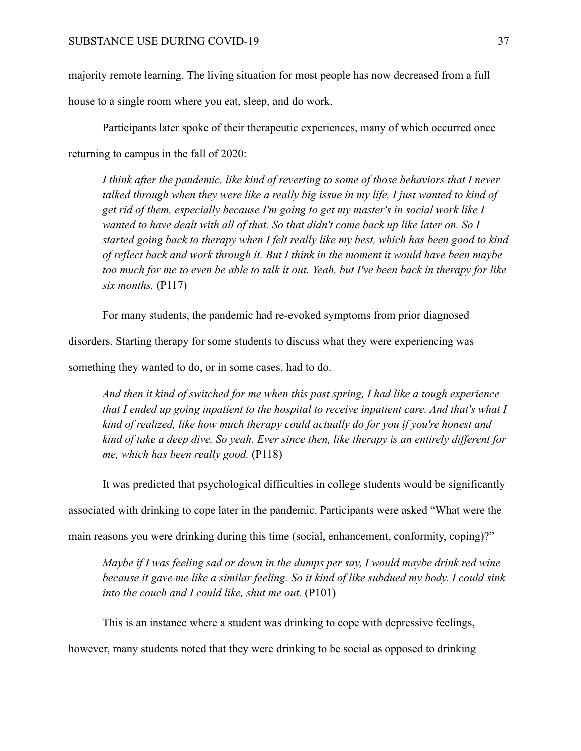majority remote learning. The living situation for most people has now decreased from a full house to a single room where you eat, sleep, and do work.

Participants later spoke of their therapeutic experiences, many of which occurred once returning to campus in the fall of 2020:

> *I think after the pandemic, like kind of reverting to some of those behaviors that I never talked through when they were like a really big issue in my life, I just wanted to kind of get rid of them, especially because I'm going to get my master's in social work like I wanted to have dealt with all of that. So that didn't come back up like later on. So I started going back to therapy when I felt really like my best, which has been good to kind of reflect back and work through it. But I think in the moment it would have been maybe too much for me to even be able to talk it out. Yeah, but I've been back in therapy for like six months.* (P117)

For many students, the pandemic had re-evoked symptoms from prior diagnosed disorders. Starting therapy for some students to discuss what they were experiencing was something they wanted to do, or in some cases, had to do.

> *And then it kind of switched for me when this past spring, I had like a tough experience that I ended up going inpatient to the hospital to receive inpatient care. And that's what I kind of realized, like how much therapy could actually do for you if you're honest and kind of take a deep dive. So yeah. Ever since then, like therapy is an entirely different for me, which has been really good.* (P118)

It was predicted that psychological difficulties in college students would be significantly associated with drinking to cope later in the pandemic. Participants were asked "What were the main reasons you were drinking during this time (social, enhancement, conformity, coping)?"

> *Maybe if I was feeling sad or down in the dumps per say, I would maybe drink red wine because it gave me like a similar feeling. So it kind of like subdued my body. I could sink into the couch and I could like, shut me out.* (P101)

This is an instance where a student was drinking to cope with depressive feelings, however, many students noted that they were drinking to be social as opposed to drinking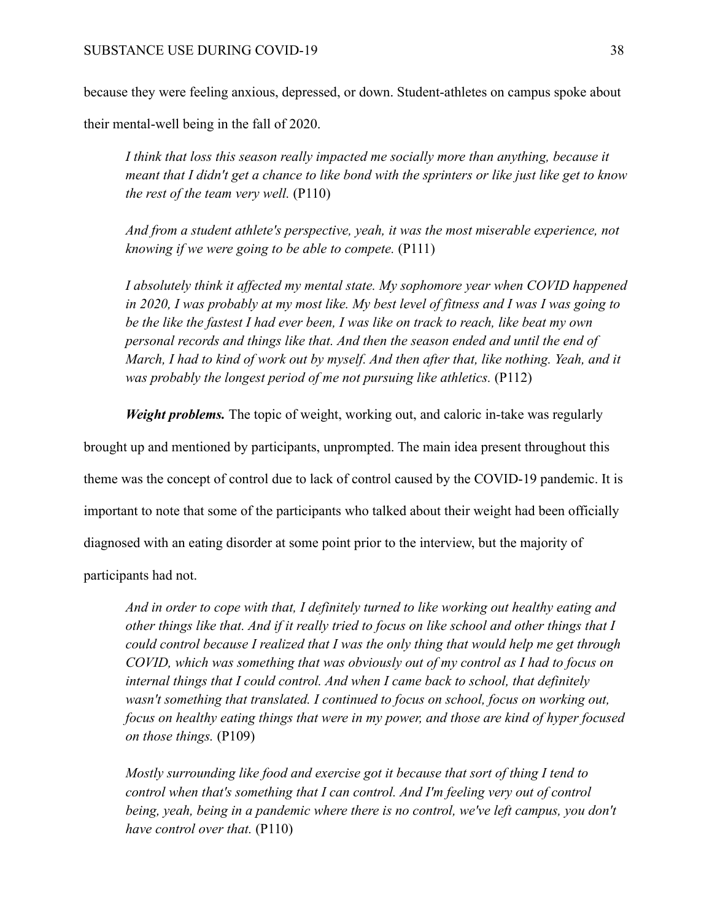because they were feeling anxious, depressed, or down. Student-athletes on campus spoke about their mental-well being in the fall of 2020.

> *I think that loss this season really impacted me socially more than anything, because it meant that I didn't get a chance to like bond with the sprinters or like just like get to know the rest of the team very well.* (P110)

> *And from a student athlete's perspective, yeah, it was the most miserable experience, not knowing if we were going to be able to compete.* (P111)

> *I absolutely think it affected my mental state. My sophomore year when COVID happened in 2020, I was probably at my most like. My best level of fitness and I was I was going to be the like the fastest I had ever been, I was like on track to reach, like beat my own personal records and things like that. And then the season ended and until the end of March, I had to kind of work out by myself. And then after that, like nothing. Yeah, and it was probably the longest period of me not pursuing like athletics.* (P112)

***Weight problems.*** The topic of weight, working out, and caloric in-take was regularly brought up and mentioned by participants, unprompted. The main idea present throughout this theme was the concept of control due to lack of control caused by the COVID-19 pandemic. It is important to note that some of the participants who talked about their weight had been officially diagnosed with an eating disorder at some point prior to the interview, but the majority of participants had not.

> *And in order to cope with that, I definitely turned to like working out healthy eating and other things like that. And if it really tried to focus on like school and other things that I could control because I realized that I was the only thing that would help me get through COVID, which was something that was obviously out of my control as I had to focus on internal things that I could control. And when I came back to school, that definitely wasn't something that translated. I continued to focus on school, focus on working out, focus on healthy eating things that were in my power, and those are kind of hyper focused on those things.* (P109)

> *Mostly surrounding like food and exercise got it because that sort of thing I tend to control when that's something that I can control. And I'm feeling very out of control being, yeah, being in a pandemic where there is no control, we've left campus, you don't have control over that.* (P110)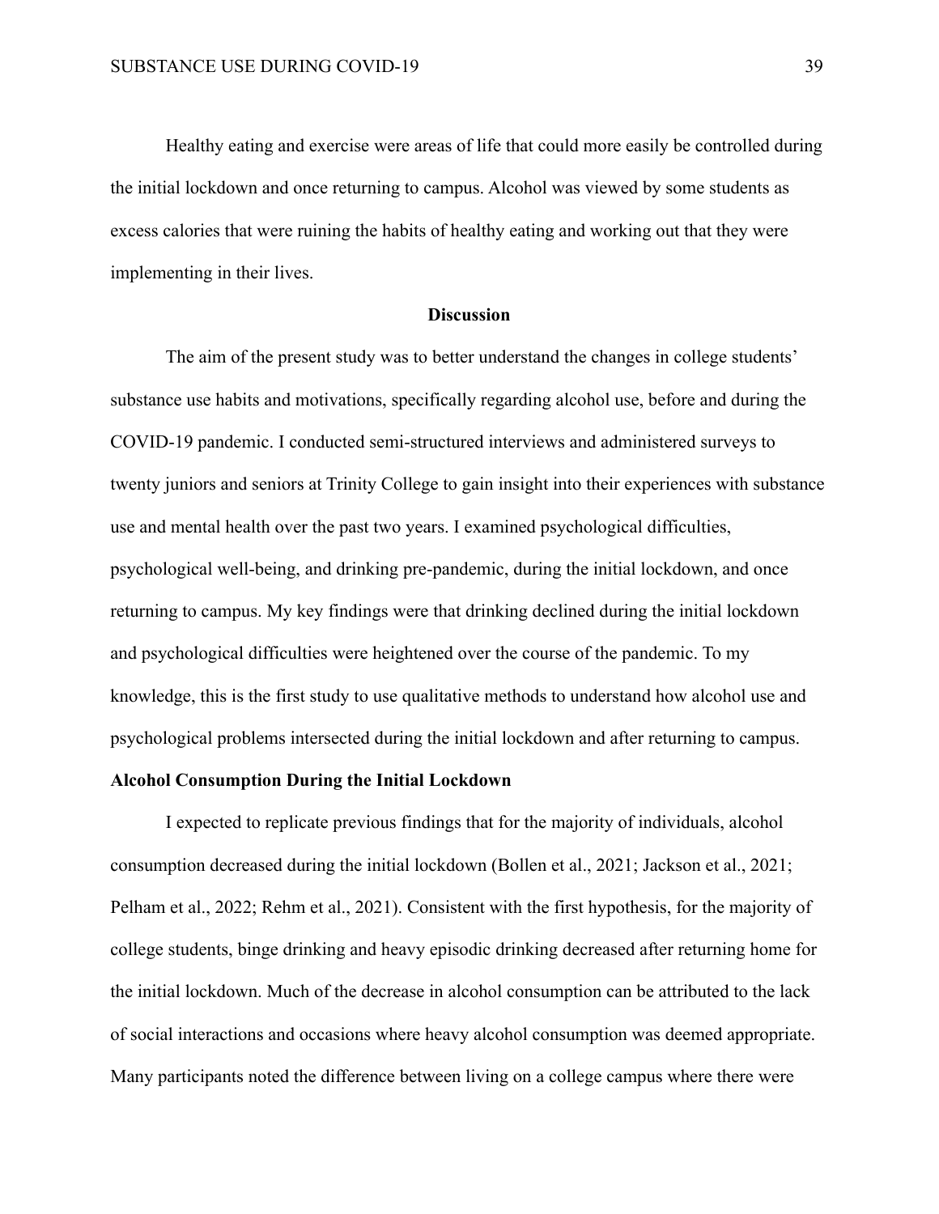Healthy eating and exercise were areas of life that could more easily be controlled during the initial lockdown and once returning to campus. Alcohol was viewed by some students as excess calories that were ruining the habits of healthy eating and working out that they were implementing in their lives.

## Discussion

The aim of the present study was to better understand the changes in college students' substance use habits and motivations, specifically regarding alcohol use, before and during the COVID-19 pandemic. I conducted semi-structured interviews and administered surveys to twenty juniors and seniors at Trinity College to gain insight into their experiences with substance use and mental health over the past two years. I examined psychological difficulties, psychological well-being, and drinking pre-pandemic, during the initial lockdown, and once returning to campus. My key findings were that drinking declined during the initial lockdown and psychological difficulties were heightened over the course of the pandemic. To my knowledge, this is the first study to use qualitative methods to understand how alcohol use and psychological problems intersected during the initial lockdown and after returning to campus.

### Alcohol Consumption During the Initial Lockdown

I expected to replicate previous findings that for the majority of individuals, alcohol consumption decreased during the initial lockdown (Bollen et al., 2021; Jackson et al., 2021; Pelham et al., 2022; Rehm et al., 2021). Consistent with the first hypothesis, for the majority of college students, binge drinking and heavy episodic drinking decreased after returning home for the initial lockdown. Much of the decrease in alcohol consumption can be attributed to the lack of social interactions and occasions where heavy alcohol consumption was deemed appropriate. Many participants noted the difference between living on a college campus where there were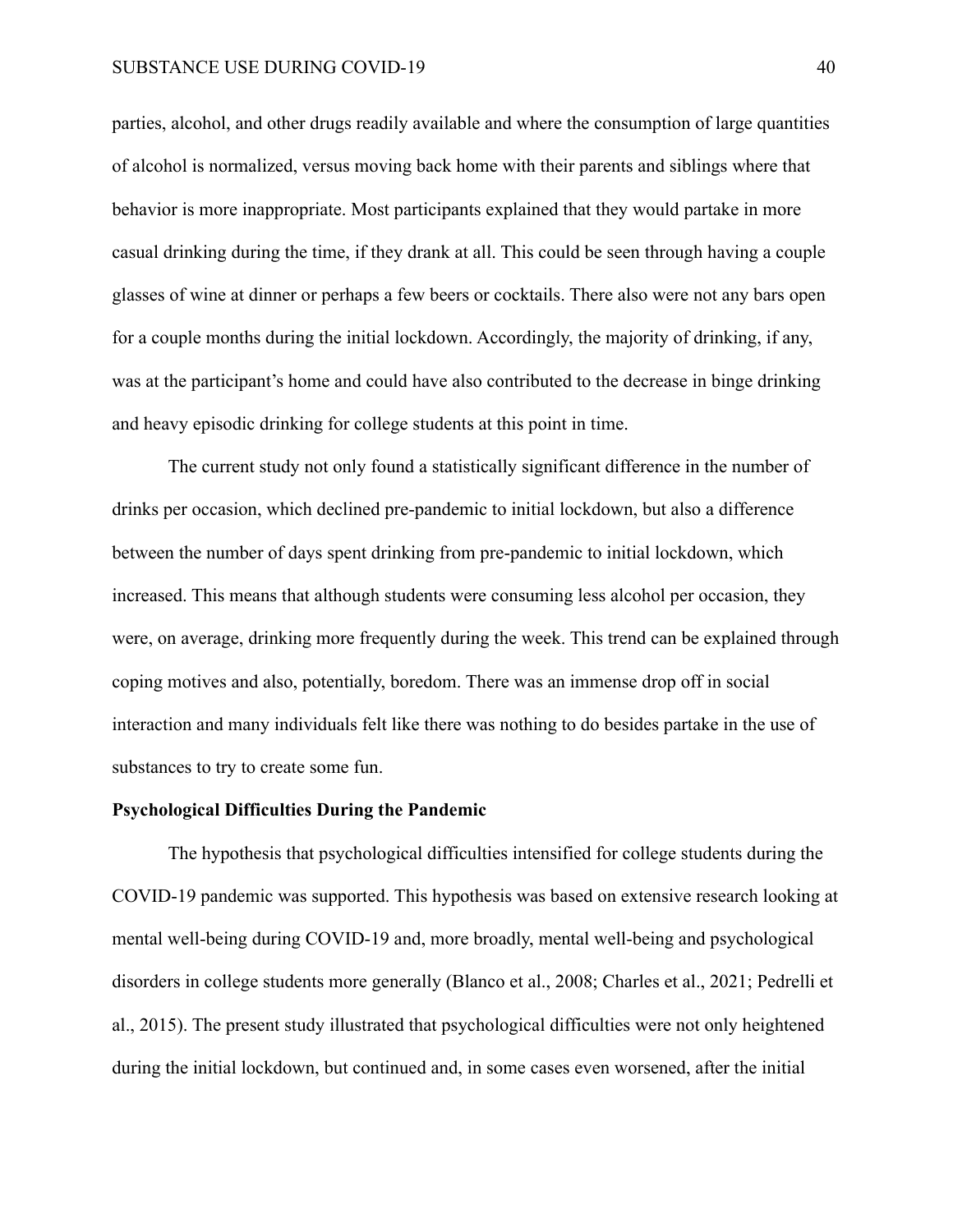parties, alcohol, and other drugs readily available and where the consumption of large quantities of alcohol is normalized, versus moving back home with their parents and siblings where that behavior is more inappropriate. Most participants explained that they would partake in more casual drinking during the time, if they drank at all. This could be seen through having a couple glasses of wine at dinner or perhaps a few beers or cocktails. There also were not any bars open for a couple months during the initial lockdown. Accordingly, the majority of drinking, if any, was at the participant's home and could have also contributed to the decrease in binge drinking and heavy episodic drinking for college students at this point in time.

The current study not only found a statistically significant difference in the number of drinks per occasion, which declined pre-pandemic to initial lockdown, but also a difference between the number of days spent drinking from pre-pandemic to initial lockdown, which increased. This means that although students were consuming less alcohol per occasion, they were, on average, drinking more frequently during the week. This trend can be explained through coping motives and also, potentially, boredom. There was an immense drop off in social interaction and many individuals felt like there was nothing to do besides partake in the use of substances to try to create some fun.

**Psychological Difficulties During the Pandemic**

The hypothesis that psychological difficulties intensified for college students during the COVID-19 pandemic was supported. This hypothesis was based on extensive research looking at mental well-being during COVID-19 and, more broadly, mental well-being and psychological disorders in college students more generally (Blanco et al., 2008; Charles et al., 2021; Pedrelli et al., 2015). The present study illustrated that psychological difficulties were not only heightened during the initial lockdown, but continued and, in some cases even worsened, after the initial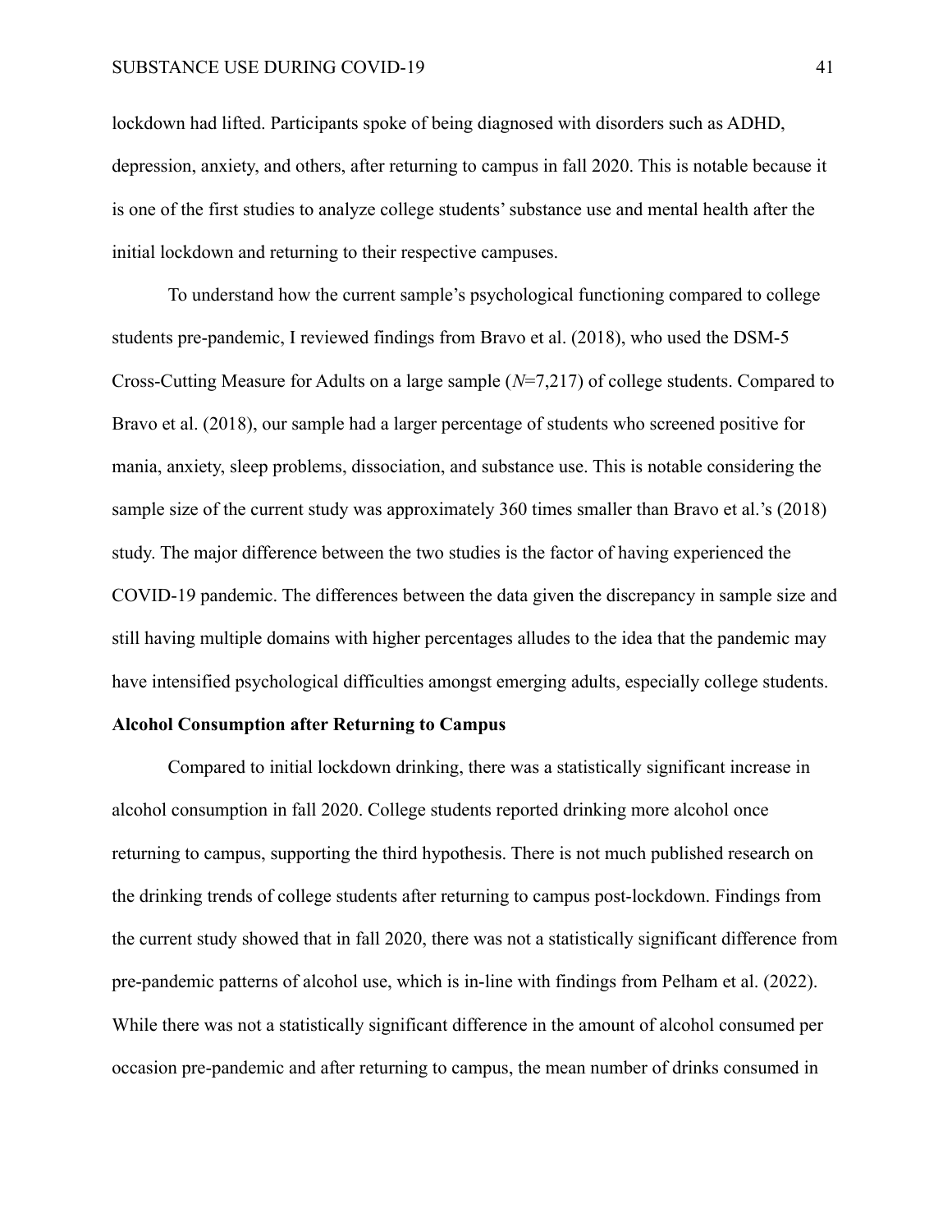lockdown had lifted. Participants spoke of being diagnosed with disorders such as ADHD, depression, anxiety, and others, after returning to campus in fall 2020. This is notable because it is one of the first studies to analyze college students' substance use and mental health after the initial lockdown and returning to their respective campuses.

To understand how the current sample's psychological functioning compared to college students pre-pandemic, I reviewed findings from Bravo et al. (2018), who used the DSM-5 Cross-Cutting Measure for Adults on a large sample (*N*=7,217) of college students. Compared to Bravo et al. (2018), our sample had a larger percentage of students who screened positive for mania, anxiety, sleep problems, dissociation, and substance use. This is notable considering the sample size of the current study was approximately 360 times smaller than Bravo et al.'s (2018) study. The major difference between the two studies is the factor of having experienced the COVID-19 pandemic. The differences between the data given the discrepancy in sample size and still having multiple domains with higher percentages alludes to the idea that the pandemic may have intensified psychological difficulties amongst emerging adults, especially college students.

**Alcohol Consumption after Returning to Campus**

Compared to initial lockdown drinking, there was a statistically significant increase in alcohol consumption in fall 2020. College students reported drinking more alcohol once returning to campus, supporting the third hypothesis. There is not much published research on the drinking trends of college students after returning to campus post-lockdown. Findings from the current study showed that in fall 2020, there was not a statistically significant difference from pre-pandemic patterns of alcohol use, which is in-line with findings from Pelham et al. (2022). While there was not a statistically significant difference in the amount of alcohol consumed per occasion pre-pandemic and after returning to campus, the mean number of drinks consumed in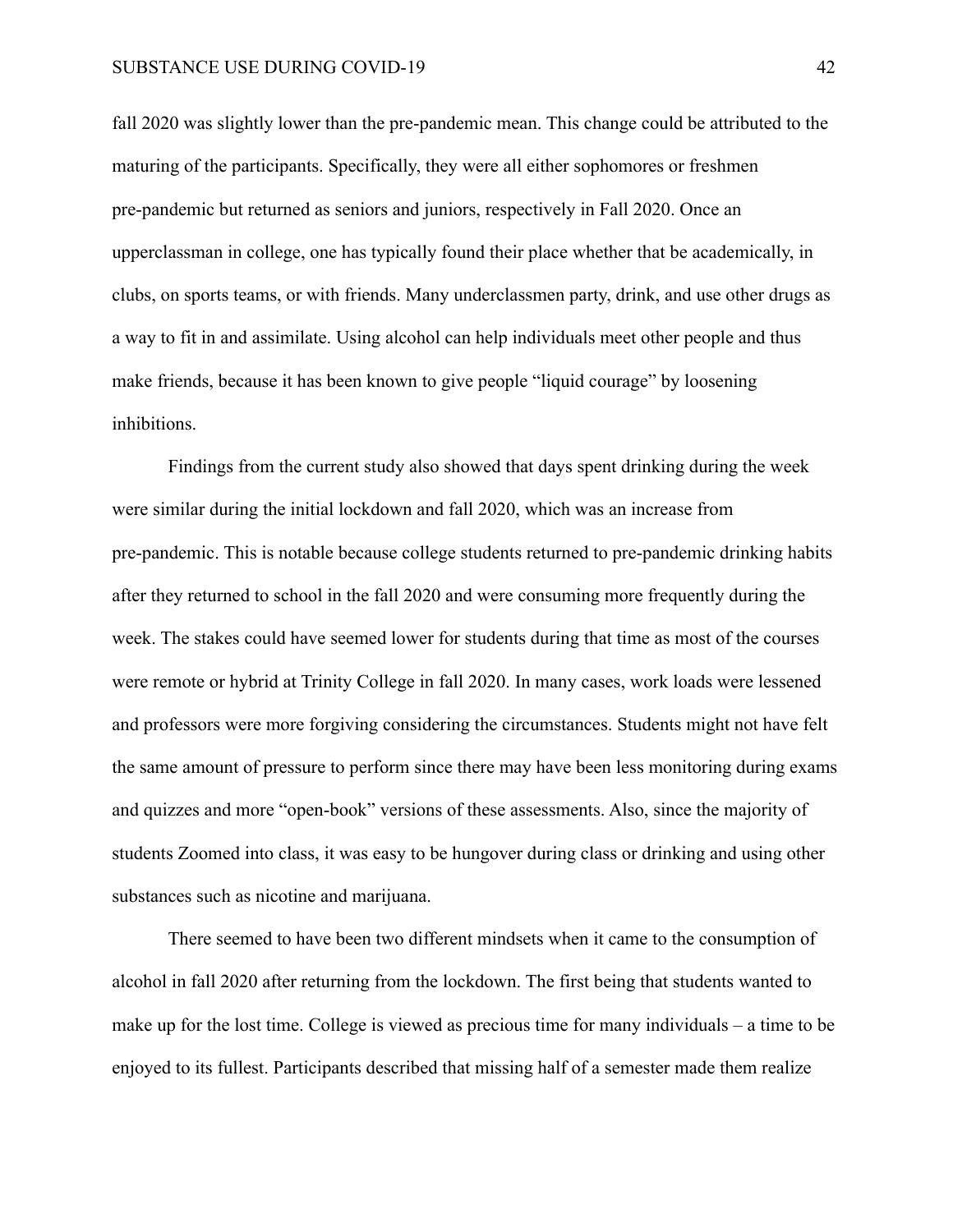fall 2020 was slightly lower than the pre-pandemic mean. This change could be attributed to the maturing of the participants. Specifically, they were all either sophomores or freshmen pre-pandemic but returned as seniors and juniors, respectively in Fall 2020. Once an upperclassman in college, one has typically found their place whether that be academically, in clubs, on sports teams, or with friends. Many underclassmen party, drink, and use other drugs as a way to fit in and assimilate. Using alcohol can help individuals meet other people and thus make friends, because it has been known to give people "liquid courage" by loosening inhibitions.

Findings from the current study also showed that days spent drinking during the week were similar during the initial lockdown and fall 2020, which was an increase from pre-pandemic. This is notable because college students returned to pre-pandemic drinking habits after they returned to school in the fall 2020 and were consuming more frequently during the week. The stakes could have seemed lower for students during that time as most of the courses were remote or hybrid at Trinity College in fall 2020. In many cases, work loads were lessened and professors were more forgiving considering the circumstances. Students might not have felt the same amount of pressure to perform since there may have been less monitoring during exams and quizzes and more "open-book" versions of these assessments. Also, since the majority of students Zoomed into class, it was easy to be hungover during class or drinking and using other substances such as nicotine and marijuana.

There seemed to have been two different mindsets when it came to the consumption of alcohol in fall 2020 after returning from the lockdown. The first being that students wanted to make up for the lost time. College is viewed as precious time for many individuals – a time to be enjoyed to its fullest. Participants described that missing half of a semester made them realize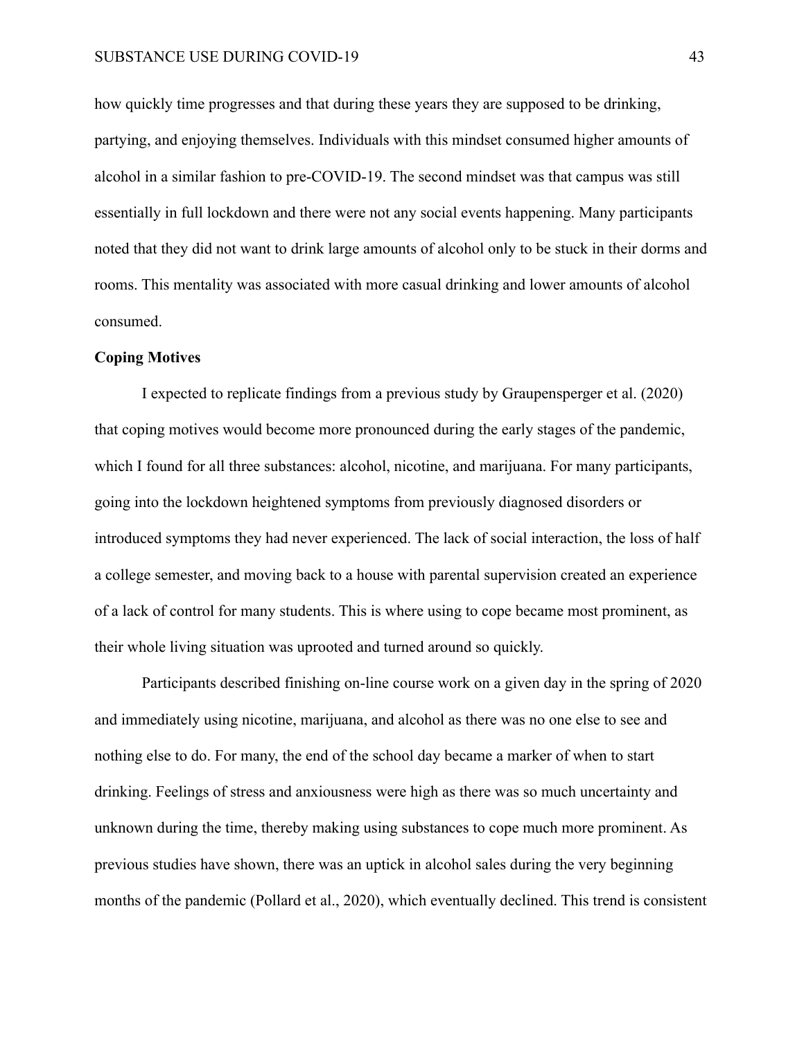how quickly time progresses and that during these years they are supposed to be drinking, partying, and enjoying themselves. Individuals with this mindset consumed higher amounts of alcohol in a similar fashion to pre-COVID-19. The second mindset was that campus was still essentially in full lockdown and there were not any social events happening. Many participants noted that they did not want to drink large amounts of alcohol only to be stuck in their dorms and rooms. This mentality was associated with more casual drinking and lower amounts of alcohol consumed.

**Coping Motives**

I expected to replicate findings from a previous study by Graupensperger et al. (2020) that coping motives would become more pronounced during the early stages of the pandemic, which I found for all three substances: alcohol, nicotine, and marijuana. For many participants, going into the lockdown heightened symptoms from previously diagnosed disorders or introduced symptoms they had never experienced. The lack of social interaction, the loss of half a college semester, and moving back to a house with parental supervision created an experience of a lack of control for many students. This is where using to cope became most prominent, as their whole living situation was uprooted and turned around so quickly.

Participants described finishing on-line course work on a given day in the spring of 2020 and immediately using nicotine, marijuana, and alcohol as there was no one else to see and nothing else to do. For many, the end of the school day became a marker of when to start drinking. Feelings of stress and anxiousness were high as there was so much uncertainty and unknown during the time, thereby making using substances to cope much more prominent. As previous studies have shown, there was an uptick in alcohol sales during the very beginning months of the pandemic (Pollard et al., 2020), which eventually declined. This trend is consistent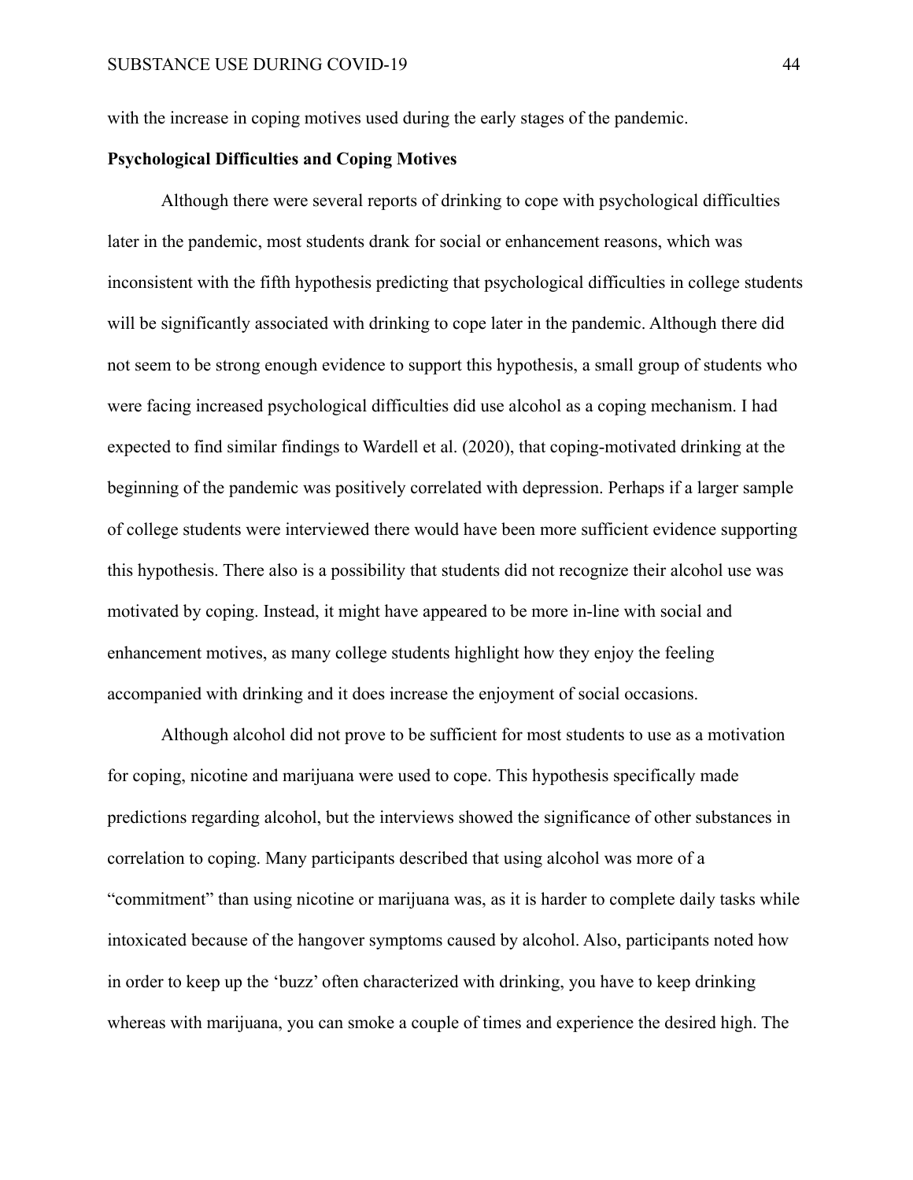with the increase in coping motives used during the early stages of the pandemic.

**Psychological Difficulties and Coping Motives**

Although there were several reports of drinking to cope with psychological difficulties later in the pandemic, most students drank for social or enhancement reasons, which was inconsistent with the fifth hypothesis predicting that psychological difficulties in college students will be significantly associated with drinking to cope later in the pandemic. Although there did not seem to be strong enough evidence to support this hypothesis, a small group of students who were facing increased psychological difficulties did use alcohol as a coping mechanism. I had expected to find similar findings to Wardell et al. (2020), that coping-motivated drinking at the beginning of the pandemic was positively correlated with depression. Perhaps if a larger sample of college students were interviewed there would have been more sufficient evidence supporting this hypothesis. There also is a possibility that students did not recognize their alcohol use was motivated by coping. Instead, it might have appeared to be more in-line with social and enhancement motives, as many college students highlight how they enjoy the feeling accompanied with drinking and it does increase the enjoyment of social occasions.

Although alcohol did not prove to be sufficient for most students to use as a motivation for coping, nicotine and marijuana were used to cope. This hypothesis specifically made predictions regarding alcohol, but the interviews showed the significance of other substances in correlation to coping. Many participants described that using alcohol was more of a "commitment" than using nicotine or marijuana was, as it is harder to complete daily tasks while intoxicated because of the hangover symptoms caused by alcohol. Also, participants noted how in order to keep up the 'buzz' often characterized with drinking, you have to keep drinking whereas with marijuana, you can smoke a couple of times and experience the desired high. The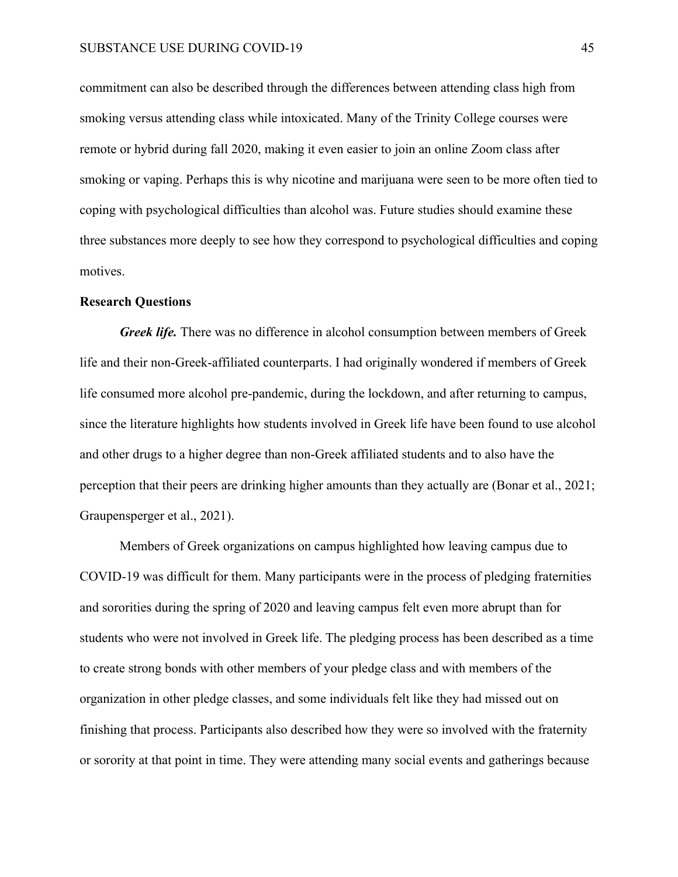commitment can also be described through the differences between attending class high from smoking versus attending class while intoxicated. Many of the Trinity College courses were remote or hybrid during fall 2020, making it even easier to join an online Zoom class after smoking or vaping. Perhaps this is why nicotine and marijuana were seen to be more often tied to coping with psychological difficulties than alcohol was. Future studies should examine these three substances more deeply to see how they correspond to psychological difficulties and coping motives.

## Research Questions

***Greek life.*** There was no difference in alcohol consumption between members of Greek life and their non-Greek-affiliated counterparts. I had originally wondered if members of Greek life consumed more alcohol pre-pandemic, during the lockdown, and after returning to campus, since the literature highlights how students involved in Greek life have been found to use alcohol and other drugs to a higher degree than non-Greek affiliated students and to also have the perception that their peers are drinking higher amounts than they actually are (Bonar et al., 2021; Graupensperger et al., 2021).

Members of Greek organizations on campus highlighted how leaving campus due to COVID-19 was difficult for them. Many participants were in the process of pledging fraternities and sororities during the spring of 2020 and leaving campus felt even more abrupt than for students who were not involved in Greek life. The pledging process has been described as a time to create strong bonds with other members of your pledge class and with members of the organization in other pledge classes, and some individuals felt like they had missed out on finishing that process. Participants also described how they were so involved with the fraternity or sorority at that point in time. They were attending many social events and gatherings because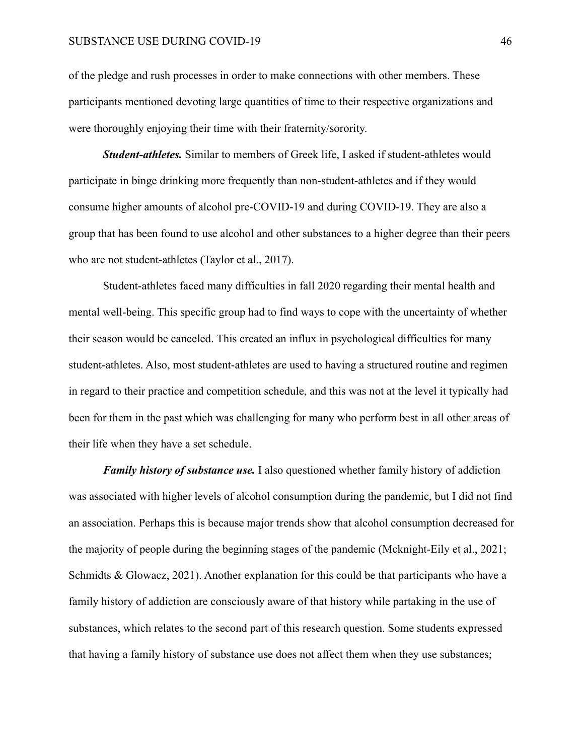of the pledge and rush processes in order to make connections with other members. These participants mentioned devoting large quantities of time to their respective organizations and were thoroughly enjoying their time with their fraternity/sorority.

***Student-athletes.*** Similar to members of Greek life, I asked if student-athletes would participate in binge drinking more frequently than non-student-athletes and if they would consume higher amounts of alcohol pre-COVID-19 and during COVID-19. They are also a group that has been found to use alcohol and other substances to a higher degree than their peers who are not student-athletes (Taylor et al., 2017).

Student-athletes faced many difficulties in fall 2020 regarding their mental health and mental well-being. This specific group had to find ways to cope with the uncertainty of whether their season would be canceled. This created an influx in psychological difficulties for many student-athletes. Also, most student-athletes are used to having a structured routine and regimen in regard to their practice and competition schedule, and this was not at the level it typically had been for them in the past which was challenging for many who perform best in all other areas of their life when they have a set schedule.

***Family history of substance use.*** I also questioned whether family history of addiction was associated with higher levels of alcohol consumption during the pandemic, but I did not find an association. Perhaps this is because major trends show that alcohol consumption decreased for the majority of people during the beginning stages of the pandemic (Mcknight-Eily et al., 2021; Schmidts & Glowacz, 2021). Another explanation for this could be that participants who have a family history of addiction are consciously aware of that history while partaking in the use of substances, which relates to the second part of this research question. Some students expressed that having a family history of substance use does not affect them when they use substances;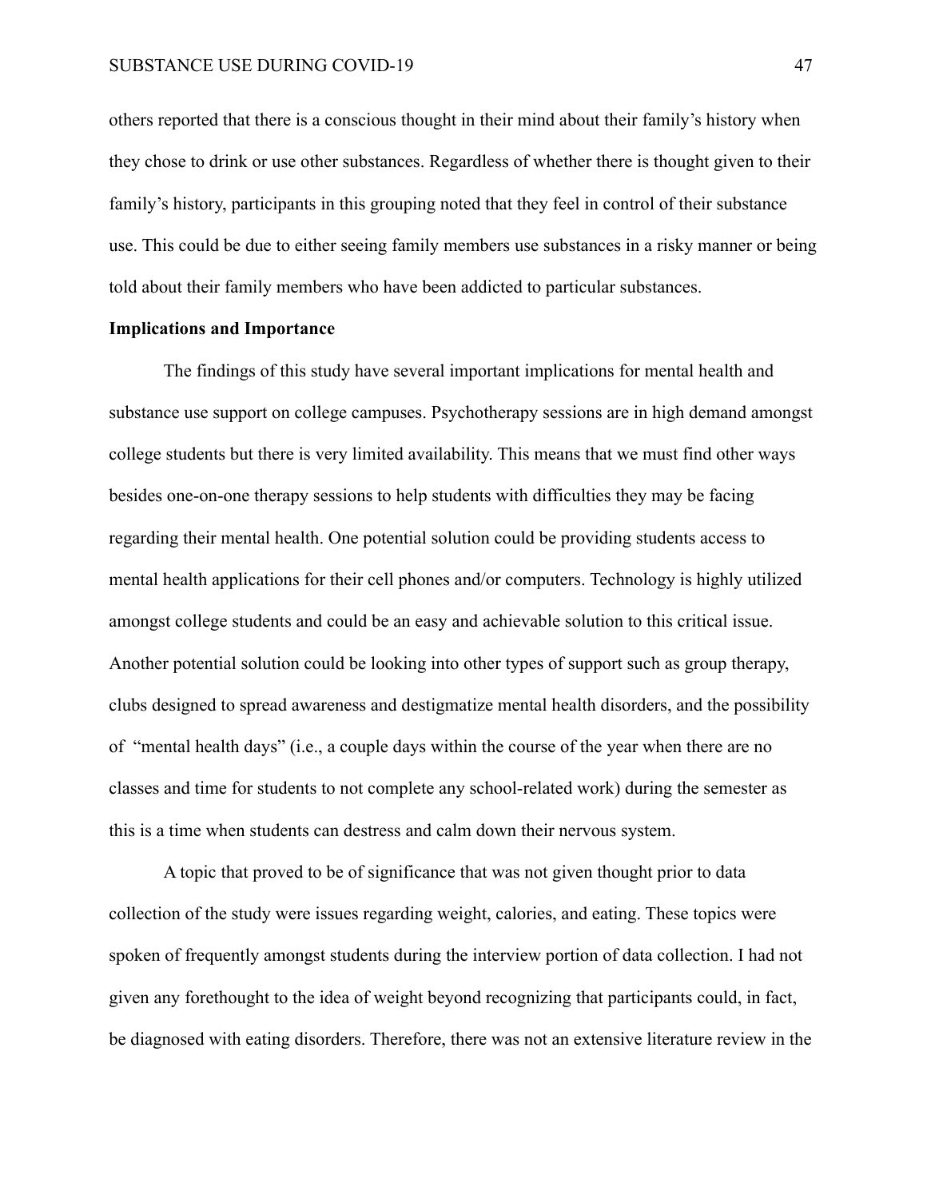others reported that there is a conscious thought in their mind about their family's history when they chose to drink or use other substances. Regardless of whether there is thought given to their family's history, participants in this grouping noted that they feel in control of their substance use. This could be due to either seeing family members use substances in a risky manner or being told about their family members who have been addicted to particular substances.

**Implications and Importance**

The findings of this study have several important implications for mental health and substance use support on college campuses. Psychotherapy sessions are in high demand amongst college students but there is very limited availability. This means that we must find other ways besides one-on-one therapy sessions to help students with difficulties they may be facing regarding their mental health. One potential solution could be providing students access to mental health applications for their cell phones and/or computers. Technology is highly utilized amongst college students and could be an easy and achievable solution to this critical issue. Another potential solution could be looking into other types of support such as group therapy, clubs designed to spread awareness and destigmatize mental health disorders, and the possibility of "mental health days" (i.e., a couple days within the course of the year when there are no classes and time for students to not complete any school-related work) during the semester as this is a time when students can destress and calm down their nervous system.

A topic that proved to be of significance that was not given thought prior to data collection of the study were issues regarding weight, calories, and eating. These topics were spoken of frequently amongst students during the interview portion of data collection. I had not given any forethought to the idea of weight beyond recognizing that participants could, in fact, be diagnosed with eating disorders. Therefore, there was not an extensive literature review in the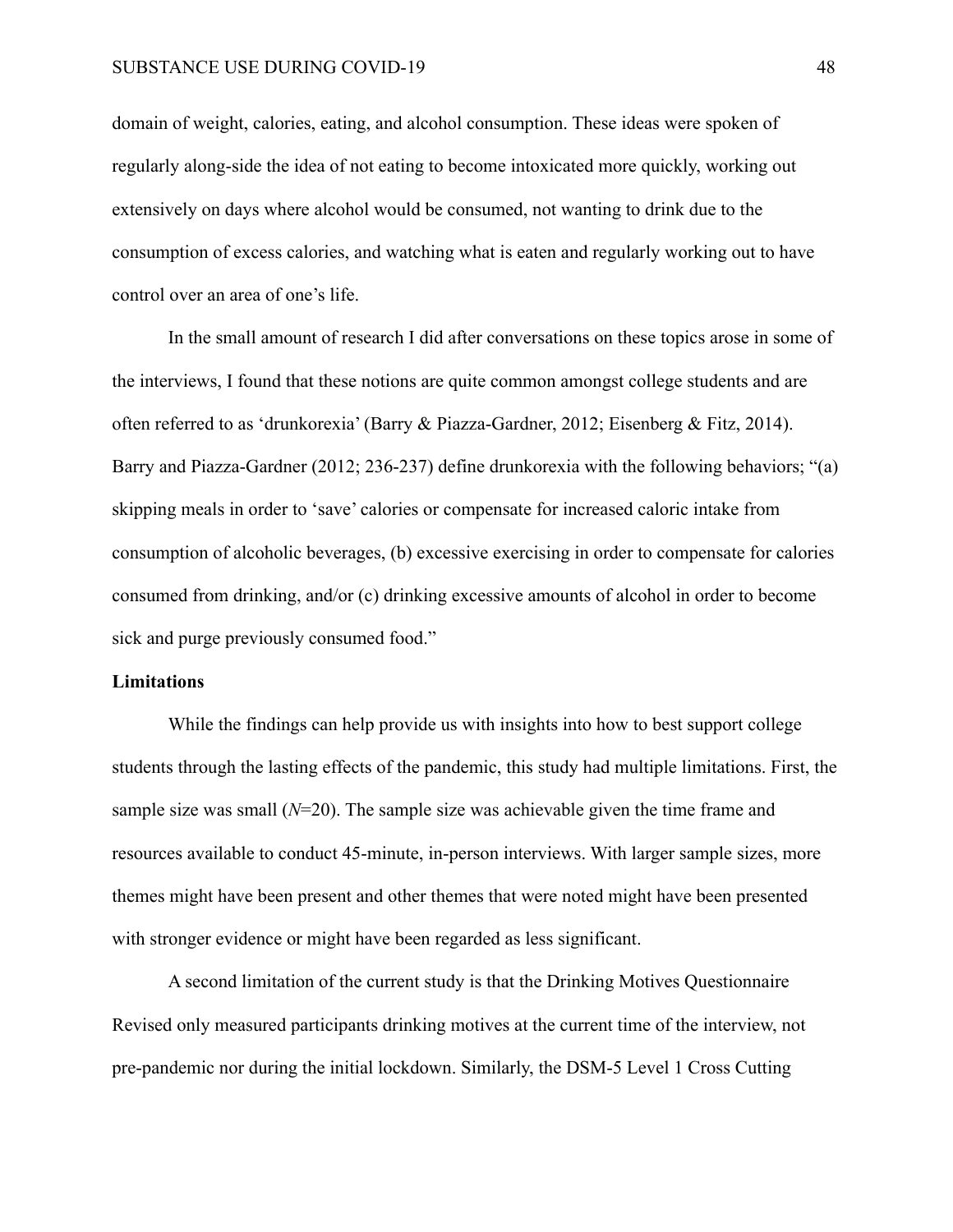domain of weight, calories, eating, and alcohol consumption. These ideas were spoken of regularly along-side the idea of not eating to become intoxicated more quickly, working out extensively on days where alcohol would be consumed, not wanting to drink due to the consumption of excess calories, and watching what is eaten and regularly working out to have control over an area of one's life.

In the small amount of research I did after conversations on these topics arose in some of the interviews, I found that these notions are quite common amongst college students and are often referred to as 'drunkorexia' (Barry & Piazza-Gardner, 2012; Eisenberg & Fitz, 2014). Barry and Piazza-Gardner (2012; 236-237) define drunkorexia with the following behaviors; "(a) skipping meals in order to 'save' calories or compensate for increased caloric intake from consumption of alcoholic beverages, (b) excessive exercising in order to compensate for calories consumed from drinking, and/or (c) drinking excessive amounts of alcohol in order to become sick and purge previously consumed food."

**Limitations**

While the findings can help provide us with insights into how to best support college students through the lasting effects of the pandemic, this study had multiple limitations. First, the sample size was small (*N*=20). The sample size was achievable given the time frame and resources available to conduct 45-minute, in-person interviews. With larger sample sizes, more themes might have been present and other themes that were noted might have been presented with stronger evidence or might have been regarded as less significant.

A second limitation of the current study is that the Drinking Motives Questionnaire Revised only measured participants drinking motives at the current time of the interview, not pre-pandemic nor during the initial lockdown. Similarly, the DSM-5 Level 1 Cross Cutting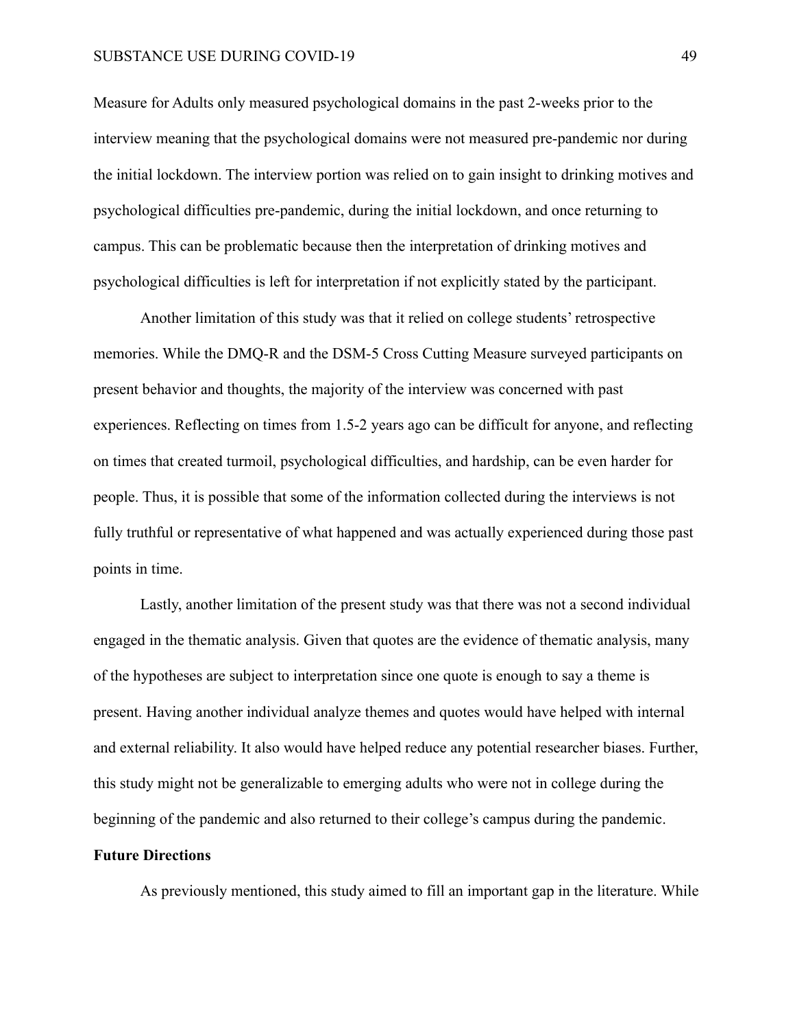Measure for Adults only measured psychological domains in the past 2-weeks prior to the interview meaning that the psychological domains were not measured pre-pandemic nor during the initial lockdown. The interview portion was relied on to gain insight to drinking motives and psychological difficulties pre-pandemic, during the initial lockdown, and once returning to campus. This can be problematic because then the interpretation of drinking motives and psychological difficulties is left for interpretation if not explicitly stated by the participant.

Another limitation of this study was that it relied on college students' retrospective memories. While the DMQ-R and the DSM-5 Cross Cutting Measure surveyed participants on present behavior and thoughts, the majority of the interview was concerned with past experiences. Reflecting on times from 1.5-2 years ago can be difficult for anyone, and reflecting on times that created turmoil, psychological difficulties, and hardship, can be even harder for people. Thus, it is possible that some of the information collected during the interviews is not fully truthful or representative of what happened and was actually experienced during those past points in time.

Lastly, another limitation of the present study was that there was not a second individual engaged in the thematic analysis. Given that quotes are the evidence of thematic analysis, many of the hypotheses are subject to interpretation since one quote is enough to say a theme is present. Having another individual analyze themes and quotes would have helped with internal and external reliability. It also would have helped reduce any potential researcher biases. Further, this study might not be generalizable to emerging adults who were not in college during the beginning of the pandemic and also returned to their college's campus during the pandemic.

**Future Directions**

As previously mentioned, this study aimed to fill an important gap in the literature. While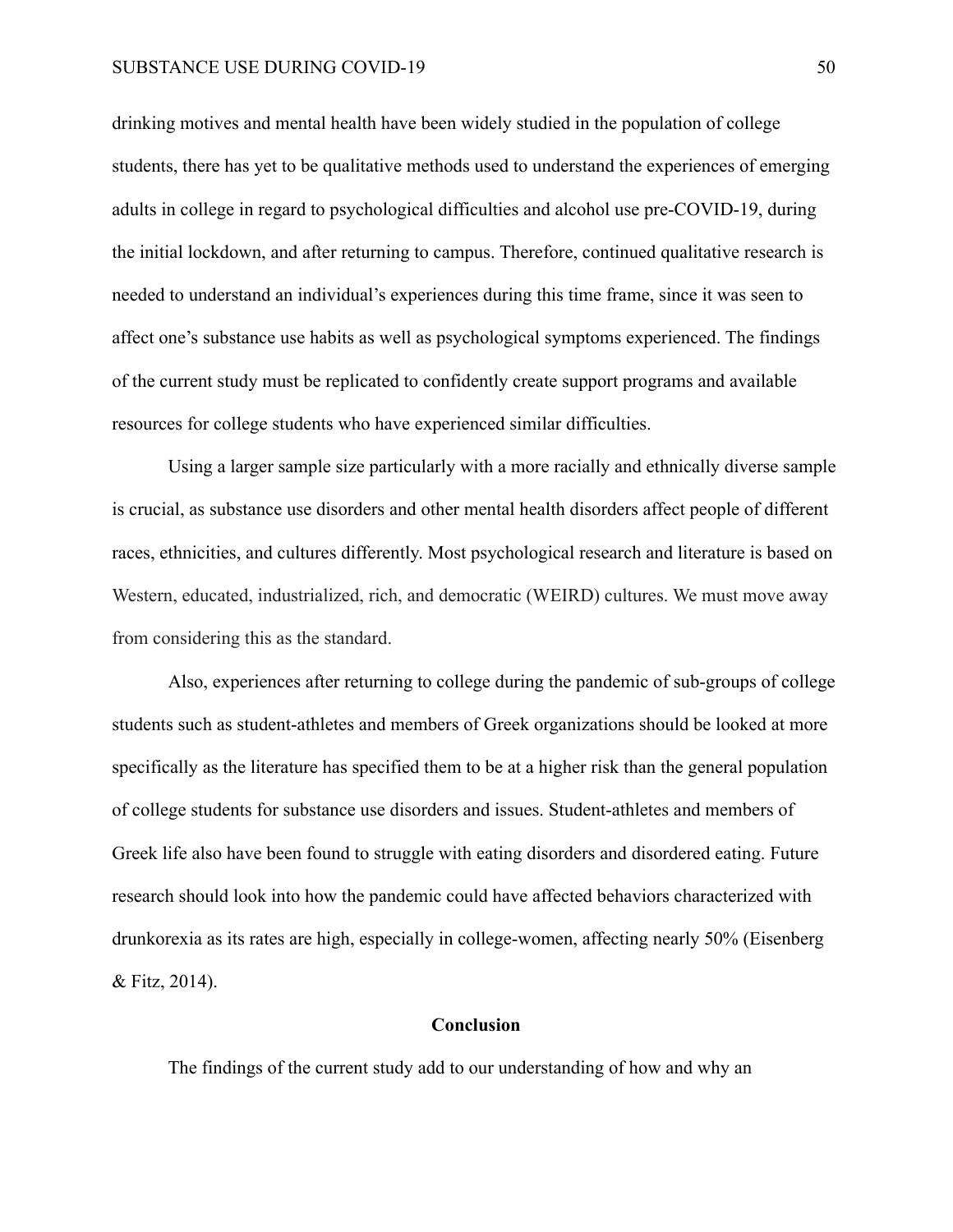drinking motives and mental health have been widely studied in the population of college students, there has yet to be qualitative methods used to understand the experiences of emerging adults in college in regard to psychological difficulties and alcohol use pre-COVID-19, during the initial lockdown, and after returning to campus. Therefore, continued qualitative research is needed to understand an individual's experiences during this time frame, since it was seen to affect one's substance use habits as well as psychological symptoms experienced. The findings of the current study must be replicated to confidently create support programs and available resources for college students who have experienced similar difficulties.

Using a larger sample size particularly with a more racially and ethnically diverse sample is crucial, as substance use disorders and other mental health disorders affect people of different races, ethnicities, and cultures differently. Most psychological research and literature is based on Western, educated, industrialized, rich, and democratic (WEIRD) cultures. We must move away from considering this as the standard.

Also, experiences after returning to college during the pandemic of sub-groups of college students such as student-athletes and members of Greek organizations should be looked at more specifically as the literature has specified them to be at a higher risk than the general population of college students for substance use disorders and issues. Student-athletes and members of Greek life also have been found to struggle with eating disorders and disordered eating. Future research should look into how the pandemic could have affected behaviors characterized with drunkorexia as its rates are high, especially in college-women, affecting nearly 50% (Eisenberg & Fitz, 2014).

## Conclusion

The findings of the current study add to our understanding of how and why an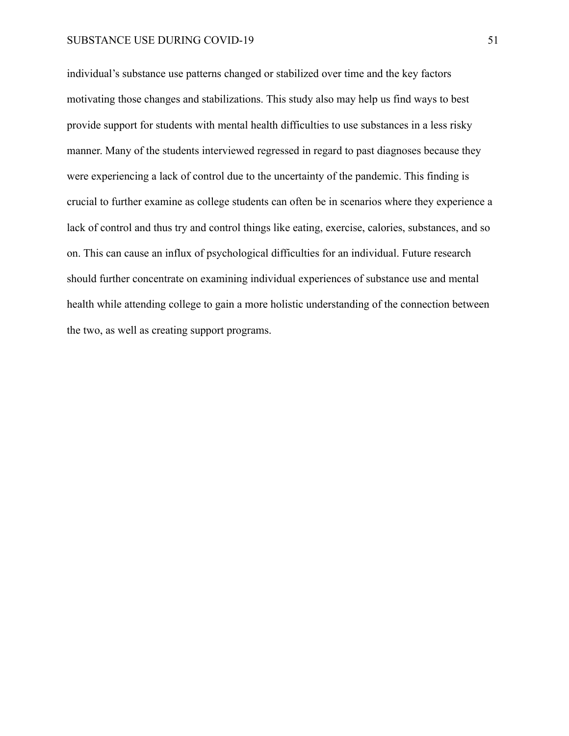individual's substance use patterns changed or stabilized over time and the key factors motivating those changes and stabilizations. This study also may help us find ways to best provide support for students with mental health difficulties to use substances in a less risky manner. Many of the students interviewed regressed in regard to past diagnoses because they were experiencing a lack of control due to the uncertainty of the pandemic. This finding is crucial to further examine as college students can often be in scenarios where they experience a lack of control and thus try and control things like eating, exercise, calories, substances, and so on. This can cause an influx of psychological difficulties for an individual. Future research should further concentrate on examining individual experiences of substance use and mental health while attending college to gain a more holistic understanding of the connection between the two, as well as creating support programs.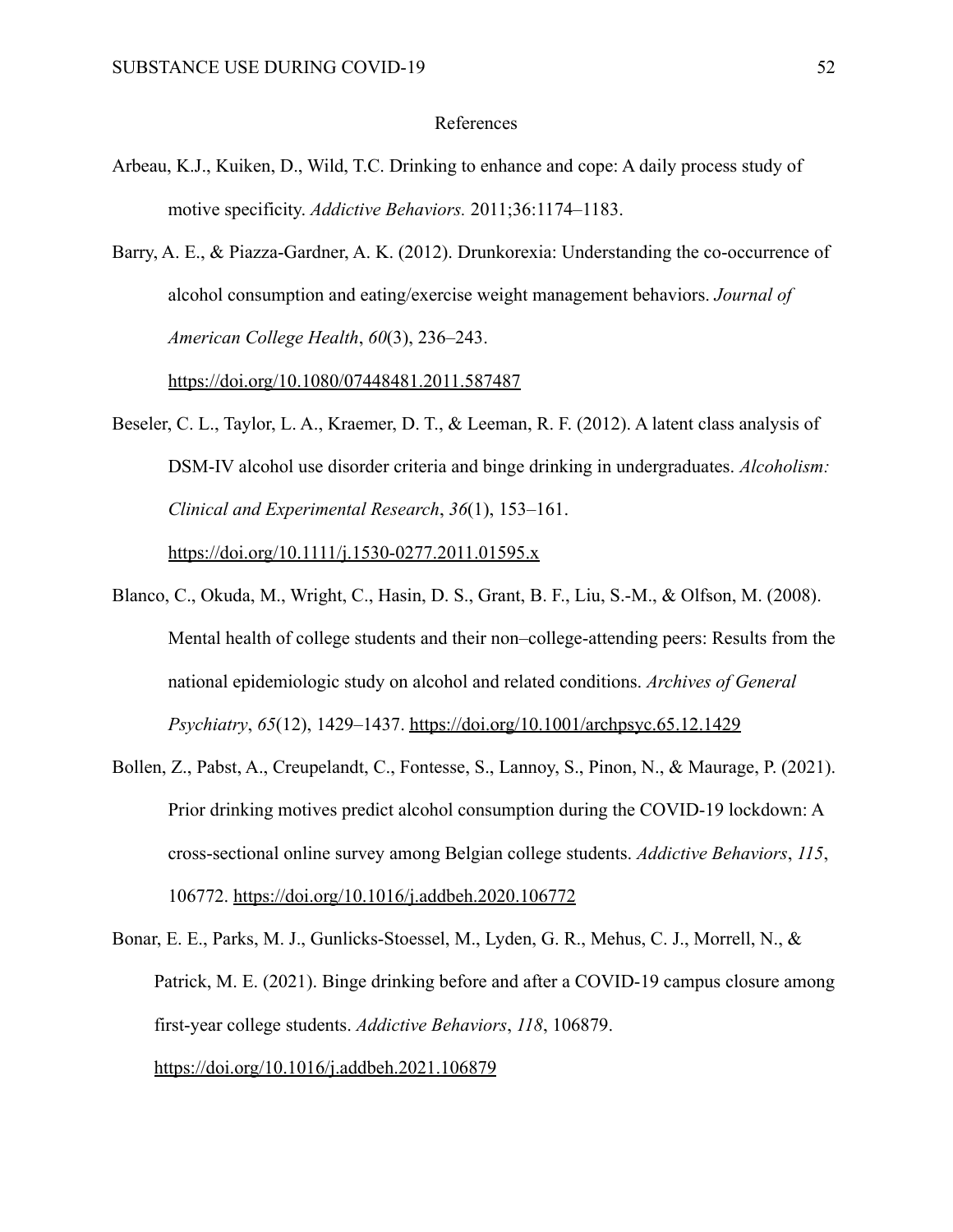# References

Arbeau, K.J., Kuiken, D., Wild, T.C. Drinking to enhance and cope: A daily process study of motive specificity. *Addictive Behaviors.* 2011;36:1174–1183.

Barry, A. E., & Piazza-Gardner, A. K. (2012). Drunkorexia: Understanding the co-occurrence of alcohol consumption and eating/exercise weight management behaviors. *Journal of American College Health*, *60*(3), 236–243. https://doi.org/10.1080/07448481.2011.587487

Beseler, C. L., Taylor, L. A., Kraemer, D. T., & Leeman, R. F. (2012). A latent class analysis of DSM-IV alcohol use disorder criteria and binge drinking in undergraduates. *Alcoholism: Clinical and Experimental Research*, *36*(1), 153–161. https://doi.org/10.1111/j.1530-0277.2011.01595.x

Blanco, C., Okuda, M., Wright, C., Hasin, D. S., Grant, B. F., Liu, S.-M., & Olfson, M. (2008). Mental health of college students and their non–college-attending peers: Results from the national epidemiologic study on alcohol and related conditions. *Archives of General Psychiatry*, *65*(12), 1429–1437. https://doi.org/10.1001/archpsyc.65.12.1429

Bollen, Z., Pabst, A., Creupelandt, C., Fontesse, S., Lannoy, S., Pinon, N., & Maurage, P. (2021). Prior drinking motives predict alcohol consumption during the COVID-19 lockdown: A cross-sectional online survey among Belgian college students. *Addictive Behaviors*, *115*, 106772. https://doi.org/10.1016/j.addbeh.2020.106772

Bonar, E. E., Parks, M. J., Gunlicks-Stoessel, M., Lyden, G. R., Mehus, C. J., Morrell, N., & Patrick, M. E. (2021). Binge drinking before and after a COVID-19 campus closure among first-year college students. *Addictive Behaviors*, *118*, 106879. https://doi.org/10.1016/j.addbeh.2021.106879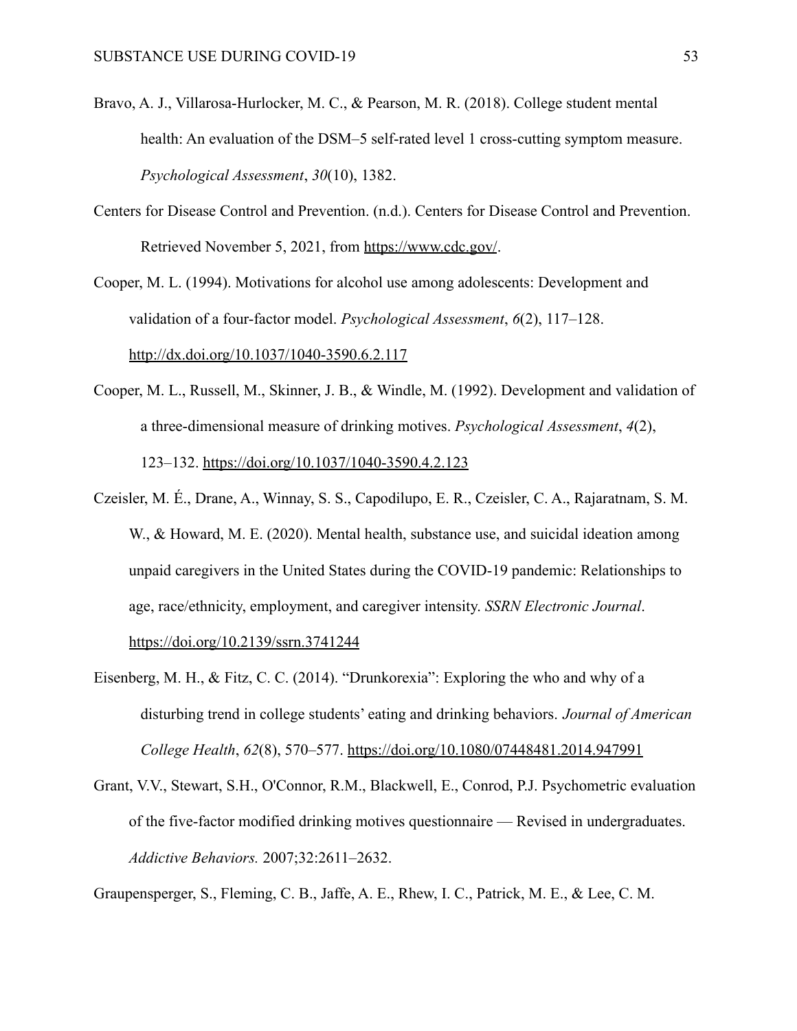Bravo, A. J., Villarosa-Hurlocker, M. C., & Pearson, M. R. (2018). College student mental health: An evaluation of the DSM–5 self-rated level 1 cross-cutting symptom measure. *Psychological Assessment*, *30*(10), 1382.

Centers for Disease Control and Prevention. (n.d.). Centers for Disease Control and Prevention. Retrieved November 5, 2021, from https://www.cdc.gov/.

Cooper, M. L. (1994). Motivations for alcohol use among adolescents: Development and validation of a four-factor model. *Psychological Assessment*, *6*(2), 117–128. http://dx.doi.org/10.1037/1040-3590.6.2.117

Cooper, M. L., Russell, M., Skinner, J. B., & Windle, M. (1992). Development and validation of a three-dimensional measure of drinking motives. *Psychological Assessment*, *4*(2), 123–132. https://doi.org/10.1037/1040-3590.4.2.123

Czeisler, M. É., Drane, A., Winnay, S. S., Capodilupo, E. R., Czeisler, C. A., Rajaratnam, S. M. W., & Howard, M. E. (2020). Mental health, substance use, and suicidal ideation among unpaid caregivers in the United States during the COVID-19 pandemic: Relationships to age, race/ethnicity, employment, and caregiver intensity. *SSRN Electronic Journal*. https://doi.org/10.2139/ssrn.3741244

Eisenberg, M. H., & Fitz, C. C. (2014). "Drunkorexia": Exploring the who and why of a disturbing trend in college students' eating and drinking behaviors. *Journal of American College Health*, *62*(8), 570–577. https://doi.org/10.1080/07448481.2014.947991

Grant, V.V., Stewart, S.H., O'Connor, R.M., Blackwell, E., Conrod, P.J. Psychometric evaluation of the five-factor modified drinking motives questionnaire — Revised in undergraduates. *Addictive Behaviors.* 2007;32:2611–2632.

Graupensperger, S., Fleming, C. B., Jaffe, A. E., Rhew, I. C., Patrick, M. E., & Lee, C. M.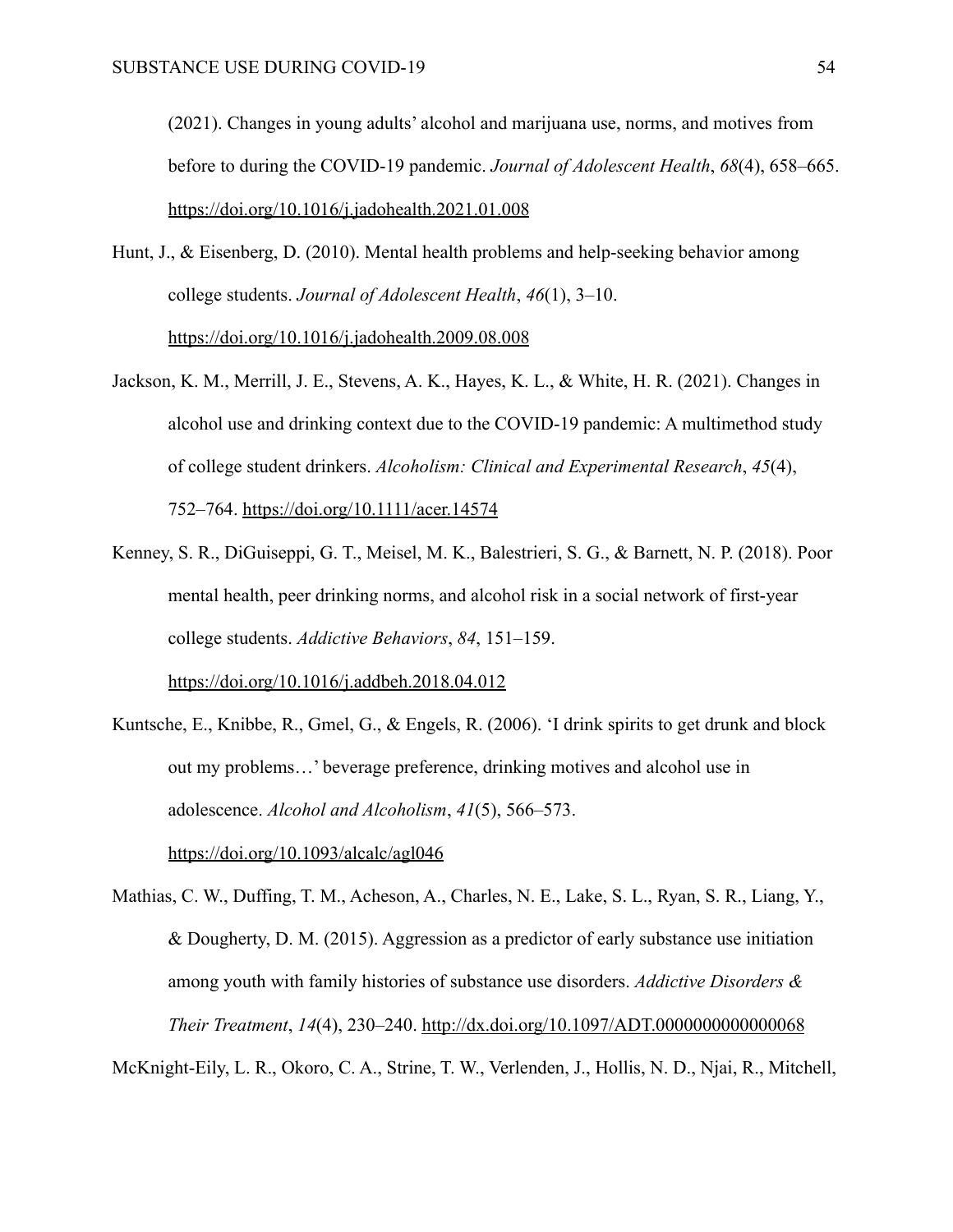(2021). Changes in young adults' alcohol and marijuana use, norms, and motives from before to during the COVID-19 pandemic. *Journal of Adolescent Health*, *68*(4), 658–665. https://doi.org/10.1016/j.jadohealth.2021.01.008

Hunt, J., & Eisenberg, D. (2010). Mental health problems and help-seeking behavior among college students. *Journal of Adolescent Health*, *46*(1), 3–10. https://doi.org/10.1016/j.jadohealth.2009.08.008

Jackson, K. M., Merrill, J. E., Stevens, A. K., Hayes, K. L., & White, H. R. (2021). Changes in alcohol use and drinking context due to the COVID-19 pandemic: A multimethod study of college student drinkers. *Alcoholism: Clinical and Experimental Research*, *45*(4), 752–764. https://doi.org/10.1111/acer.14574

Kenney, S. R., DiGuiseppi, G. T., Meisel, M. K., Balestrieri, S. G., & Barnett, N. P. (2018). Poor mental health, peer drinking norms, and alcohol risk in a social network of first-year college students. *Addictive Behaviors*, *84*, 151–159. https://doi.org/10.1016/j.addbeh.2018.04.012

Kuntsche, E., Knibbe, R., Gmel, G., & Engels, R. (2006). 'I drink spirits to get drunk and block out my problems…' beverage preference, drinking motives and alcohol use in adolescence. *Alcohol and Alcoholism*, *41*(5), 566–573. https://doi.org/10.1093/alcalc/agl046

Mathias, C. W., Duffing, T. M., Acheson, A., Charles, N. E., Lake, S. L., Ryan, S. R., Liang, Y., & Dougherty, D. M. (2015). Aggression as a predictor of early substance use initiation among youth with family histories of substance use disorders. *Addictive Disorders & Their Treatment*, *14*(4), 230–240. http://dx.doi.org/10.1097/ADT.0000000000000068

McKnight-Eily, L. R., Okoro, C. A., Strine, T. W., Verlenden, J., Hollis, N. D., Njai, R., Mitchell,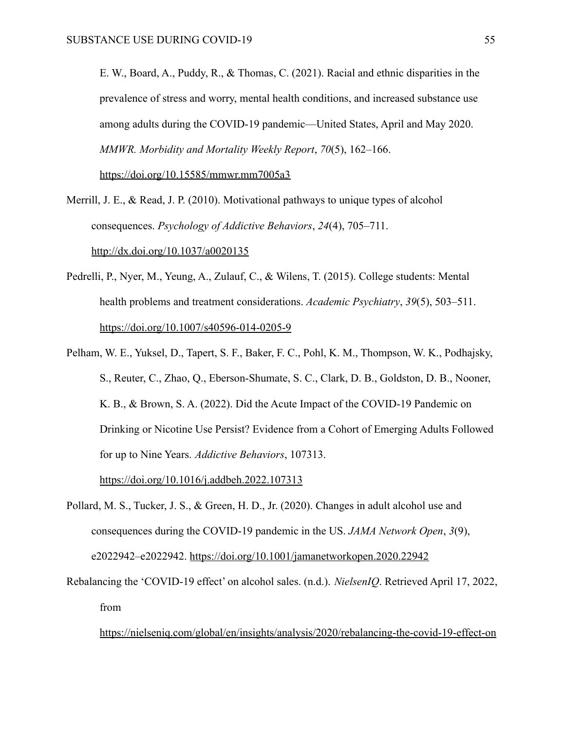E. W., Board, A., Puddy, R., & Thomas, C. (2021). Racial and ethnic disparities in the prevalence of stress and worry, mental health conditions, and increased substance use among adults during the COVID-19 pandemic—United States, April and May 2020. *MMWR. Morbidity and Mortality Weekly Report*, *70*(5), 162–166. https://doi.org/10.15585/mmwr.mm7005a3

Merrill, J. E., & Read, J. P. (2010). Motivational pathways to unique types of alcohol consequences. *Psychology of Addictive Behaviors*, *24*(4), 705–711. http://dx.doi.org/10.1037/a0020135

Pedrelli, P., Nyer, M., Yeung, A., Zulauf, C., & Wilens, T. (2015). College students: Mental health problems and treatment considerations. *Academic Psychiatry*, *39*(5), 503–511. https://doi.org/10.1007/s40596-014-0205-9

Pelham, W. E., Yuksel, D., Tapert, S. F., Baker, F. C., Pohl, K. M., Thompson, W. K., Podhajsky, S., Reuter, C., Zhao, Q., Eberson-Shumate, S. C., Clark, D. B., Goldston, D. B., Nooner, K. B., & Brown, S. A. (2022). Did the Acute Impact of the COVID-19 Pandemic on Drinking or Nicotine Use Persist? Evidence from a Cohort of Emerging Adults Followed for up to Nine Years. *Addictive Behaviors*, 107313. https://doi.org/10.1016/j.addbeh.2022.107313

Pollard, M. S., Tucker, J. S., & Green, H. D., Jr. (2020). Changes in adult alcohol use and consequences during the COVID-19 pandemic in the US. *JAMA Network Open*, *3*(9), e2022942–e2022942. https://doi.org/10.1001/jamanetworkopen.2020.22942

Rebalancing the 'COVID-19 effect' on alcohol sales. (n.d.). *NielsenIQ*. Retrieved April 17, 2022, from https://nielseniq.com/global/en/insights/analysis/2020/rebalancing-the-covid-19-effect-on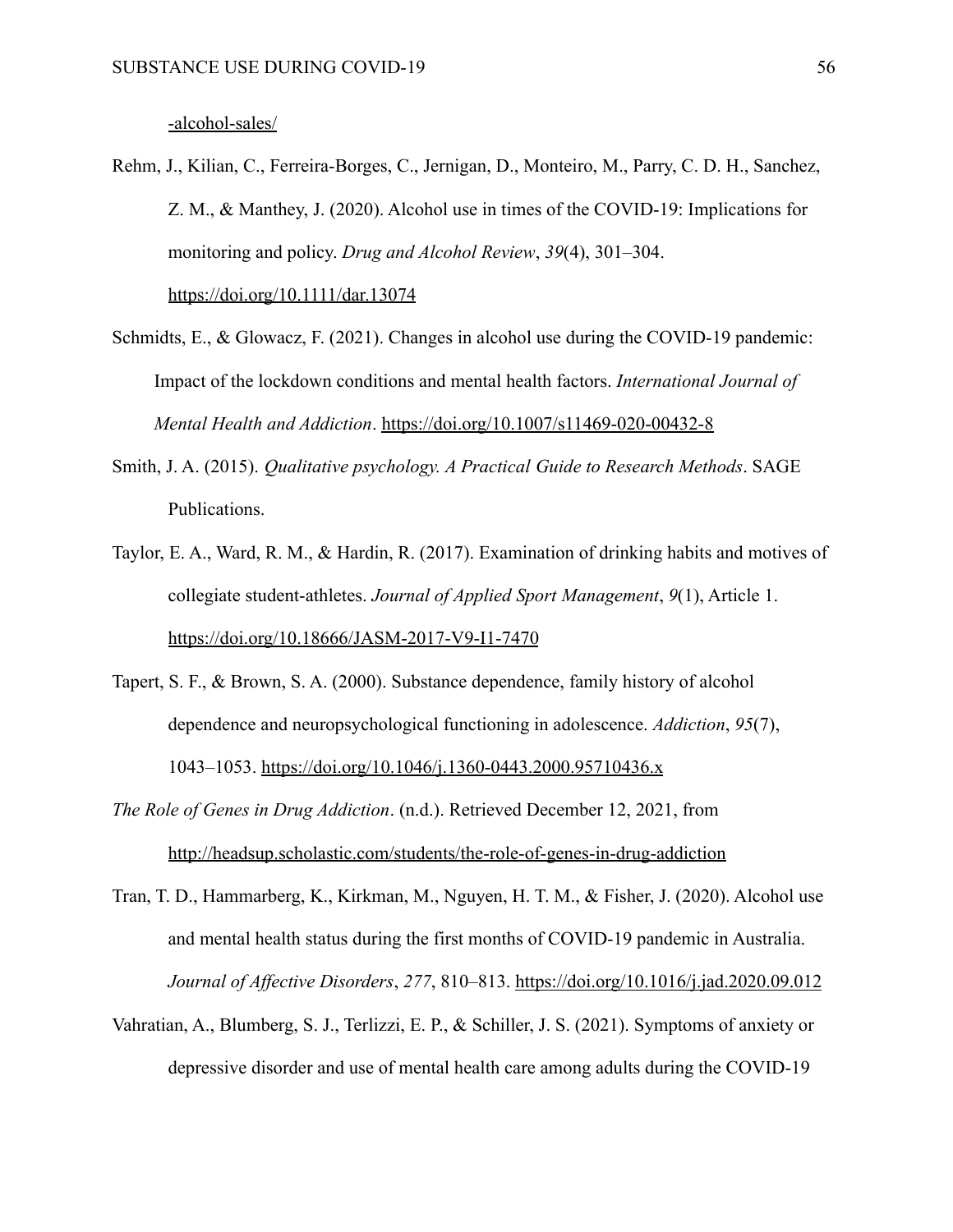-alcohol-sales/

Rehm, J., Kilian, C., Ferreira-Borges, C., Jernigan, D., Monteiro, M., Parry, C. D. H., Sanchez, Z. M., & Manthey, J. (2020). Alcohol use in times of the COVID-19: Implications for monitoring and policy. *Drug and Alcohol Review*, *39*(4), 301–304. https://doi.org/10.1111/dar.13074

Schmidts, E., & Glowacz, F. (2021). Changes in alcohol use during the COVID-19 pandemic: Impact of the lockdown conditions and mental health factors. *International Journal of Mental Health and Addiction*. https://doi.org/10.1007/s11469-020-00432-8

Smith, J. A. (2015). *Qualitative psychology. A Practical Guide to Research Methods*. SAGE Publications.

Taylor, E. A., Ward, R. M., & Hardin, R. (2017). Examination of drinking habits and motives of collegiate student-athletes. *Journal of Applied Sport Management*, *9*(1), Article 1. https://doi.org/10.18666/JASM-2017-V9-I1-7470

Tapert, S. F., & Brown, S. A. (2000). Substance dependence, family history of alcohol dependence and neuropsychological functioning in adolescence. *Addiction*, *95*(7), 1043–1053. https://doi.org/10.1046/j.1360-0443.2000.95710436.x

*The Role of Genes in Drug Addiction*. (n.d.). Retrieved December 12, 2021, from http://headsup.scholastic.com/students/the-role-of-genes-in-drug-addiction

Tran, T. D., Hammarberg, K., Kirkman, M., Nguyen, H. T. M., & Fisher, J. (2020). Alcohol use and mental health status during the first months of COVID-19 pandemic in Australia. *Journal of Affective Disorders*, *277*, 810–813. https://doi.org/10.1016/j.jad.2020.09.012

Vahratian, A., Blumberg, S. J., Terlizzi, E. P., & Schiller, J. S. (2021). Symptoms of anxiety or depressive disorder and use of mental health care among adults during the COVID-19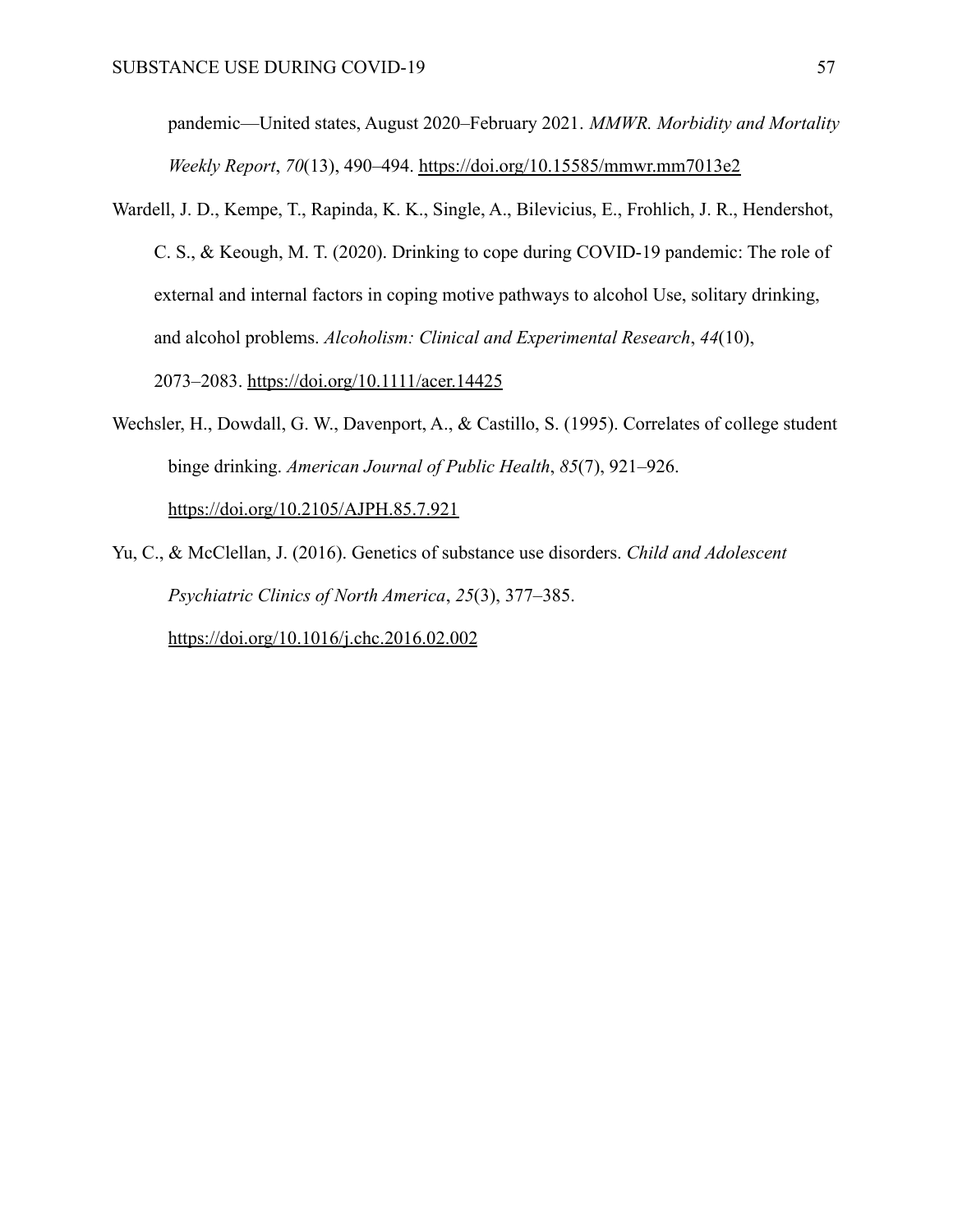pandemic—United states, August 2020–February 2021. *MMWR. Morbidity and Mortality Weekly Report*, *70*(13), 490–494. https://doi.org/10.15585/mmwr.mm7013e2

Wardell, J. D., Kempe, T., Rapinda, K. K., Single, A., Bilevicius, E., Frohlich, J. R., Hendershot, C. S., & Keough, M. T. (2020). Drinking to cope during COVID-19 pandemic: The role of external and internal factors in coping motive pathways to alcohol Use, solitary drinking, and alcohol problems. *Alcoholism: Clinical and Experimental Research*, *44*(10), 2073–2083. https://doi.org/10.1111/acer.14425

Wechsler, H., Dowdall, G. W., Davenport, A., & Castillo, S. (1995). Correlates of college student binge drinking. *American Journal of Public Health*, *85*(7), 921–926. https://doi.org/10.2105/AJPH.85.7.921

Yu, C., & McClellan, J. (2016). Genetics of substance use disorders. *Child and Adolescent Psychiatric Clinics of North America*, *25*(3), 377–385. https://doi.org/10.1016/j.chc.2016.02.002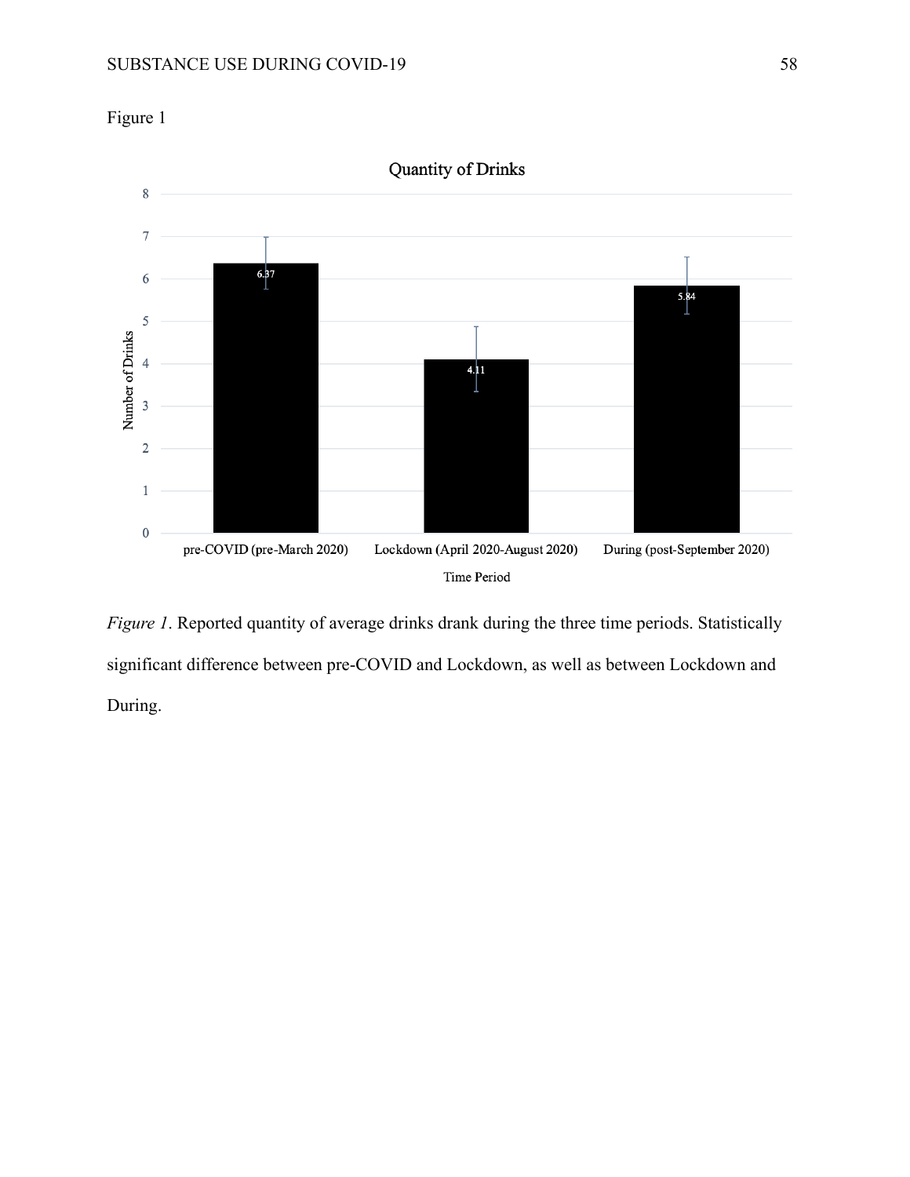Figure 1

Quantity of Drinks

| Time Period | Number of Drinks |
|---|---|
| pre-COVID (pre-March 2020) | 6.37 |
| Lockdown (April 2020-August 2020) | 4.11 |
| During (post-September 2020) | 5.84 |

*Figure 1*. Reported quantity of average drinks drank during the three time periods. Statistically significant difference between pre-COVID and Lockdown, as well as between Lockdown and During.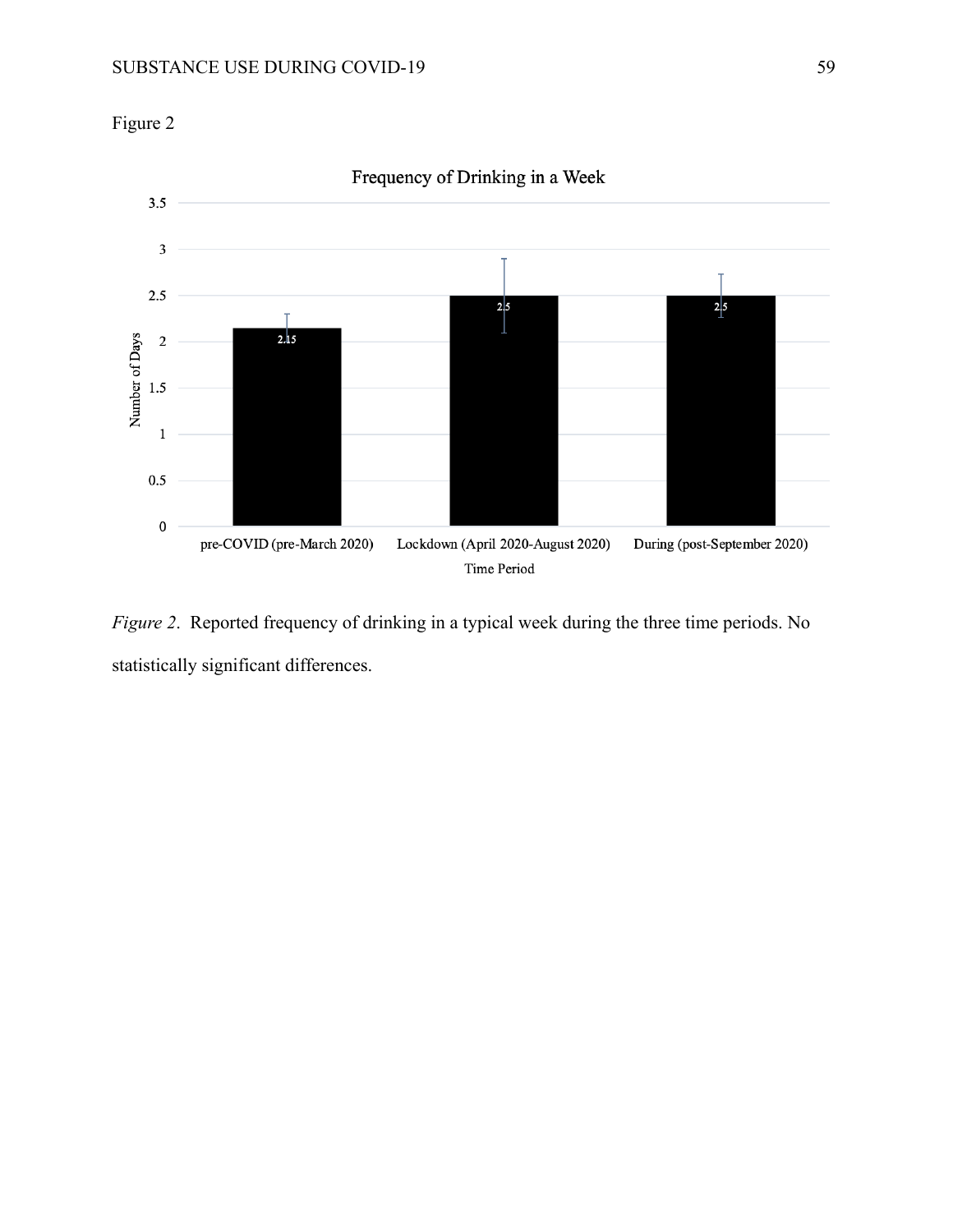Figure 2

*Figure 2*. Reported frequency of drinking in a typical week during the three time periods. No statistically significant differences.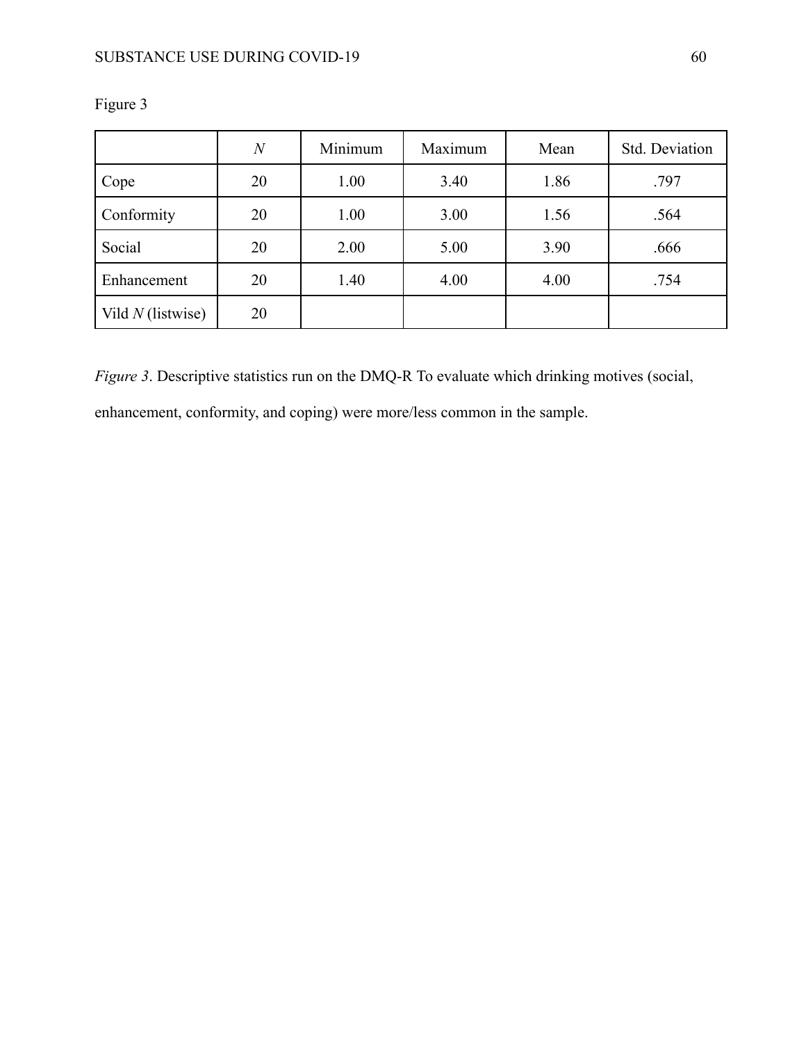Figure 3

| | *N* | Minimum | Maximum | Mean | Std. Deviation |
|---|---|---|---|---|---|
| Cope | 20 | 1.00 | 3.40 | 1.86 | .797 |
| Conformity | 20 | 1.00 | 3.00 | 1.56 | .564 |
| Social | 20 | 2.00 | 5.00 | 3.90 | .666 |
| Enhancement | 20 | 1.40 | 4.00 | 4.00 | .754 |
| Vild *N* (listwise) | 20 | | | | |

*Figure 3*. Descriptive statistics run on the DMQ-R To evaluate which drinking motives (social, enhancement, conformity, and coping) were more/less common in the sample.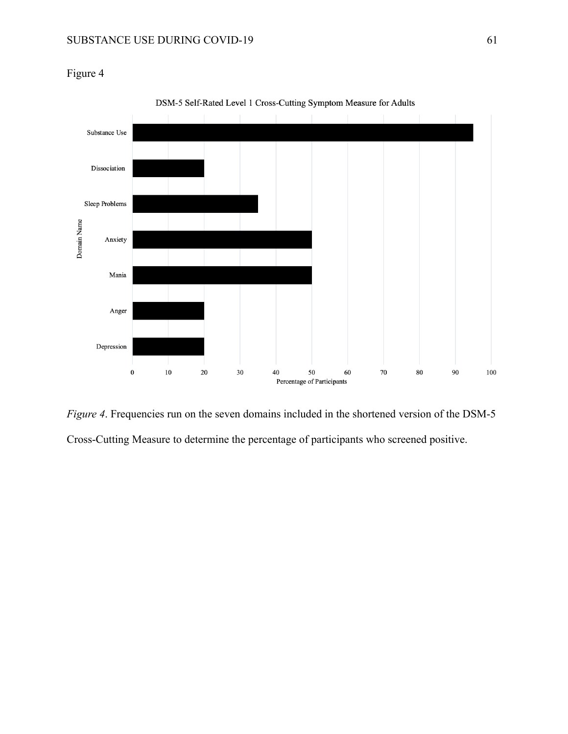Figure 4

*Figure 4*. Frequencies run on the seven domains included in the shortened version of the DSM-5 Cross-Cutting Measure to determine the percentage of participants who screened positive.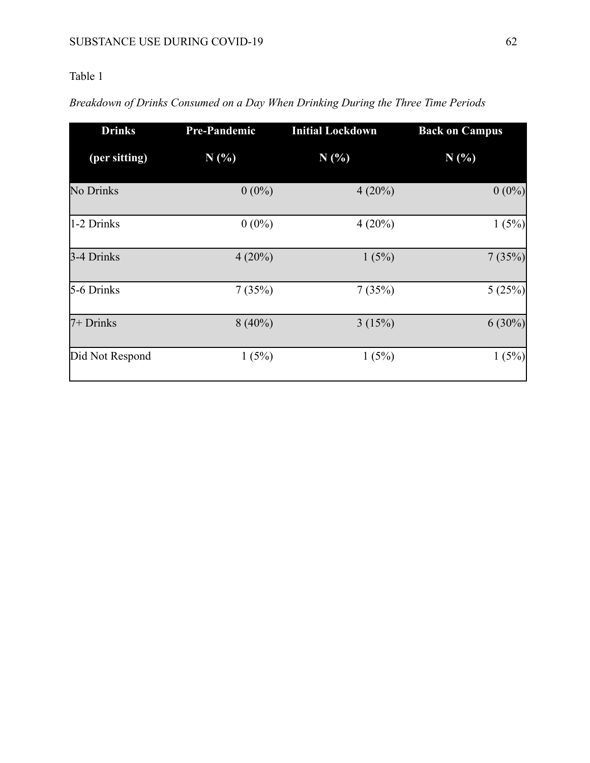Table 1

*Breakdown of Drinks Consumed on a Day When Drinking During the Three Time Periods*

| Drinks (per sitting) | Pre-Pandemic N (%) | Initial Lockdown N (%) | Back on Campus N (%) |
| --- | --- | --- | --- |
| No Drinks | 0 (0%) | 4 (20%) | 0 (0%) |
| 1-2 Drinks | 0 (0%) | 4 (20%) | 1 (5%) |
| 3-4 Drinks | 4 (20%) | 1 (5%) | 7 (35%) |
| 5-6 Drinks | 7 (35%) | 7 (35%) | 5 (25%) |
| 7+ Drinks | 8 (40%) | 3 (15%) | 6 (30%) |
| Did Not Respond | 1 (5%) | 1 (5%) | 1 (5%) |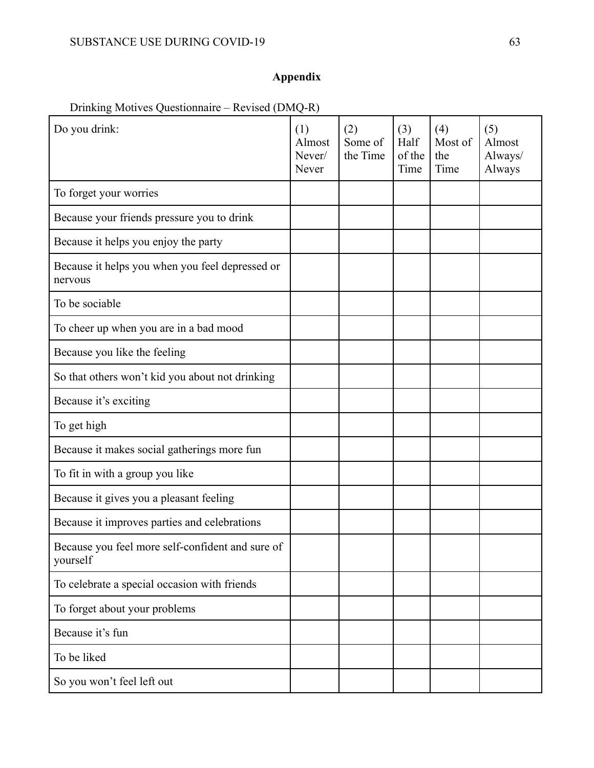# Appendix

Drinking Motives Questionnaire – Revised (DMQ-R)

| Do you drink: | (1) Almost Never/ Never | (2) Some of the Time | (3) Half of the Time | (4) Most of the Time | (5) Almost Always/ Always |
|---|---|---|---|---|---|
| To forget your worries | | | | | |
| Because your friends pressure you to drink | | | | | |
| Because it helps you enjoy the party | | | | | |
| Because it helps you when you feel depressed or nervous | | | | | |
| To be sociable | | | | | |
| To cheer up when you are in a bad mood | | | | | |
| Because you like the feeling | | | | | |
| So that others won't kid you about not drinking | | | | | |
| Because it's exciting | | | | | |
| To get high | | | | | |
| Because it makes social gatherings more fun | | | | | |
| To fit in with a group you like | | | | | |
| Because it gives you a pleasant feeling | | | | | |
| Because it improves parties and celebrations | | | | | |
| Because you feel more self-confident and sure of yourself | | | | | |
| To celebrate a special occasion with friends | | | | | |
| To forget about your problems | | | | | |
| Because it's fun | | | | | |
| To be liked | | | | | |
| So you won't feel left out | | | | | |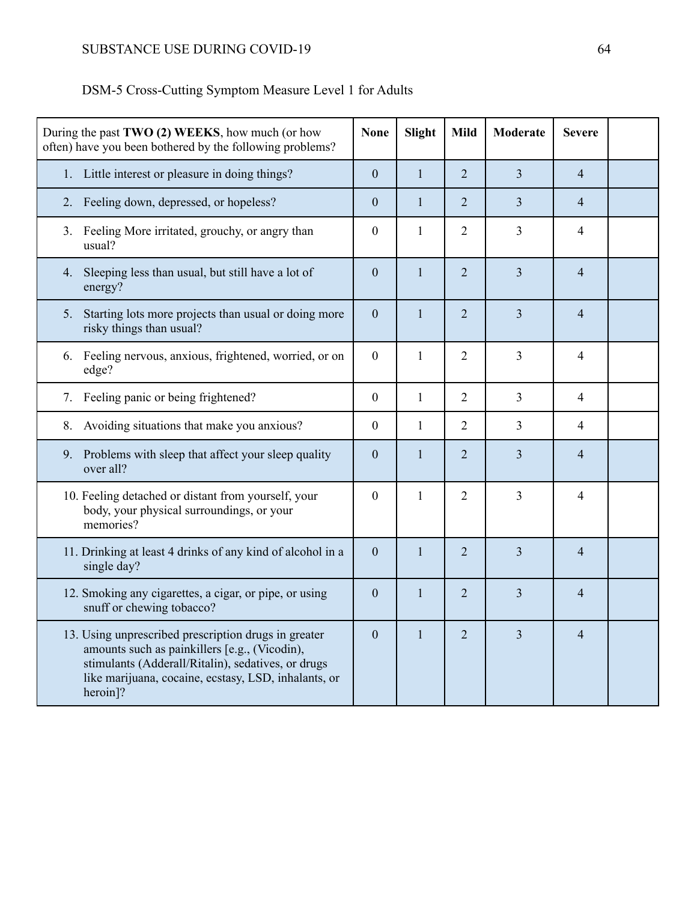DSM-5 Cross-Cutting Symptom Measure Level 1 for Adults

| During the past **TWO (2) WEEKS**, how much (or how often) have you been bothered by the following problems? | **None** | **Slight** | **Mild** | **Moderate** | **Severe** | |
|---|---|---|---|---|---|---|
| 1. Little interest or pleasure in doing things? | 0 | 1 | 2 | 3 | 4 | |
| 2. Feeling down, depressed, or hopeless? | 0 | 1 | 2 | 3 | 4 | |
| 3. Feeling More irritated, grouchy, or angry than usual? | 0 | 1 | 2 | 3 | 4 | |
| 4. Sleeping less than usual, but still have a lot of energy? | 0 | 1 | 2 | 3 | 4 | |
| 5. Starting lots more projects than usual or doing more risky things than usual? | 0 | 1 | 2 | 3 | 4 | |
| 6. Feeling nervous, anxious, frightened, worried, or on edge? | 0 | 1 | 2 | 3 | 4 | |
| 7. Feeling panic or being frightened? | 0 | 1 | 2 | 3 | 4 | |
| 8. Avoiding situations that make you anxious? | 0 | 1 | 2 | 3 | 4 | |
| 9. Problems with sleep that affect your sleep quality over all? | 0 | 1 | 2 | 3 | 4 | |
| 10. Feeling detached or distant from yourself, your body, your physical surroundings, or your memories? | 0 | 1 | 2 | 3 | 4 | |
| 11. Drinking at least 4 drinks of any kind of alcohol in a single day? | 0 | 1 | 2 | 3 | 4 | |
| 12. Smoking any cigarettes, a cigar, or pipe, or using snuff or chewing tobacco? | 0 | 1 | 2 | 3 | 4 | |
| 13. Using unprescribed prescription drugs in greater amounts such as painkillers [e.g., (Vicodin), stimulants (Adderall/Ritalin), sedatives, or drugs like marijuana, cocaine, ecstasy, LSD, inhalants, or heroin]? | 0 | 1 | 2 | 3 | 4 | |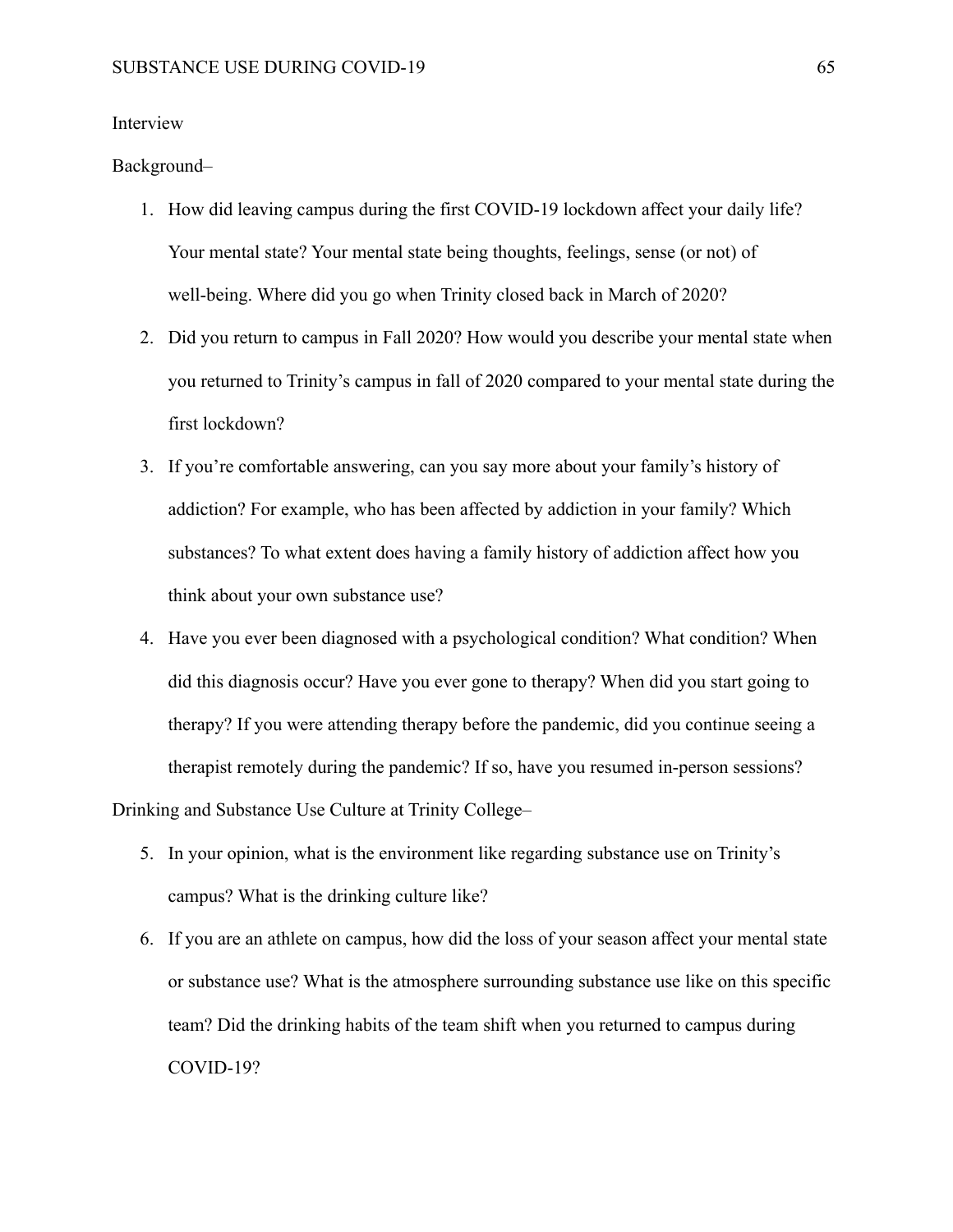Interview

Background–

1. How did leaving campus during the first COVID-19 lockdown affect your daily life? Your mental state? Your mental state being thoughts, feelings, sense (or not) of well-being. Where did you go when Trinity closed back in March of 2020?
2. Did you return to campus in Fall 2020? How would you describe your mental state when you returned to Trinity's campus in fall of 2020 compared to your mental state during the first lockdown?
3. If you're comfortable answering, can you say more about your family's history of addiction? For example, who has been affected by addiction in your family? Which substances? To what extent does having a family history of addiction affect how you think about your own substance use?
4. Have you ever been diagnosed with a psychological condition? What condition? When did this diagnosis occur? Have you ever gone to therapy? When did you start going to therapy? If you were attending therapy before the pandemic, did you continue seeing a therapist remotely during the pandemic? If so, have you resumed in-person sessions?

Drinking and Substance Use Culture at Trinity College–

5. In your opinion, what is the environment like regarding substance use on Trinity's campus? What is the drinking culture like?
6. If you are an athlete on campus, how did the loss of your season affect your mental state or substance use? What is the atmosphere surrounding substance use like on this specific team? Did the drinking habits of the team shift when you returned to campus during COVID-19?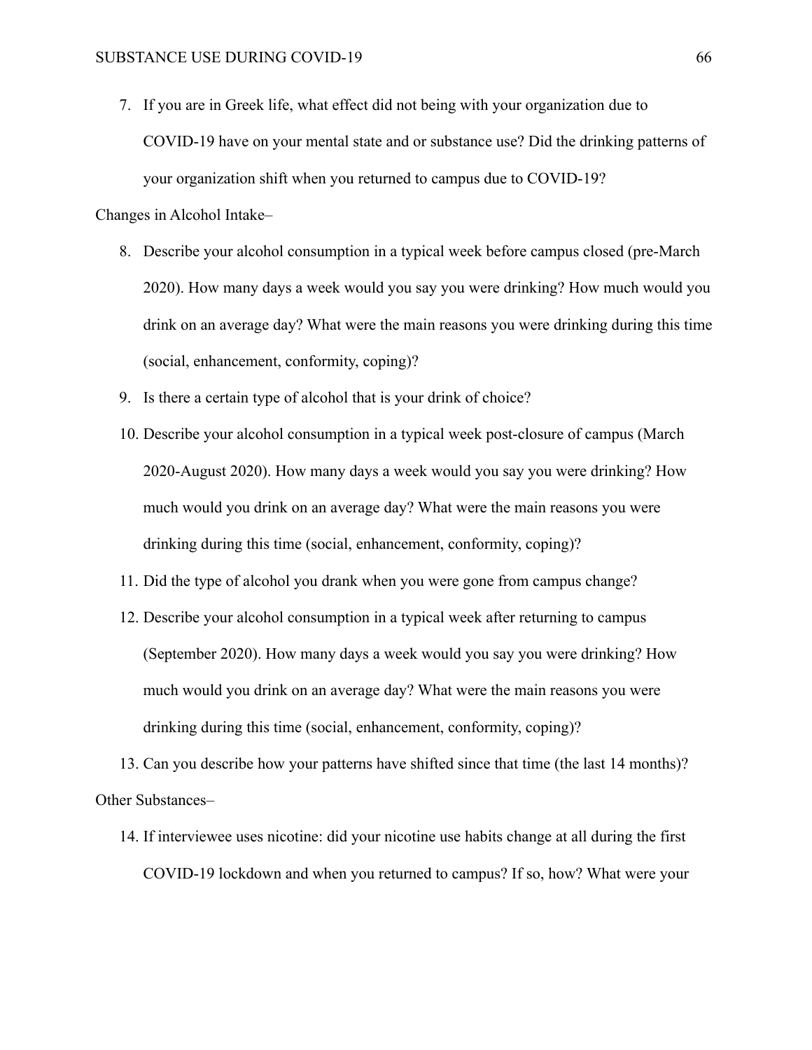7. If you are in Greek life, what effect did not being with your organization due to COVID-19 have on your mental state and or substance use? Did the drinking patterns of your organization shift when you returned to campus due to COVID-19?

Changes in Alcohol Intake–

8. Describe your alcohol consumption in a typical week before campus closed (pre-March 2020). How many days a week would you say you were drinking? How much would you drink on an average day? What were the main reasons you were drinking during this time (social, enhancement, conformity, coping)?
9. Is there a certain type of alcohol that is your drink of choice?
10. Describe your alcohol consumption in a typical week post-closure of campus (March 2020-August 2020). How many days a week would you say you were drinking? How much would you drink on an average day? What were the main reasons you were drinking during this time (social, enhancement, conformity, coping)?
11. Did the type of alcohol you drank when you were gone from campus change?
12. Describe your alcohol consumption in a typical week after returning to campus (September 2020). How many days a week would you say you were drinking? How much would you drink on an average day? What were the main reasons you were drinking during this time (social, enhancement, conformity, coping)?
13. Can you describe how your patterns have shifted since that time (the last 14 months)?

Other Substances–

14. If interviewee uses nicotine: did your nicotine use habits change at all during the first COVID-19 lockdown and when you returned to campus? If so, how? What were your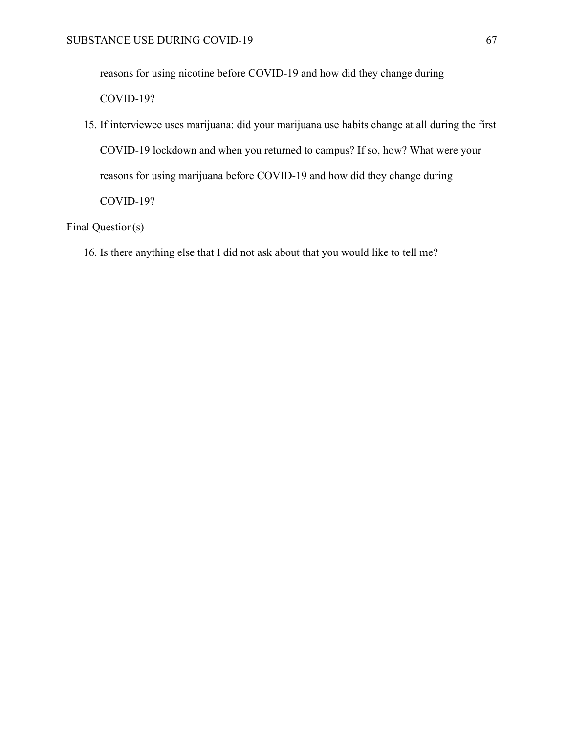reasons for using nicotine before COVID-19 and how did they change during COVID-19?

15. If interviewee uses marijuana: did your marijuana use habits change at all during the first COVID-19 lockdown and when you returned to campus? If so, how? What were your reasons for using marijuana before COVID-19 and how did they change during COVID-19?

Final Question(s)–

16. Is there anything else that I did not ask about that you would like to tell me?